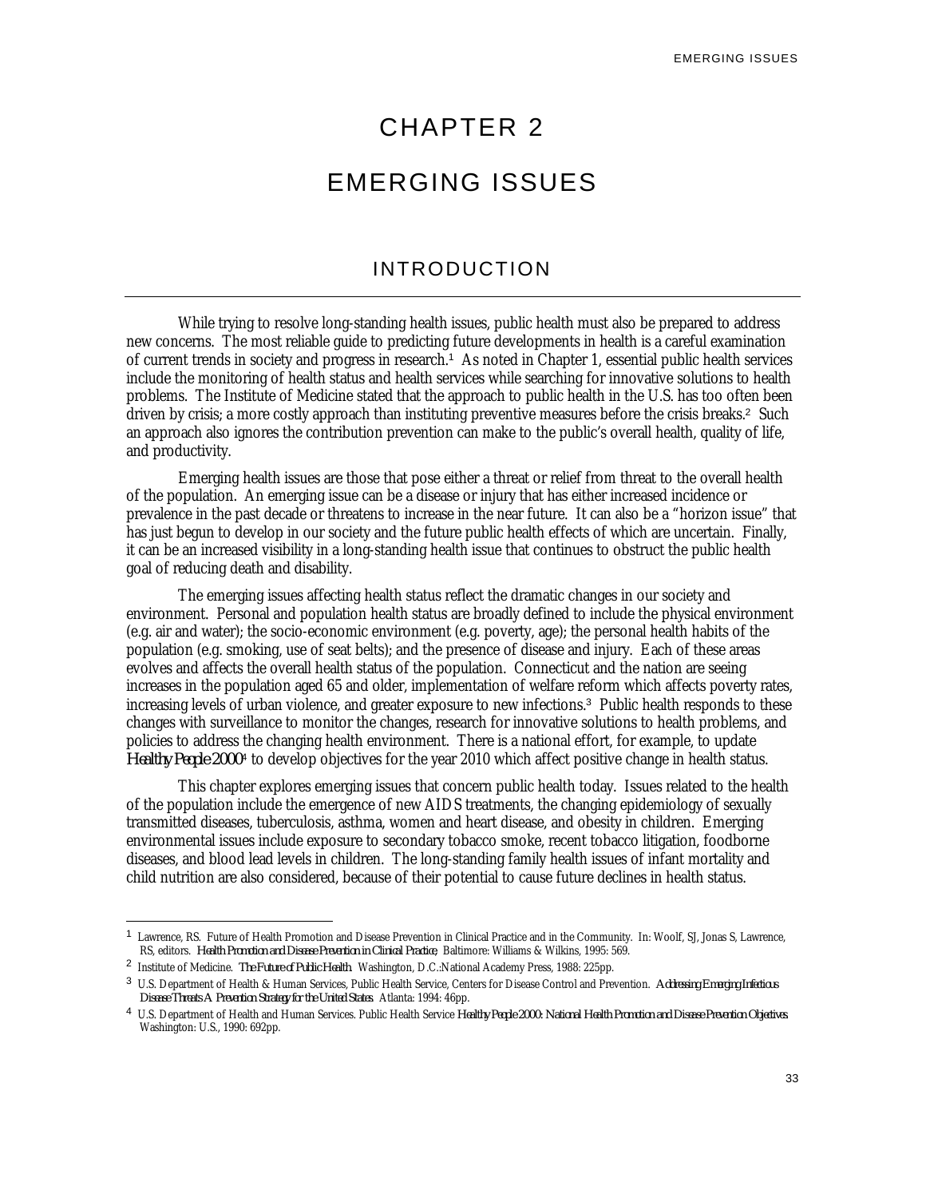# CHAPTER 2

# EMERGING ISSUES

## INTRODUCTION

While trying to resolve long-standing health issues, public health must also be prepared to address new concerns. The most reliable guide to predicting future developments in health is a careful examination of current trends in society and progress in research.[1] As noted in Chapter 1, essential public health services include the monitoring of health status and health services while searching for innovative solutions to health problems. The Institute of Medicine stated that the approach to public health in the U.S. has too often been driven by crisis; a more costly approach than instituting preventive measures before the crisis breaks.[2] Such an approach also ignores the contribution prevention can make to the public's overall health, quality of life, and productivity.

Emerging health issues are those that pose either a threat or relief from threat to the overall health of the population. An emerging issue can be a disease or injury that has either increased incidence or prevalence in the past decade or threatens to increase in the near future. It can also be a "horizon issue" that has just begun to develop in our society and the future public health effects of which are uncertain. Finally, it can be an increased visibility in a long-standing health issue that continues to obstruct the public health goal of reducing death and disability.

The emerging issues affecting health status reflect the dramatic changes in our society and environment. Personal and population health status are broadly defined to include the physical environment (e.g. air and water); the socio-economic environment (e.g. poverty, age); the personal health habits of the population (e.g. smoking, use of seat belts); and the presence of disease and injury. Each of these areas evolves and affects the overall health status of the population. Connecticut and the nation are seeing increases in the population aged 65 and older, implementation of welfare reform which affects poverty rates, increasing levels of urban violence, and greater exposure to new infections.[3] Public health responds to these changes with surveillance to monitor the changes, research for innovative solutions to health problems, and policies to address the changing health environment. There is a national effort, for example, to update *Healthy People 2000*[4] to develop objectives for the year 2010 which affect positive change in health status.

This chapter explores emerging issues that concern public health today. Issues related to the health of the population include the emergence of new AIDS treatments, the changing epidemiology of sexually transmitted diseases, tuberculosis, asthma, women and heart disease, and obesity in children. Emerging environmental issues include exposure to secondary tobacco smoke, recent tobacco litigation, foodborne diseases, and blood lead levels in children. The long-standing family health issues of infant mortality and child nutrition are also considered, because of their potential to cause future declines in health status.

---

[1] Lawrence, RS. Future of Health Promotion and Disease Prevention in Clinical Practice and in the Community. In: Woolf, SJ, Jonas S, Lawrence, RS, editors. *Health Promotion and Disease Prevention in Clinical Practice*, Baltimore: Williams & Wilkins, 1995: 569.

[2] Institute of Medicine. *The Future of Public Health*. Washington, D.C.:National Academy Press, 1988: 225pp.

[3] U.S. Department of Health & Human Services, Public Health Service, Centers for Disease Control and Prevention. *Addressing Emerging Infectious Disease Threats: A Prevention Strategy for the United States*. Atlanta: 1994: 46pp.

[4] U.S. Department of Health and Human Services. Public Health Service *Healthy People 2000: National Health Promotion and Disease Prevention Objectives*. Washington: U.S., 1990: 692pp.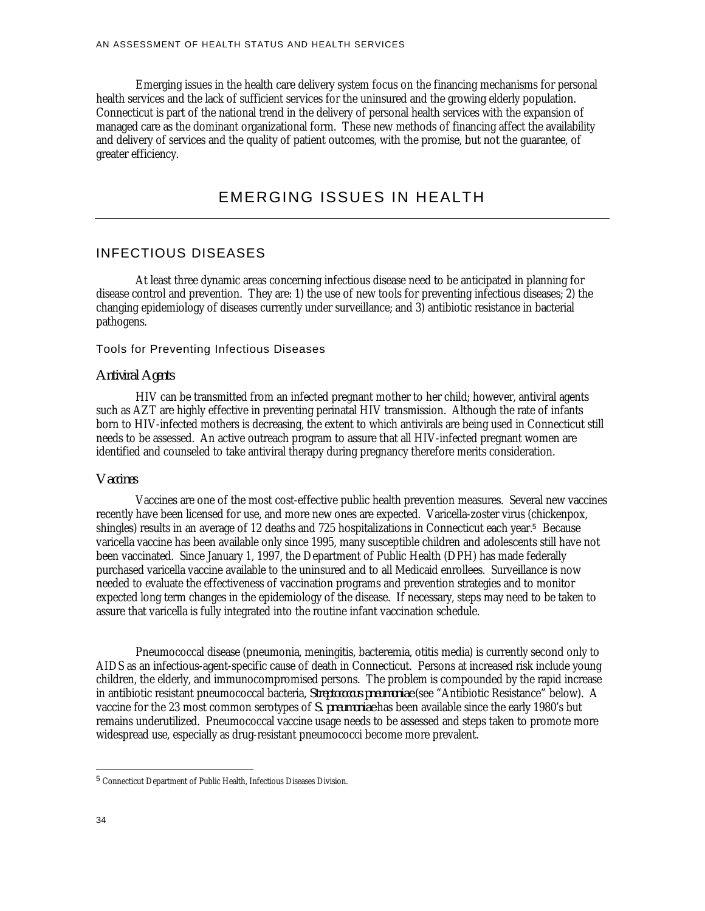Emerging issues in the health care delivery system focus on the financing mechanisms for personal health services and the lack of sufficient services for the uninsured and the growing elderly population. Connecticut is part of the national trend in the delivery of personal health services with the expansion of managed care as the dominant organizational form. These new methods of financing affect the availability and delivery of services and the quality of patient outcomes, with the promise, but not the guarantee, of greater efficiency.

# EMERGING ISSUES IN HEALTH

## INFECTIOUS DISEASES

At least three dynamic areas concerning infectious disease need to be anticipated in planning for disease control and prevention. They are: 1) the use of new tools for preventing infectious diseases; 2) the changing epidemiology of diseases currently under surveillance; and 3) antibiotic resistance in bacterial pathogens.

### Tools for Preventing Infectious Diseases

#### *Antiviral Agents*

HIV can be transmitted from an infected pregnant mother to her child; however, antiviral agents such as AZT are highly effective in preventing perinatal HIV transmission. Although the rate of infants born to HIV-infected mothers is decreasing, the extent to which antivirals are being used in Connecticut still needs to be assessed. An active outreach program to assure that all HIV-infected pregnant women are identified and counseled to take antiviral therapy during pregnancy therefore merits consideration.

#### *Vaccines*

Vaccines are one of the most cost-effective public health prevention measures. Several new vaccines recently have been licensed for use, and more new ones are expected. Varicella-zoster virus (chickenpox, shingles) results in an average of 12 deaths and 725 hospitalizations in Connecticut each year.[5] Because varicella vaccine has been available only since 1995, many susceptible children and adolescents still have not been vaccinated. Since January 1, 1997, the Department of Public Health (DPH) has made federally purchased varicella vaccine available to the uninsured and to all Medicaid enrollees. Surveillance is now needed to evaluate the effectiveness of vaccination programs and prevention strategies and to monitor expected long term changes in the epidemiology of the disease. If necessary, steps may need to be taken to assure that varicella is fully integrated into the routine infant vaccination schedule.

Pneumococcal disease (pneumonia, meningitis, bacteremia, otitis media) is currently second only to AIDS as an infectious-agent-specific cause of death in Connecticut. Persons at increased risk include young children, the elderly, and immunocompromised persons. The problem is compounded by the rapid increase in antibiotic resistant pneumococcal bacteria, *Streptococcus pneumoniae* (see "Antibiotic Resistance" below). A vaccine for the 23 most common serotypes of *S. pneumoniae* has been available since the early 1980's but remains underutilized. Pneumococcal vaccine usage needs to be assessed and steps taken to promote more widespread use, especially as drug-resistant pneumococci become more prevalent.

---

[5] Connecticut Department of Public Health, Infectious Diseases Division.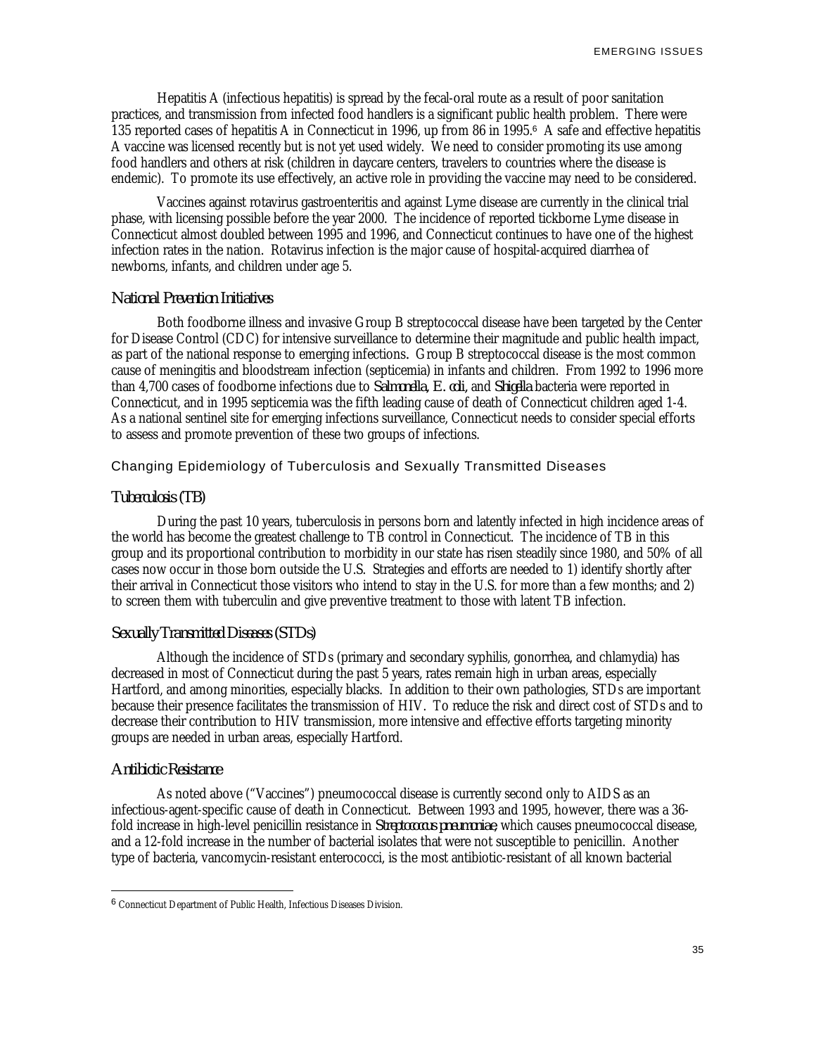Hepatitis A (infectious hepatitis) is spread by the fecal-oral route as a result of poor sanitation practices, and transmission from infected food handlers is a significant public health problem. There were 135 reported cases of hepatitis A in Connecticut in 1996, up from 86 in 1995.[6] A safe and effective hepatitis A vaccine was licensed recently but is not yet used widely. We need to consider promoting its use among food handlers and others at risk (children in daycare centers, travelers to countries where the disease is endemic). To promote its use effectively, an active role in providing the vaccine may need to be considered.

Vaccines against rotavirus gastroenteritis and against Lyme disease are currently in the clinical trial phase, with licensing possible before the year 2000. The incidence of reported tickborne Lyme disease in Connecticut almost doubled between 1995 and 1996, and Connecticut continues to have one of the highest infection rates in the nation. Rotavirus infection is the major cause of hospital-acquired diarrhea of newborns, infants, and children under age 5.

### *National Prevention Initiatives*

Both foodborne illness and invasive Group B streptococcal disease have been targeted by the Center for Disease Control (CDC) for intensive surveillance to determine their magnitude and public health impact, as part of the national response to emerging infections. Group B streptococcal disease is the most common cause of meningitis and bloodstream infection (septicemia) in infants and children. From 1992 to 1996 more than 4,700 cases of foodborne infections due to *Salmonella, E. coli,* and *Shigella* bacteria were reported in Connecticut, and in 1995 septicemia was the fifth leading cause of death of Connecticut children aged 1-4. As a national sentinel site for emerging infections surveillance, Connecticut needs to consider special efforts to assess and promote prevention of these two groups of infections.

## Changing Epidemiology of Tuberculosis and Sexually Transmitted Diseases

### *Tuberculosis (TB)*

During the past 10 years, tuberculosis in persons born and latently infected in high incidence areas of the world has become the greatest challenge to TB control in Connecticut. The incidence of TB in this group and its proportional contribution to morbidity in our state has risen steadily since 1980, and 50% of all cases now occur in those born outside the U.S. Strategies and efforts are needed to 1) identify shortly after their arrival in Connecticut those visitors who intend to stay in the U.S. for more than a few months; and 2) to screen them with tuberculin and give preventive treatment to those with latent TB infection.

### *Sexually Transmitted Diseases (STDs)*

Although the incidence of STDs (primary and secondary syphilis, gonorrhea, and chlamydia) has decreased in most of Connecticut during the past 5 years, rates remain high in urban areas, especially Hartford, and among minorities, especially blacks. In addition to their own pathologies, STDs are important because their presence facilitates the transmission of HIV. To reduce the risk and direct cost of STDs and to decrease their contribution to HIV transmission, more intensive and effective efforts targeting minority groups are needed in urban areas, especially Hartford.

### *Antibiotic Resistance*

As noted above ("Vaccines") pneumococcal disease is currently second only to AIDS as an infectious-agent-specific cause of death in Connecticut. Between 1993 and 1995, however, there was a 36-fold increase in high-level penicillin resistance in *Streptococcus pneumoniae,* which causes pneumococcal disease, and a 12-fold increase in the number of bacterial isolates that were not susceptible to penicillin. Another type of bacteria, vancomycin-resistant enterococci, is the most antibiotic-resistant of all known bacterial

---

[6] Connecticut Department of Public Health, Infectious Diseases Division.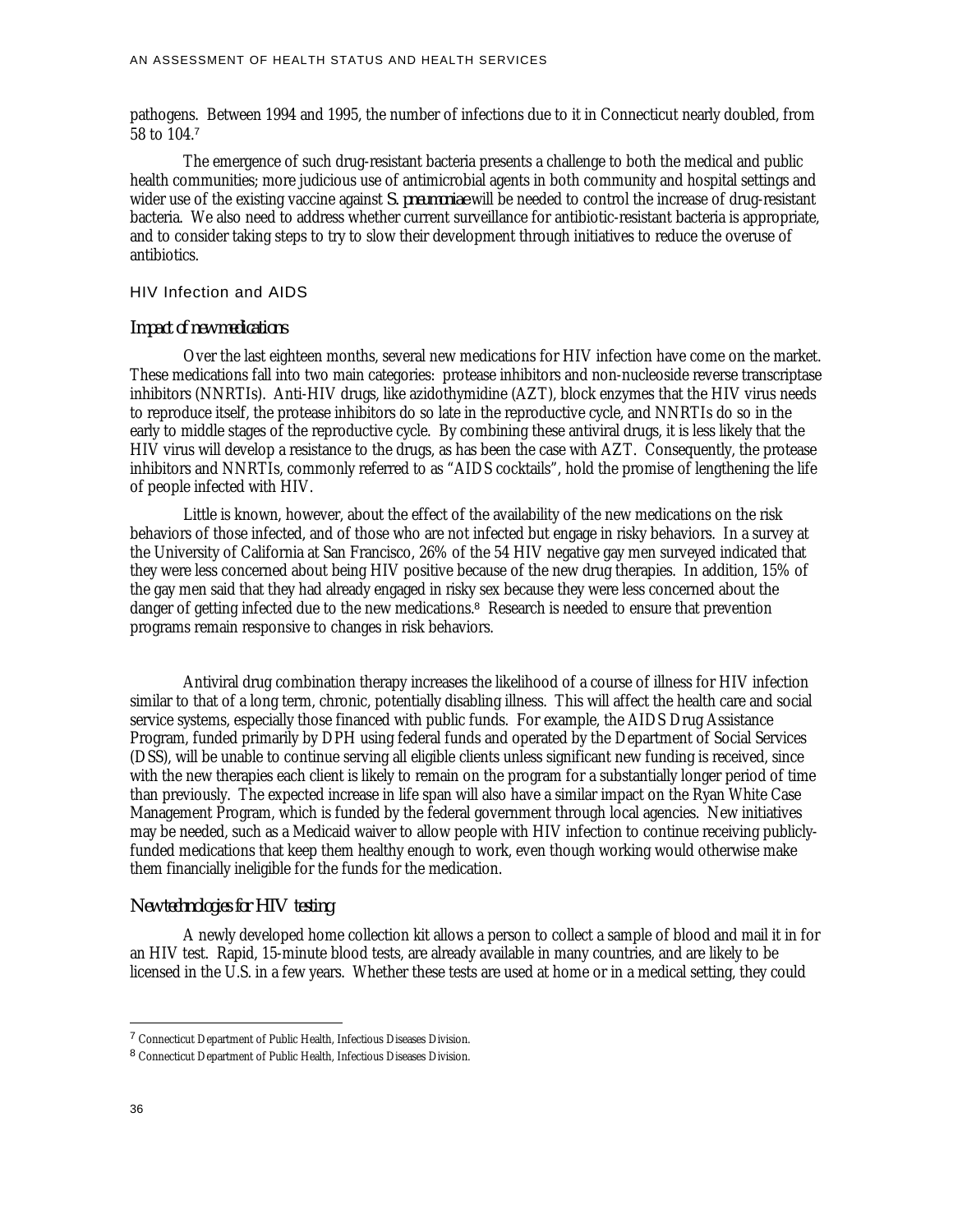pathogens. Between 1994 and 1995, the number of infections due to it in Connecticut nearly doubled, from 58 to 104.[7]

The emergence of such drug-resistant bacteria presents a challenge to both the medical and public health communities; more judicious use of antimicrobial agents in both community and hospital settings and wider use of the existing vaccine against *S. pneumoniae* will be needed to control the increase of drug-resistant bacteria. We also need to address whether current surveillance for antibiotic-resistant bacteria is appropriate, and to consider taking steps to try to slow their development through initiatives to reduce the overuse of antibiotics.

## HIV Infection and AIDS

### *Impact of new medications*

Over the last eighteen months, several new medications for HIV infection have come on the market. These medications fall into two main categories: protease inhibitors and non-nucleoside reverse transcriptase inhibitors (NNRTIs). Anti-HIV drugs, like azidothymidine (AZT), block enzymes that the HIV virus needs to reproduce itself, the protease inhibitors do so late in the reproductive cycle, and NNRTIs do so in the early to middle stages of the reproductive cycle. By combining these antiviral drugs, it is less likely that the HIV virus will develop a resistance to the drugs, as has been the case with AZT. Consequently, the protease inhibitors and NNRTIs, commonly referred to as "AIDS cocktails", hold the promise of lengthening the life of people infected with HIV.

Little is known, however, about the effect of the availability of the new medications on the risk behaviors of those infected, and of those who are not infected but engage in risky behaviors. In a survey at the University of California at San Francisco, 26% of the 54 HIV negative gay men surveyed indicated that they were less concerned about being HIV positive because of the new drug therapies. In addition, 15% of the gay men said that they had already engaged in risky sex because they were less concerned about the danger of getting infected due to the new medications.[8] Research is needed to ensure that prevention programs remain responsive to changes in risk behaviors.

Antiviral drug combination therapy increases the likelihood of a course of illness for HIV infection similar to that of a long term, chronic, potentially disabling illness. This will affect the health care and social service systems, especially those financed with public funds. For example, the AIDS Drug Assistance Program, funded primarily by DPH using federal funds and operated by the Department of Social Services (DSS), will be unable to continue serving all eligible clients unless significant new funding is received, since with the new therapies each client is likely to remain on the program for a substantially longer period of time than previously. The expected increase in life span will also have a similar impact on the Ryan White Case Management Program, which is funded by the federal government through local agencies. New initiatives may be needed, such as a Medicaid waiver to allow people with HIV infection to continue receiving publicly-funded medications that keep them healthy enough to work, even though working would otherwise make them financially ineligible for the funds for the medication.

### *New technologies for HIV testing*

A newly developed home collection kit allows a person to collect a sample of blood and mail it in for an HIV test. Rapid, 15-minute blood tests, are already available in many countries, and are likely to be licensed in the U.S. in a few years. Whether these tests are used at home or in a medical setting, they could

---

[7] Connecticut Department of Public Health, Infectious Diseases Division.

[8] Connecticut Department of Public Health, Infectious Diseases Division.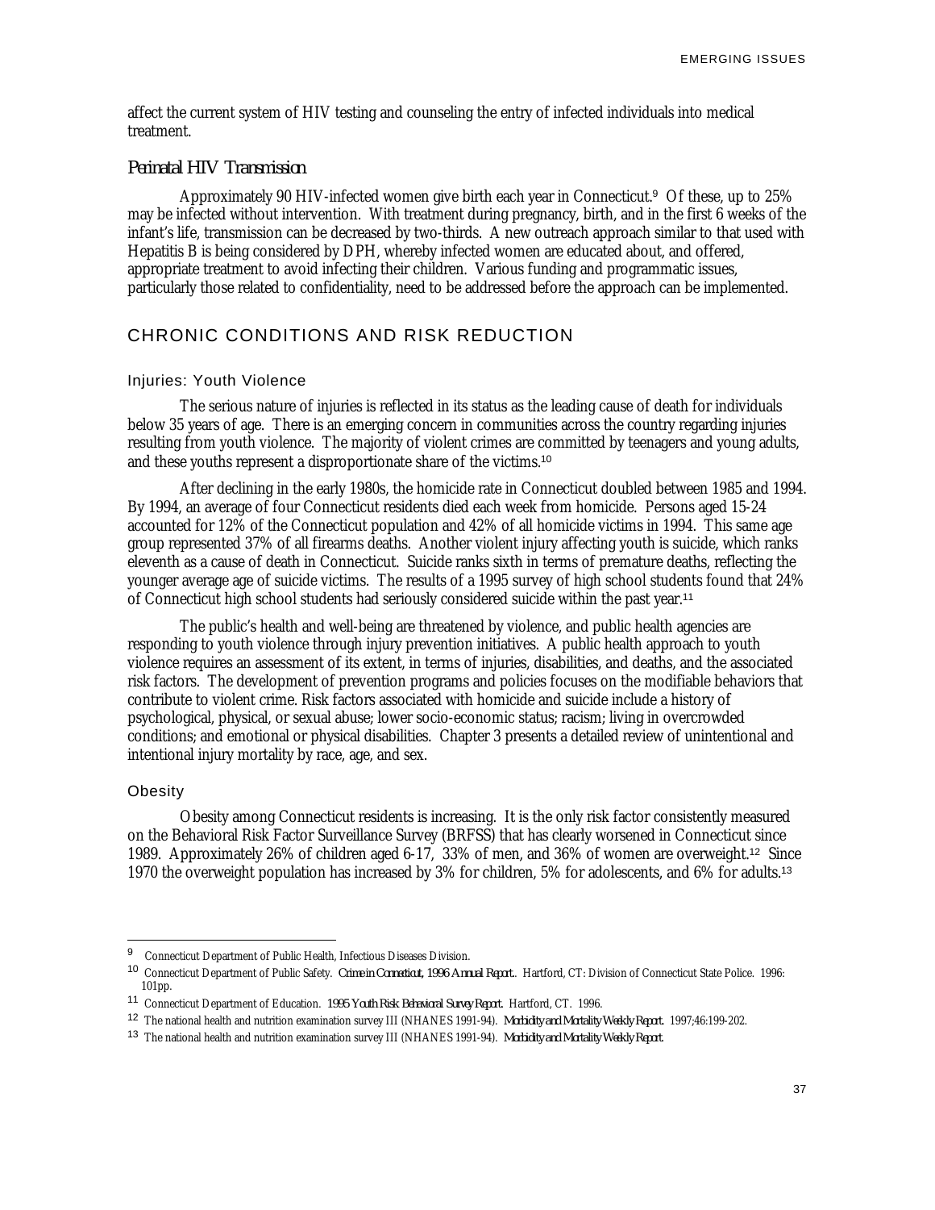affect the current system of HIV testing and counseling the entry of infected individuals into medical treatment.

### *Perinatal HIV Transmission*

Approximately 90 HIV-infected women give birth each year in Connecticut.[9] Of these, up to 25% may be infected without intervention. With treatment during pregnancy, birth, and in the first 6 weeks of the infant's life, transmission can be decreased by two-thirds. A new outreach approach similar to that used with Hepatitis B is being considered by DPH, whereby infected women are educated about, and offered, appropriate treatment to avoid infecting their children. Various funding and programmatic issues, particularly those related to confidentiality, need to be addressed before the approach can be implemented.

## CHRONIC CONDITIONS AND RISK REDUCTION

### Injuries: Youth Violence

The serious nature of injuries is reflected in its status as the leading cause of death for individuals below 35 years of age. There is an emerging concern in communities across the country regarding injuries resulting from youth violence. The majority of violent crimes are committed by teenagers and young adults, and these youths represent a disproportionate share of the victims.[10]

After declining in the early 1980s, the homicide rate in Connecticut doubled between 1985 and 1994. By 1994, an average of four Connecticut residents died each week from homicide. Persons aged 15-24 accounted for 12% of the Connecticut population and 42% of all homicide victims in 1994. This same age group represented 37% of all firearms deaths. Another violent injury affecting youth is suicide, which ranks eleventh as a cause of death in Connecticut. Suicide ranks sixth in terms of premature deaths, reflecting the younger average age of suicide victims. The results of a 1995 survey of high school students found that 24% of Connecticut high school students had seriously considered suicide within the past year.[11]

The public's health and well-being are threatened by violence, and public health agencies are responding to youth violence through injury prevention initiatives. A public health approach to youth violence requires an assessment of its extent, in terms of injuries, disabilities, and deaths, and the associated risk factors. The development of prevention programs and policies focuses on the modifiable behaviors that contribute to violent crime. Risk factors associated with homicide and suicide include a history of psychological, physical, or sexual abuse; lower socio-economic status; racism; living in overcrowded conditions; and emotional or physical disabilities. Chapter 3 presents a detailed review of unintentional and intentional injury mortality by race, age, and sex.

### Obesity

Obesity among Connecticut residents is increasing. It is the only risk factor consistently measured on the Behavioral Risk Factor Surveillance Survey (BRFSS) that has clearly worsened in Connecticut since 1989. Approximately 26% of children aged 6-17, 33% of men, and 36% of women are overweight.[12] Since 1970 the overweight population has increased by 3% for children, 5% for adolescents, and 6% for adults.[13]

---

[9] Connecticut Department of Public Health, Infectious Diseases Division.

[10] Connecticut Department of Public Safety. *Crime in Connecticut, 1996 Annual Report.*. Hartford, CT: Division of Connecticut State Police. 1996: 101pp.

[11] Connecticut Department of Education. *1995 Youth Risk Behavioral Survey Report.* Hartford, CT. 1996.

[12] The national health and nutrition examination survey III (NHANES 1991-94). *Morbidity and Mortality Weekly Report.* 1997;46:199-202.

[13] The national health and nutrition examination survey III (NHANES 1991-94). *Morbidity and Mortality Weekly Report.*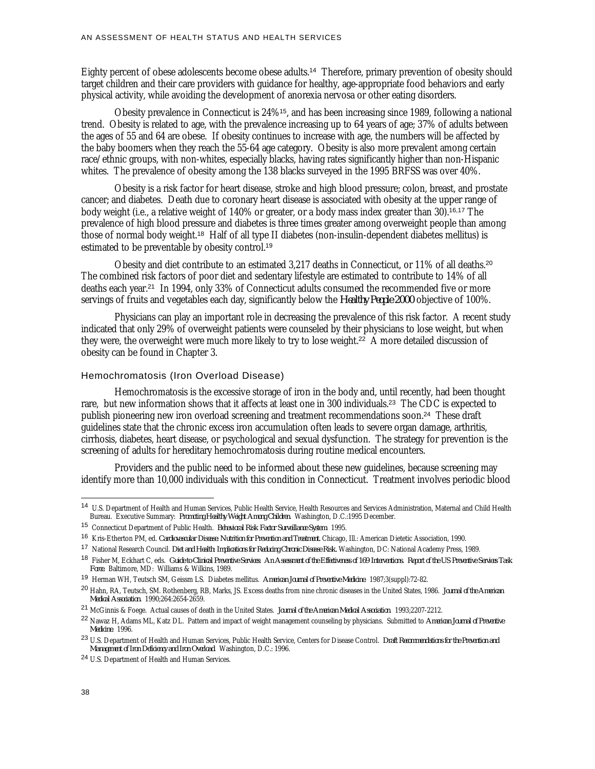Eighty percent of obese adolescents become obese adults.[14] Therefore, primary prevention of obesity should target children and their care providers with guidance for healthy, age-appropriate food behaviors and early physical activity, while avoiding the development of anorexia nervosa or other eating disorders.

Obesity prevalence in Connecticut is 24%[15], and has been increasing since 1989, following a national trend. Obesity is related to age, with the prevalence increasing up to 64 years of age; 37% of adults between the ages of 55 and 64 are obese. If obesity continues to increase with age, the numbers will be affected by the baby boomers when they reach the 55-64 age category. Obesity is also more prevalent among certain race/ethnic groups, with non-whites, especially blacks, having rates significantly higher than non-Hispanic whites. The prevalence of obesity among the 138 blacks surveyed in the 1995 BRFSS was over 40%.

Obesity is a risk factor for heart disease, stroke and high blood pressure; colon, breast, and prostate cancer; and diabetes. Death due to coronary heart disease is associated with obesity at the upper range of body weight (i.e., a relative weight of 140% or greater, or a body mass index greater than 30).[16,17] The prevalence of high blood pressure and diabetes is three times greater among overweight people than among those of normal body weight.[18] Half of all type II diabetes (non-insulin-dependent diabetes mellitus) is estimated to be preventable by obesity control.[19]

Obesity and diet contribute to an estimated 3,217 deaths in Connecticut, or 11% of all deaths.[20] The combined risk factors of poor diet and sedentary lifestyle are estimated to contribute to 14% of all deaths each year.[21] In 1994, only 33% of Connecticut adults consumed the recommended five or more servings of fruits and vegetables each day, significantly below the *Healthy People 2000* objective of 100%.

Physicians can play an important role in decreasing the prevalence of this risk factor. A recent study indicated that only 29% of overweight patients were counseled by their physicians to lose weight, but when they were, the overweight were much more likely to try to lose weight.[22] A more detailed discussion of obesity can be found in Chapter 3.

### Hemochromatosis (Iron Overload Disease)

Hemochromatosis is the excessive storage of iron in the body and, until recently, had been thought rare, but new information shows that it affects at least one in 300 individuals.[23] The CDC is expected to publish pioneering new iron overload screening and treatment recommendations soon.[24] These draft guidelines state that the chronic excess iron accumulation often leads to severe organ damage, arthritis, cirrhosis, diabetes, heart disease, or psychological and sexual dysfunction. The strategy for prevention is the screening of adults for hereditary hemochromatosis during routine medical encounters.

Providers and the public need to be informed about these new guidelines, because screening may identify more than 10,000 individuals with this condition in Connecticut. Treatment involves periodic blood

---

[14] U.S. Department of Health and Human Services, Public Health Service, Health Resources and Services Administration, Maternal and Child Health Bureau. Executive Summary: *Promoting Healthy Weight Among Children.* Washington, D.C.:1995 December.

[15] Connecticut Department of Public Health. *Behavioral Risk Factor Surveillance System.* 1995.

[16] Kris-Etherton PM, ed. *Cardiovascular Disease: Nutrition for Prevention and Treatment.* Chicago, Ill.: American Dietetic Association, 1990.

[17] National Research Council. *Diet and Health: Implications for Reducing Chronic Disease Risk.* Washington, DC: National Academy Press, 1989.

[18] Fisher M, Eckhart C, eds. *Guide to Clinical Preventive Services: An Assessment of the Effectiveness of 169 Interventions. Report of the US Preventive Services Task Force.* Baltimore, MD: Williams & Wilkins, 1989.

[19] Herman WH, Teutsch SM, Geissm LS. Diabetes mellitus. *American Journal of Preventive Medicine.* 1987;3(suppl):72-82.

[20] Hahn, RA, Teutsch, SM. Rothenberg, RB, Marks, JS. Excess deaths from nine chronic diseases in the United States, 1986. *Journal of the American Medical Association.* 1990;264:2654-2659.

[21] McGinnis & Foege. Actual causes of death in the United States. *Journal of the American Medical Association.* 1993;2207-2212.

[22] Nawaz H, Adams ML, Katz DL. Pattern and impact of weight management counseling by physicians. Submitted to *American Journal of Preventive Medicine.* 1996.

[23] U.S. Department of Health and Human Services, Public Health Service, Centers for Disease Control. *Draft Recommendations for the Prevention and Management of Iron Deficiency and Iron Overload.* Washington, D.C.: 1996.

[24] U.S. Department of Health and Human Services.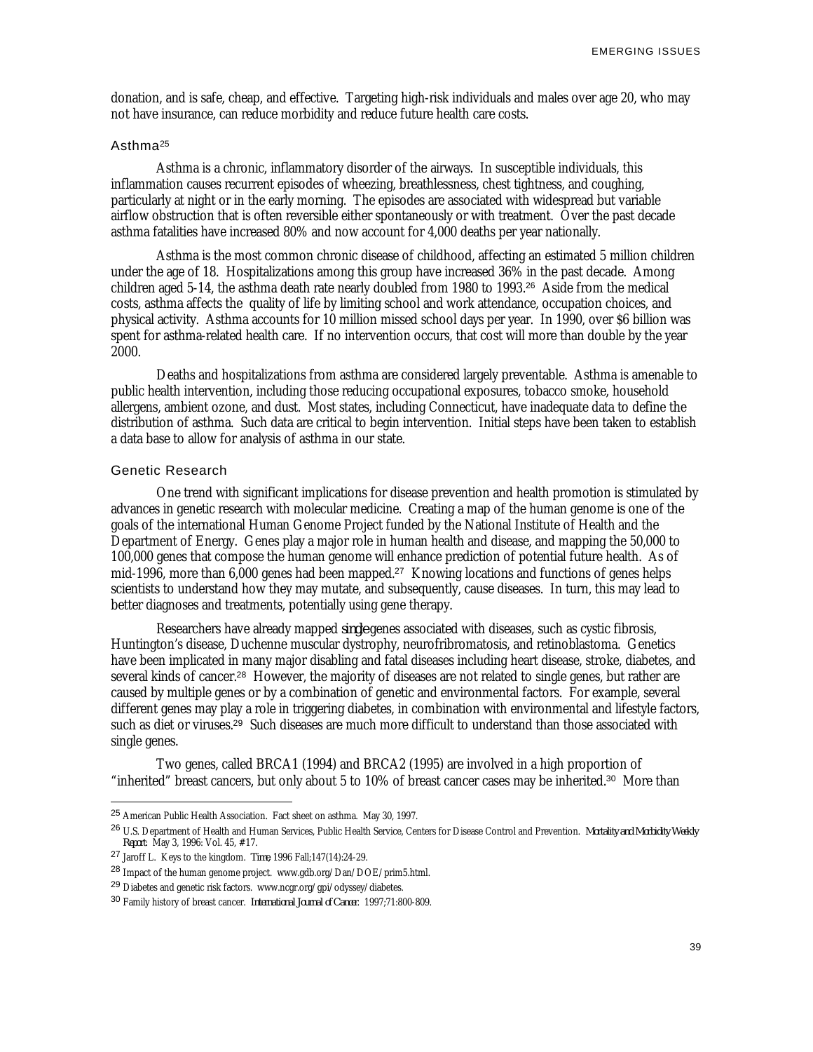donation, and is safe, cheap, and effective. Targeting high-risk individuals and males over age 20, who may not have insurance, can reduce morbidity and reduce future health care costs.

### Asthma[25]

Asthma is a chronic, inflammatory disorder of the airways. In susceptible individuals, this inflammation causes recurrent episodes of wheezing, breathlessness, chest tightness, and coughing, particularly at night or in the early morning. The episodes are associated with widespread but variable airflow obstruction that is often reversible either spontaneously or with treatment. Over the past decade asthma fatalities have increased 80% and now account for 4,000 deaths per year nationally.

Asthma is the most common chronic disease of childhood, affecting an estimated 5 million children under the age of 18. Hospitalizations among this group have increased 36% in the past decade. Among children aged 5-14, the asthma death rate nearly doubled from 1980 to 1993.[26] Aside from the medical costs, asthma affects the quality of life by limiting school and work attendance, occupation choices, and physical activity. Asthma accounts for 10 million missed school days per year. In 1990, over $6 billion was spent for asthma-related health care. If no intervention occurs, that cost will more than double by the year 2000.

Deaths and hospitalizations from asthma are considered largely preventable. Asthma is amenable to public health intervention, including those reducing occupational exposures, tobacco smoke, household allergens, ambient ozone, and dust. Most states, including Connecticut, have inadequate data to define the distribution of asthma. Such data are critical to begin intervention. Initial steps have been taken to establish a data base to allow for analysis of asthma in our state.

### Genetic Research

One trend with significant implications for disease prevention and health promotion is stimulated by advances in genetic research with molecular medicine. Creating a map of the human genome is one of the goals of the international Human Genome Project funded by the National Institute of Health and the Department of Energy. Genes play a major role in human health and disease, and mapping the 50,000 to 100,000 genes that compose the human genome will enhance prediction of potential future health. As of mid-1996, more than 6,000 genes had been mapped.[27] Knowing locations and functions of genes helps scientists to understand how they may mutate, and subsequently, cause diseases. In turn, this may lead to better diagnoses and treatments, potentially using gene therapy.

Researchers have already mapped *single* genes associated with diseases, such as cystic fibrosis, Huntington's disease, Duchenne muscular dystrophy, neurofribromatosis, and retinoblastoma. Genetics have been implicated in many major disabling and fatal diseases including heart disease, stroke, diabetes, and several kinds of cancer.[28] However, the majority of diseases are not related to single genes, but rather are caused by multiple genes or by a combination of genetic and environmental factors. For example, several different genes may play a role in triggering diabetes, in combination with environmental and lifestyle factors, such as diet or viruses.[29] Such diseases are much more difficult to understand than those associated with single genes.

Two genes, called BRCA1 (1994) and BRCA2 (1995) are involved in a high proportion of "inherited" breast cancers, but only about 5 to 10% of breast cancer cases may be inherited.[30] More than

---

[25] American Public Health Association. Fact sheet on asthma. May 30, 1997.

[26] U.S. Department of Health and Human Services, Public Health Service, Centers for Disease Control and Prevention. *Mortality and Morbidity Weekly Report.* May 3, 1996: Vol. 45, #17.

[27] Jaroff L. Keys to the kingdom. *Time,* 1996 Fall;147(14):24-29.

[28] Impact of the human genome project. www.gdb.org/Dan/DOE/prim5.html.

[29] Diabetes and genetic risk factors. www.ncgr.org/gpi/odyssey/diabetes.

[30] Family history of breast cancer. *International Journal of Cancer.* 1997;71:800-809.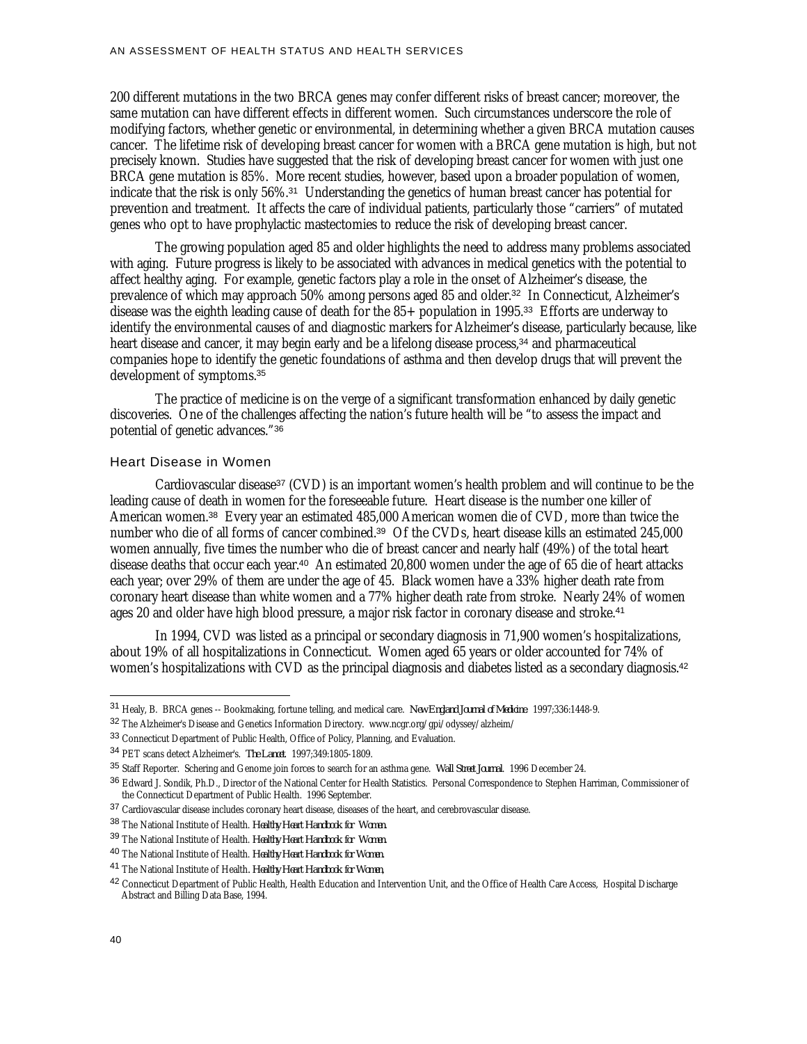200 different mutations in the two BRCA genes may confer different risks of breast cancer; moreover, the same mutation can have different effects in different women. Such circumstances underscore the role of modifying factors, whether genetic or environmental, in determining whether a given BRCA mutation causes cancer. The lifetime risk of developing breast cancer for women with a BRCA gene mutation is high, but not precisely known. Studies have suggested that the risk of developing breast cancer for women with just one BRCA gene mutation is 85%. More recent studies, however, based upon a broader population of women, indicate that the risk is only 56%.[31] Understanding the genetics of human breast cancer has potential for prevention and treatment. It affects the care of individual patients, particularly those "carriers" of mutated genes who opt to have prophylactic mastectomies to reduce the risk of developing breast cancer.

The growing population aged 85 and older highlights the need to address many problems associated with aging. Future progress is likely to be associated with advances in medical genetics with the potential to affect healthy aging. For example, genetic factors play a role in the onset of Alzheimer's disease, the prevalence of which may approach 50% among persons aged 85 and older.[32] In Connecticut, Alzheimer's disease was the eighth leading cause of death for the 85+ population in 1995.[33] Efforts are underway to identify the environmental causes of and diagnostic markers for Alzheimer's disease, particularly because, like heart disease and cancer, it may begin early and be a lifelong disease process,[34] and pharmaceutical companies hope to identify the genetic foundations of asthma and then develop drugs that will prevent the development of symptoms.[35]

The practice of medicine is on the verge of a significant transformation enhanced by daily genetic discoveries. One of the challenges affecting the nation's future health will be "to assess the impact and potential of genetic advances."[36]

### Heart Disease in Women

Cardiovascular disease[37] (CVD) is an important women's health problem and will continue to be the leading cause of death in women for the foreseeable future. Heart disease is the number one killer of American women.[38] Every year an estimated 485,000 American women die of CVD, more than twice the number who die of all forms of cancer combined.[39] Of the CVDs, heart disease kills an estimated 245,000 women annually, five times the number who die of breast cancer and nearly half (49%) of the total heart disease deaths that occur each year.[40] An estimated 20,800 women under the age of 65 die of heart attacks each year; over 29% of them are under the age of 45. Black women have a 33% higher death rate from coronary heart disease than white women and a 77% higher death rate from stroke. Nearly 24% of women ages 20 and older have high blood pressure, a major risk factor in coronary disease and stroke.[41]

In 1994, CVD was listed as a principal or secondary diagnosis in 71,900 women's hospitalizations, about 19% of all hospitalizations in Connecticut. Women aged 65 years or older accounted for 74% of women's hospitalizations with CVD as the principal diagnosis and diabetes listed as a secondary diagnosis.[42]

---

[31] Healy, B. BRCA genes -- Bookmaking, fortune telling, and medical care. *New England Journal of Medicine* 1997;336:1448-9.

[32] The Alzheimer's Disease and Genetics Information Directory. www.ncgr.org/gpi/odyssey/alzheim/

[33] Connecticut Department of Public Health, Office of Policy, Planning, and Evaluation.

[34] PET scans detect Alzheimer's. *The Lancet.* 1997;349:1805-1809.

[35] Staff Reporter. Schering and Genome join forces to search for an asthma gene. *Wall Street Journal*. 1996 December 24.

[36] Edward J. Sondik, Ph.D., Director of the National Center for Health Statistics. Personal Correspondence to Stephen Harriman, Commissioner of the Connecticut Department of Public Health. 1996 September.

[37] Cardiovascular disease includes coronary heart disease, diseases of the heart, and cerebrovascular disease.

[38] The National Institute of Health. *Healthy Heart Handbook for Women.*

[39] The National Institute of Health. *Healthy Heart Handbook for Women.*

[40] The National Institute of Health. *Healthy Heart Handbook for Women.*

[41] The National Institute of Health. *Healthy Heart Handbook for Women,*

[42] Connecticut Department of Public Health, Health Education and Intervention Unit, and the Office of Health Care Access, Hospital Discharge Abstract and Billing Data Base, 1994.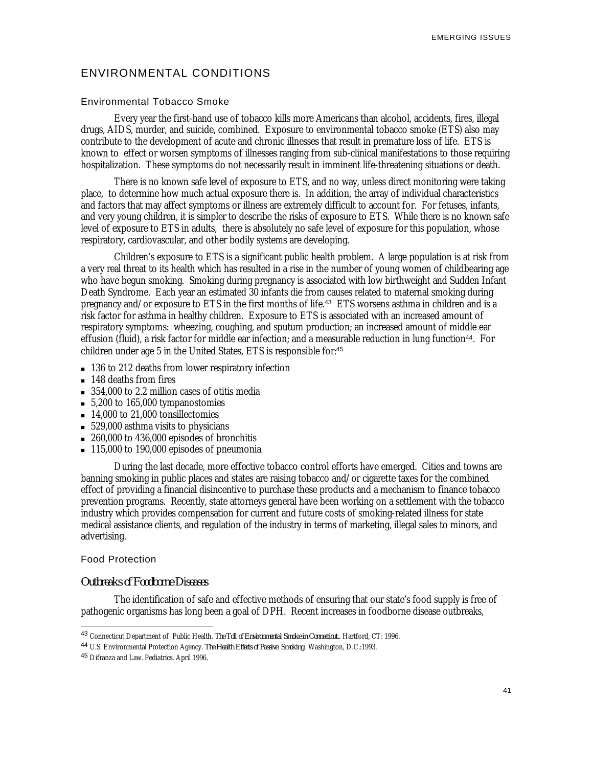## ENVIRONMENTAL CONDITIONS

### Environmental Tobacco Smoke

Every year the first-hand use of tobacco kills more Americans than alcohol, accidents, fires, illegal drugs, AIDS, murder, and suicide, combined. Exposure to environmental tobacco smoke (ETS) also may contribute to the development of acute and chronic illnesses that result in premature loss of life. ETS is known to effect or worsen symptoms of illnesses ranging from sub-clinical manifestations to those requiring hospitalization. These symptoms do not necessarily result in imminent life-threatening situations or death.

There is no known safe level of exposure to ETS, and no way, unless direct monitoring were taking place, to determine how much actual exposure there is. In addition, the array of individual characteristics and factors that may affect symptoms or illness are extremely difficult to account for. For fetuses, infants, and very young children, it is simpler to describe the risks of exposure to ETS. While there is no known safe level of exposure to ETS in adults, there is absolutely no safe level of exposure for this population, whose respiratory, cardiovascular, and other bodily systems are developing.

Children's exposure to ETS is a significant public health problem. A large population is at risk from a very real threat to its health which has resulted in a rise in the number of young women of childbearing age who have begun smoking. Smoking during pregnancy is associated with low birthweight and Sudden Infant Death Syndrome. Each year an estimated 30 infants die from causes related to maternal smoking during pregnancy and/or exposure to ETS in the first months of life.[43] ETS worsens asthma in children and is a risk factor for asthma in healthy children. Exposure to ETS is associated with an increased amount of respiratory symptoms: wheezing, coughing, and sputum production; an increased amount of middle ear effusion (fluid), a risk factor for middle ear infection; and a measurable reduction in lung function[44]. For children under age 5 in the United States, ETS is responsible for:[45]

- 136 to 212 deaths from lower respiratory infection
- 148 deaths from fires
- 354,000 to 2.2 million cases of otitis media
- 5,200 to 165,000 tympanostomies
- 14,000 to 21,000 tonsillectomies
- 529,000 asthma visits to physicians
- 260,000 to 436,000 episodes of bronchitis
- 115,000 to 190,000 episodes of pneumonia

During the last decade, more effective tobacco control efforts have emerged. Cities and towns are banning smoking in public places and states are raising tobacco and/or cigarette taxes for the combined effect of providing a financial disincentive to purchase these products and a mechanism to finance tobacco prevention programs. Recently, state attorneys general have been working on a settlement with the tobacco industry which provides compensation for current and future costs of smoking-related illness for state medical assistance clients, and regulation of the industry in terms of marketing, illegal sales to minors, and advertising.

### Food Protection

#### *Outbreaks of Foodborne Diseases*

The identification of safe and effective methods of ensuring that our state's food supply is free of pathogenic organisms has long been a goal of DPH. Recent increases in foodborne disease outbreaks,

---

[43] Connecticut Department of Public Health. *The Toll of Environmental Smoke in Connecticut.*. Hartford, CT: 1996.

[44] U.S. Environmental Protection Agency. *The Health Effects of Passive Smoking* Washington, D.C.:1993.

[45] Difranza and Law. Pediatrics. April 1996.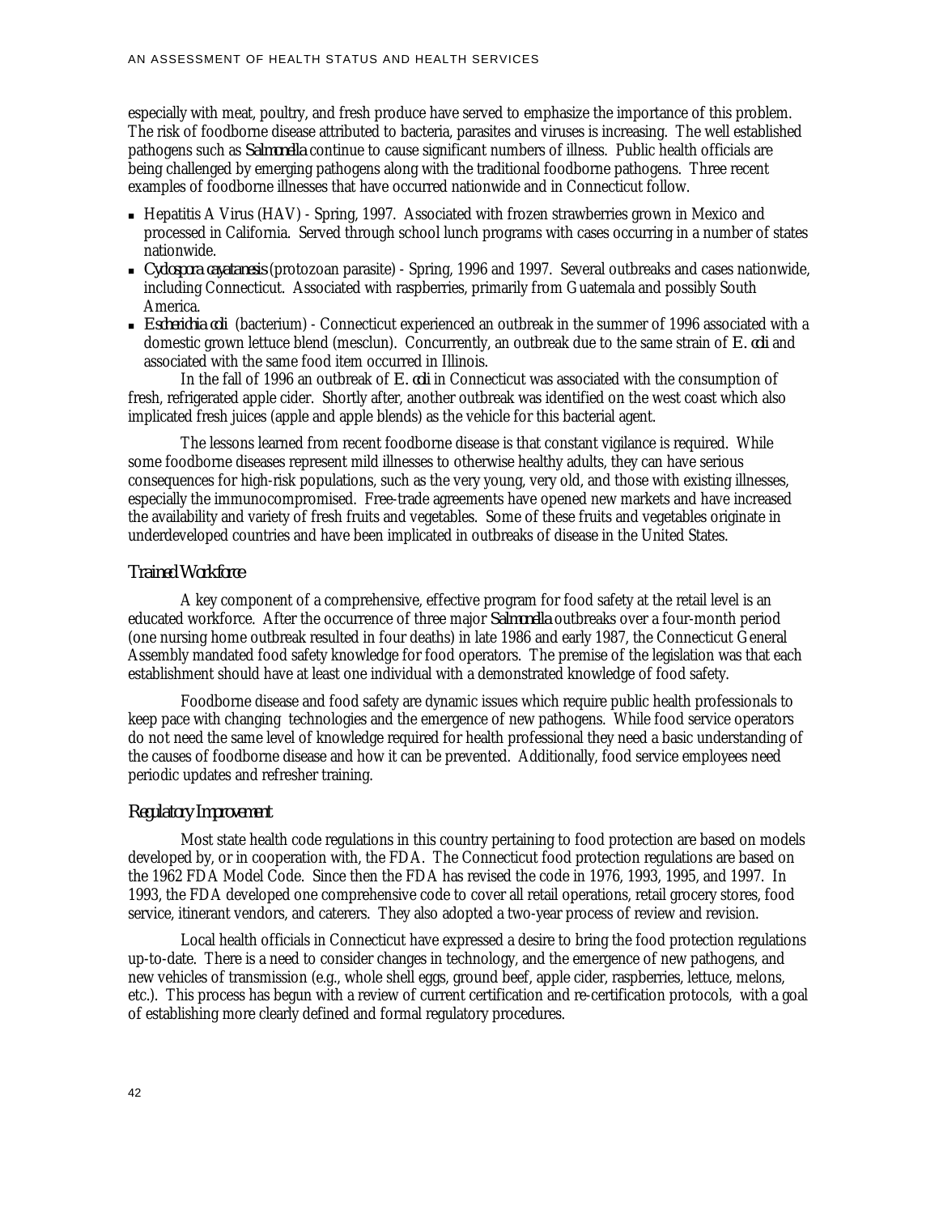especially with meat, poultry, and fresh produce have served to emphasize the importance of this problem. The risk of foodborne disease attributed to bacteria, parasites and viruses is increasing. The well established pathogens such as *Salmonella* continue to cause significant numbers of illness. Public health officials are being challenged by emerging pathogens along with the traditional foodborne pathogens. Three recent examples of foodborne illnesses that have occurred nationwide and in Connecticut follow.

- Hepatitis A Virus (HAV) - Spring, 1997. Associated with frozen strawberries grown in Mexico and processed in California. Served through school lunch programs with cases occurring in a number of states nationwide.
- *Cyclospora cayatanesis* (protozoan parasite) - Spring, 1996 and 1997. Several outbreaks and cases nationwide, including Connecticut. Associated with raspberries, primarily from Guatemala and possibly South America.
- *Escherichia coli* (bacterium) - Connecticut experienced an outbreak in the summer of 1996 associated with a domestic grown lettuce blend (mesclun). Concurrently, an outbreak due to the same strain of *E. coli* and associated with the same food item occurred in Illinois.

In the fall of 1996 an outbreak of *E. coli* in Connecticut was associated with the consumption of fresh, refrigerated apple cider. Shortly after, another outbreak was identified on the west coast which also implicated fresh juices (apple and apple blends) as the vehicle for this bacterial agent.

The lessons learned from recent foodborne disease is that constant vigilance is required. While some foodborne diseases represent mild illnesses to otherwise healthy adults, they can have serious consequences for high-risk populations, such as the very young, very old, and those with existing illnesses, especially the immunocompromised. Free-trade agreements have opened new markets and have increased the availability and variety of fresh fruits and vegetables. Some of these fruits and vegetables originate in underdeveloped countries and have been implicated in outbreaks of disease in the United States.

### *Trained Workforce*

A key component of a comprehensive, effective program for food safety at the retail level is an educated workforce. After the occurrence of three major *Salmonella* outbreaks over a four-month period (one nursing home outbreak resulted in four deaths) in late 1986 and early 1987, the Connecticut General Assembly mandated food safety knowledge for food operators. The premise of the legislation was that each establishment should have at least one individual with a demonstrated knowledge of food safety.

Foodborne disease and food safety are dynamic issues which require public health professionals to keep pace with changing technologies and the emergence of new pathogens. While food service operators do not need the same level of knowledge required for health professional they need a basic understanding of the causes of foodborne disease and how it can be prevented. Additionally, food service employees need periodic updates and refresher training.

### *Regulatory Improvement*

Most state health code regulations in this country pertaining to food protection are based on models developed by, or in cooperation with, the FDA. The Connecticut food protection regulations are based on the 1962 FDA Model Code. Since then the FDA has revised the code in 1976, 1993, 1995, and 1997. In 1993, the FDA developed one comprehensive code to cover all retail operations, retail grocery stores, food service, itinerant vendors, and caterers. They also adopted a two-year process of review and revision.

Local health officials in Connecticut have expressed a desire to bring the food protection regulations up-to-date. There is a need to consider changes in technology, and the emergence of new pathogens, and new vehicles of transmission (e.g., whole shell eggs, ground beef, apple cider, raspberries, lettuce, melons, etc.). This process has begun with a review of current certification and re-certification protocols, with a goal of establishing more clearly defined and formal regulatory procedures.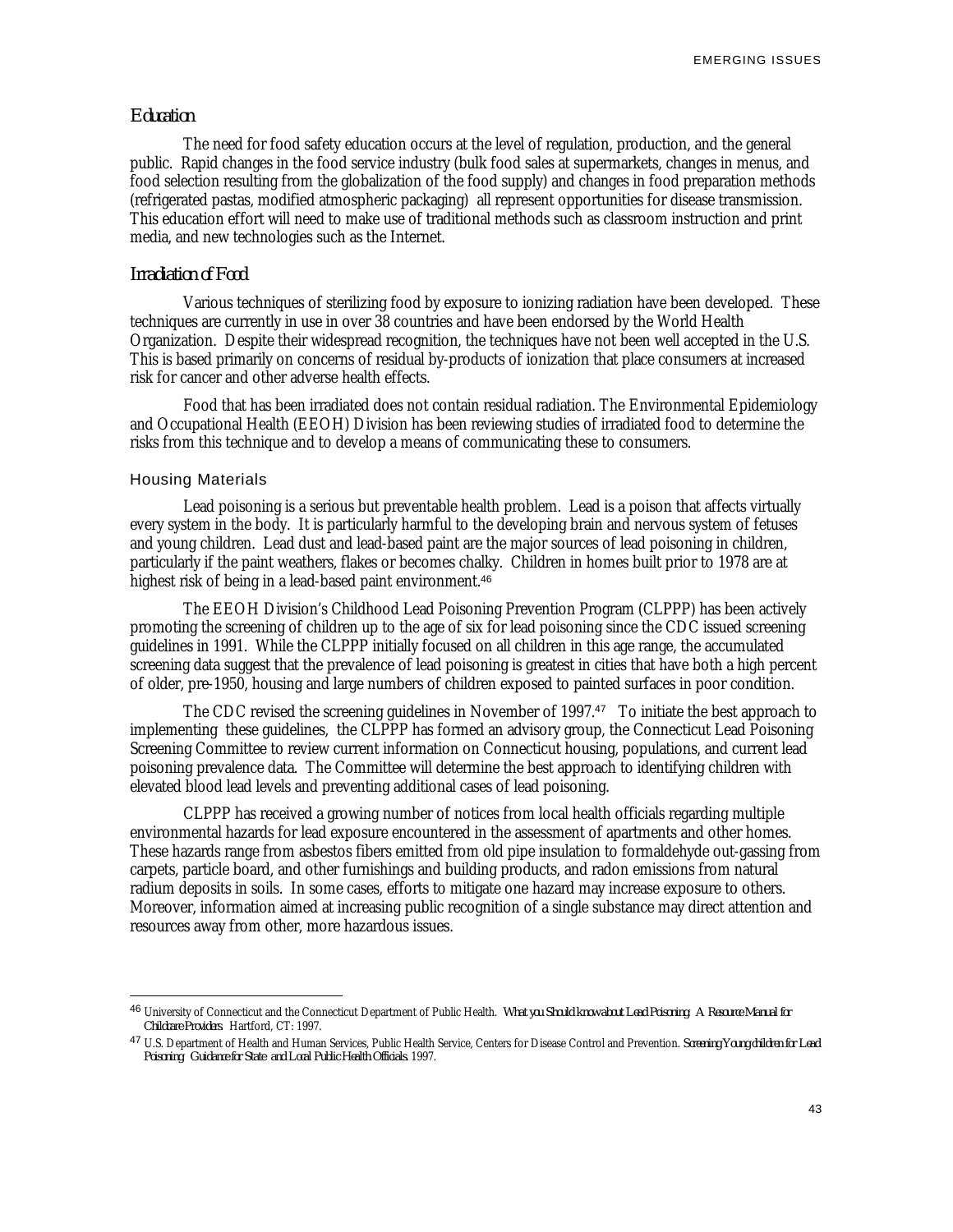## *Education*

The need for food safety education occurs at the level of regulation, production, and the general public. Rapid changes in the food service industry (bulk food sales at supermarkets, changes in menus, and food selection resulting from the globalization of the food supply) and changes in food preparation methods (refrigerated pastas, modified atmospheric packaging) all represent opportunities for disease transmission. This education effort will need to make use of traditional methods such as classroom instruction and print media, and new technologies such as the Internet.

## *Irradiation of Food*

Various techniques of sterilizing food by exposure to ionizing radiation have been developed. These techniques are currently in use in over 38 countries and have been endorsed by the World Health Organization. Despite their widespread recognition, the techniques have not been well accepted in the U.S. This is based primarily on concerns of residual by-products of ionization that place consumers at increased risk for cancer and other adverse health effects.

Food that has been irradiated does not contain residual radiation. The Environmental Epidemiology and Occupational Health (EEOH) Division has been reviewing studies of irradiated food to determine the risks from this technique and to develop a means of communicating these to consumers.

### Housing Materials

Lead poisoning is a serious but preventable health problem. Lead is a poison that affects virtually every system in the body. It is particularly harmful to the developing brain and nervous system of fetuses and young children. Lead dust and lead-based paint are the major sources of lead poisoning in children, particularly if the paint weathers, flakes or becomes chalky. Children in homes built prior to 1978 are at highest risk of being in a lead-based paint environment.[46]

The EEOH Division's Childhood Lead Poisoning Prevention Program (CLPPP) has been actively promoting the screening of children up to the age of six for lead poisoning since the CDC issued screening guidelines in 1991. While the CLPPP initially focused on all children in this age range, the accumulated screening data suggest that the prevalence of lead poisoning is greatest in cities that have both a high percent of older, pre-1950, housing and large numbers of children exposed to painted surfaces in poor condition.

The CDC revised the screening guidelines in November of 1997.[47] To initiate the best approach to implementing these guidelines, the CLPPP has formed an advisory group, the Connecticut Lead Poisoning Screening Committee to review current information on Connecticut housing, populations, and current lead poisoning prevalence data. The Committee will determine the best approach to identifying children with elevated blood lead levels and preventing additional cases of lead poisoning.

CLPPP has received a growing number of notices from local health officials regarding multiple environmental hazards for lead exposure encountered in the assessment of apartments and other homes. These hazards range from asbestos fibers emitted from old pipe insulation to formaldehyde out-gassing from carpets, particle board, and other furnishings and building products, and radon emissions from natural radium deposits in soils. In some cases, efforts to mitigate one hazard may increase exposure to others. Moreover, information aimed at increasing public recognition of a single substance may direct attention and resources away from other, more hazardous issues.

---

[46] University of Connecticut and the Connecticut Department of Public Health. *What you Should know about Lead Poisoning: A Resource Manual for Childcare Providers.* Hartford, CT: 1997.

[47] U.S. Department of Health and Human Services, Public Health Service, Centers for Disease Control and Prevention. *Screening Young children for Lead Poisoning: Guidance for State and Local Public Health Officials.* 1997.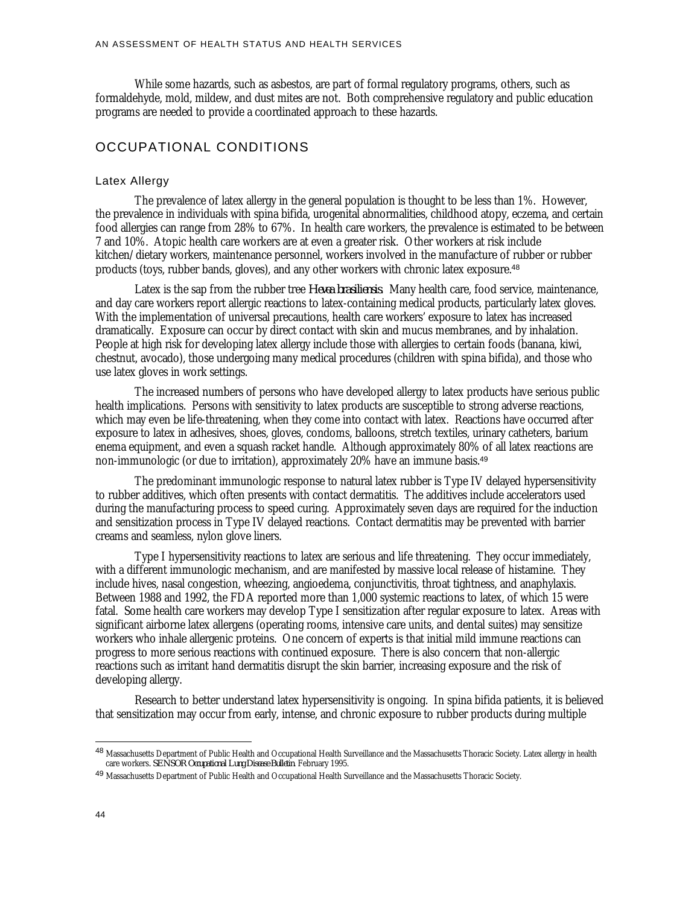While some hazards, such as asbestos, are part of formal regulatory programs, others, such as formaldehyde, mold, mildew, and dust mites are not. Both comprehensive regulatory and public education programs are needed to provide a coordinated approach to these hazards.

## OCCUPATIONAL CONDITIONS

### Latex Allergy

The prevalence of latex allergy in the general population is thought to be less than 1%. However, the prevalence in individuals with spina bifida, urogenital abnormalities, childhood atopy, eczema, and certain food allergies can range from 28% to 67%. In health care workers, the prevalence is estimated to be between 7 and 10%. Atopic health care workers are at even a greater risk. Other workers at risk include kitchen/dietary workers, maintenance personnel, workers involved in the manufacture of rubber or rubber products (toys, rubber bands, gloves), and any other workers with chronic latex exposure.[48]

Latex is the sap from the rubber tree *Hevea brasiliensis*. Many health care, food service, maintenance, and day care workers report allergic reactions to latex-containing medical products, particularly latex gloves. With the implementation of universal precautions, health care workers' exposure to latex has increased dramatically. Exposure can occur by direct contact with skin and mucus membranes, and by inhalation. People at high risk for developing latex allergy include those with allergies to certain foods (banana, kiwi, chestnut, avocado), those undergoing many medical procedures (children with spina bifida), and those who use latex gloves in work settings.

The increased numbers of persons who have developed allergy to latex products have serious public health implications. Persons with sensitivity to latex products are susceptible to strong adverse reactions, which may even be life-threatening, when they come into contact with latex. Reactions have occurred after exposure to latex in adhesives, shoes, gloves, condoms, balloons, stretch textiles, urinary catheters, barium enema equipment, and even a squash racket handle. Although approximately 80% of all latex reactions are non-immunologic (or due to irritation), approximately 20% have an immune basis.[49]

The predominant immunologic response to natural latex rubber is Type IV delayed hypersensitivity to rubber additives, which often presents with contact dermatitis. The additives include accelerators used during the manufacturing process to speed curing. Approximately seven days are required for the induction and sensitization process in Type IV delayed reactions. Contact dermatitis may be prevented with barrier creams and seamless, nylon glove liners.

Type I hypersensitivity reactions to latex are serious and life threatening. They occur immediately, with a different immunologic mechanism, and are manifested by massive local release of histamine. They include hives, nasal congestion, wheezing, angioedema, conjunctivitis, throat tightness, and anaphylaxis. Between 1988 and 1992, the FDA reported more than 1,000 systemic reactions to latex, of which 15 were fatal. Some health care workers may develop Type I sensitization after regular exposure to latex. Areas with significant airborne latex allergens (operating rooms, intensive care units, and dental suites) may sensitize workers who inhale allergenic proteins. One concern of experts is that initial mild immune reactions can progress to more serious reactions with continued exposure. There is also concern that non-allergic reactions such as irritant hand dermatitis disrupt the skin barrier, increasing exposure and the risk of developing allergy.

Research to better understand latex hypersensitivity is ongoing. In spina bifida patients, it is believed that sensitization may occur from early, intense, and chronic exposure to rubber products during multiple

---

[48] Massachusetts Department of Public Health and Occupational Health Surveillance and the Massachusetts Thoracic Society. Latex allergy in health care workers. *SENSOR Occupational Lung Disease Bulletin*. February 1995.

[49] Massachusetts Department of Public Health and Occupational Health Surveillance and the Massachusetts Thoracic Society.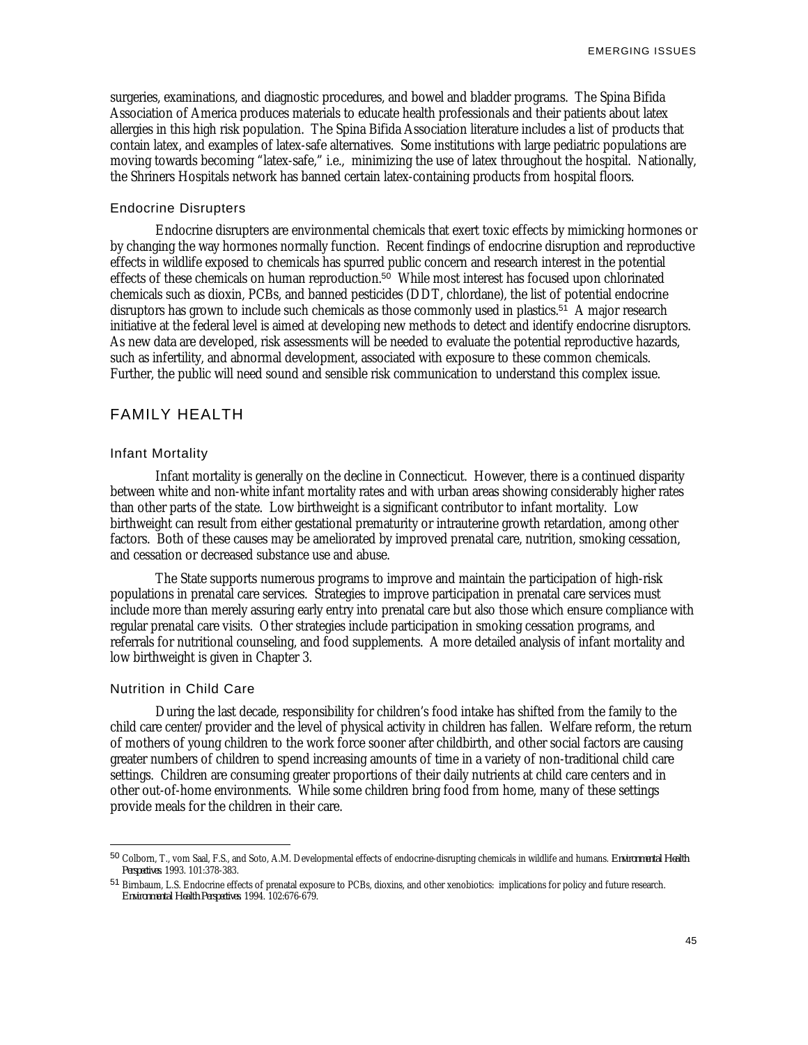surgeries, examinations, and diagnostic procedures, and bowel and bladder programs. The Spina Bifida Association of America produces materials to educate health professionals and their patients about latex allergies in this high risk population. The Spina Bifida Association literature includes a list of products that contain latex, and examples of latex-safe alternatives. Some institutions with large pediatric populations are moving towards becoming "latex-safe," i.e., minimizing the use of latex throughout the hospital. Nationally, the Shriners Hospitals network has banned certain latex-containing products from hospital floors.

### Endocrine Disrupters

Endocrine disrupters are environmental chemicals that exert toxic effects by mimicking hormones or by changing the way hormones normally function. Recent findings of endocrine disruption and reproductive effects in wildlife exposed to chemicals has spurred public concern and research interest in the potential effects of these chemicals on human reproduction.[50] While most interest has focused upon chlorinated chemicals such as dioxin, PCBs, and banned pesticides (DDT, chlordane), the list of potential endocrine disruptors has grown to include such chemicals as those commonly used in plastics.[51] A major research initiative at the federal level is aimed at developing new methods to detect and identify endocrine disruptors. As new data are developed, risk assessments will be needed to evaluate the potential reproductive hazards, such as infertility, and abnormal development, associated with exposure to these common chemicals. Further, the public will need sound and sensible risk communication to understand this complex issue.

## FAMILY HEALTH

### Infant Mortality

Infant mortality is generally on the decline in Connecticut. However, there is a continued disparity between white and non-white infant mortality rates and with urban areas showing considerably higher rates than other parts of the state. Low birthweight is a significant contributor to infant mortality. Low birthweight can result from either gestational prematurity or intrauterine growth retardation, among other factors. Both of these causes may be ameliorated by improved prenatal care, nutrition, smoking cessation, and cessation or decreased substance use and abuse.

The State supports numerous programs to improve and maintain the participation of high-risk populations in prenatal care services. Strategies to improve participation in prenatal care services must include more than merely assuring early entry into prenatal care but also those which ensure compliance with regular prenatal care visits. Other strategies include participation in smoking cessation programs, and referrals for nutritional counseling, and food supplements. A more detailed analysis of infant mortality and low birthweight is given in Chapter 3.

### Nutrition in Child Care

During the last decade, responsibility for children's food intake has shifted from the family to the child care center/provider and the level of physical activity in children has fallen. Welfare reform, the return of mothers of young children to the work force sooner after childbirth, and other social factors are causing greater numbers of children to spend increasing amounts of time in a variety of non-traditional child care settings. Children are consuming greater proportions of their daily nutrients at child care centers and in other out-of-home environments. While some children bring food from home, many of these settings provide meals for the children in their care.

---

[50] Colborn, T., vom Saal, F.S., and Soto, A.M. Developmental effects of endocrine-disrupting chemicals in wildlife and humans. *Environmental Health Perspectives.* 1993. 101:378-383.

[51] Birnbaum, L.S. Endocrine effects of prenatal exposure to PCBs, dioxins, and other xenobiotics: implications for policy and future research. *Environmental Health Perspectives.* 1994. 102:676-679.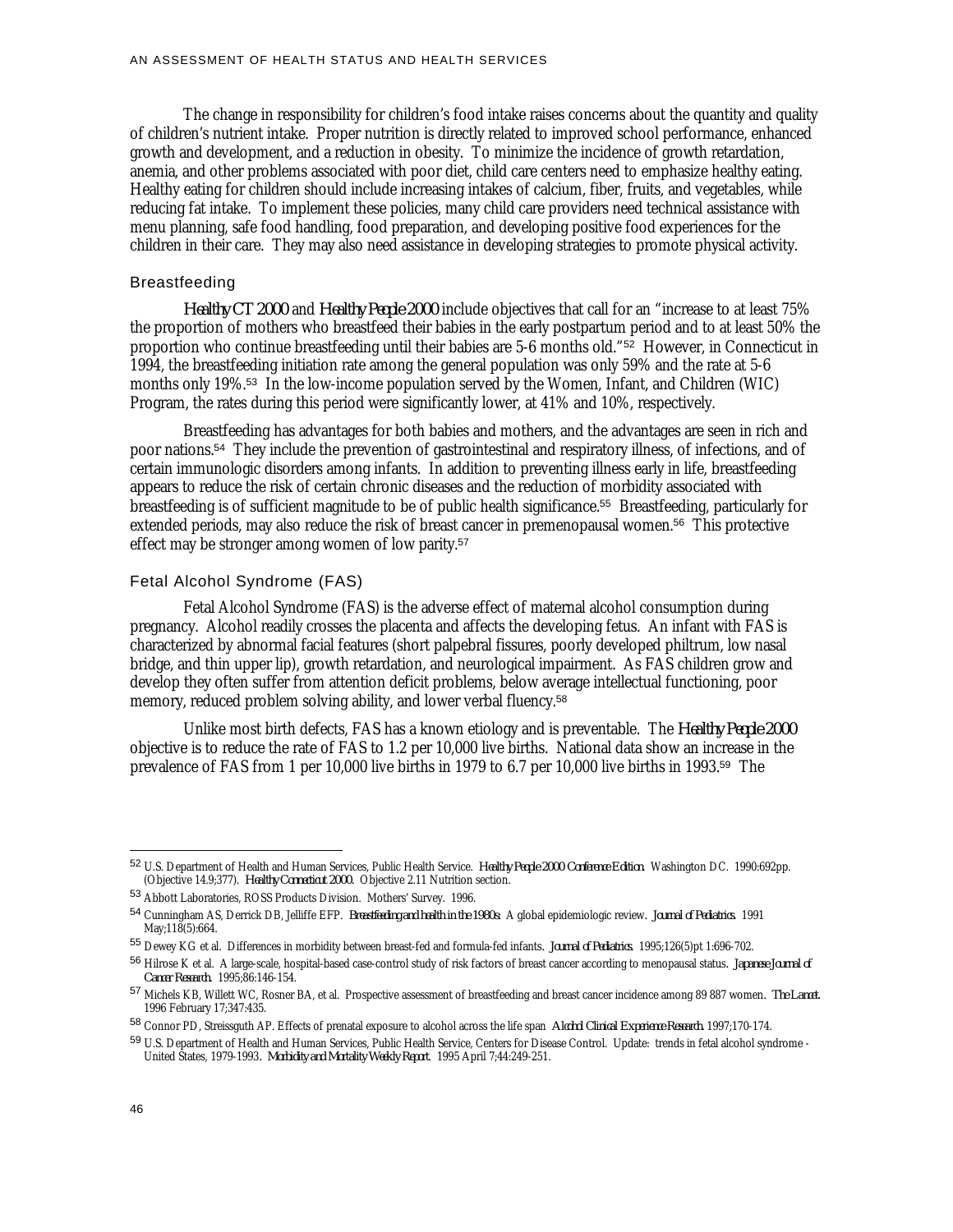The change in responsibility for children's food intake raises concerns about the quantity and quality of children's nutrient intake. Proper nutrition is directly related to improved school performance, enhanced growth and development, and a reduction in obesity. To minimize the incidence of growth retardation, anemia, and other problems associated with poor diet, child care centers need to emphasize healthy eating. Healthy eating for children should include increasing intakes of calcium, fiber, fruits, and vegetables, while reducing fat intake. To implement these policies, many child care providers need technical assistance with menu planning, safe food handling, food preparation, and developing positive food experiences for the children in their care. They may also need assistance in developing strategies to promote physical activity.

### Breastfeeding

*Healthy CT 2000* and *Healthy People 2000* include objectives that call for an "increase to at least 75% the proportion of mothers who breastfeed their babies in the early postpartum period and to at least 50% the proportion who continue breastfeeding until their babies are 5-6 months old."[52] However, in Connecticut in 1994, the breastfeeding initiation rate among the general population was only 59% and the rate at 5-6 months only 19%.[53] In the low-income population served by the Women, Infant, and Children (WIC) Program, the rates during this period were significantly lower, at 41% and 10%, respectively.

Breastfeeding has advantages for both babies and mothers, and the advantages are seen in rich and poor nations.[54] They include the prevention of gastrointestinal and respiratory illness, of infections, and of certain immunologic disorders among infants. In addition to preventing illness early in life, breastfeeding appears to reduce the risk of certain chronic diseases and the reduction of morbidity associated with breastfeeding is of sufficient magnitude to be of public health significance.[55] Breastfeeding, particularly for extended periods, may also reduce the risk of breast cancer in premenopausal women.[56] This protective effect may be stronger among women of low parity.[57]

### Fetal Alcohol Syndrome (FAS)

Fetal Alcohol Syndrome (FAS) is the adverse effect of maternal alcohol consumption during pregnancy. Alcohol readily crosses the placenta and affects the developing fetus. An infant with FAS is characterized by abnormal facial features (short palpebral fissures, poorly developed philtrum, low nasal bridge, and thin upper lip), growth retardation, and neurological impairment. As FAS children grow and develop they often suffer from attention deficit problems, below average intellectual functioning, poor memory, reduced problem solving ability, and lower verbal fluency.[58]

Unlike most birth defects, FAS has a known etiology and is preventable. The *Healthy People 2000* objective is to reduce the rate of FAS to 1.2 per 10,000 live births. National data show an increase in the prevalence of FAS from 1 per 10,000 live births in 1979 to 6.7 per 10,000 live births in 1993.[59] The

---

[52] U.S. Department of Health and Human Services, Public Health Service. *Healthy People 2000 Conference Edition.* Washington DC. 1990:692pp. (Objective 14.9;377). *Healthy Connecticut 2000.* Objective 2.11 Nutrition section.

[53] Abbott Laboratories, ROSS Products Division. Mothers' Survey. 1996.

[54] Cunningham AS, Derrick DB, Jelliffe EFP. *Breastfeeding and health in the 1980s:* A global epidemiologic review. *Journal of Pediatrics.* 1991 May;118(5):664.

[55] Dewey KG et al. Differences in morbidity between breast-fed and formula-fed infants. *Journal of Pediatrics.* 1995;126(5)pt 1:696-702.

[56] Hilrose K et al. A large-scale, hospital-based case-control study of risk factors of breast cancer according to menopausal status. *Japanese Journal of Cancer Research.* 1995;86:146-154.

[57] Michels KB, Willett WC, Rosner BA, et al. Prospective assessment of breastfeeding and breast cancer incidence among 89 887 women. *The Lancet.* 1996 February 17;347:435.

[58] Connor PD, Streissguth AP. Effects of prenatal exposure to alcohol across the life span *Alcohol Clinical Experience Research.* 1997;170-174.

[59] U.S. Department of Health and Human Services, Public Health Service, Centers for Disease Control. Update: trends in fetal alcohol syndrome - United States, 1979-1993. *Morbidity and Mortality Weekly Report.* 1995 April 7;44:249-251.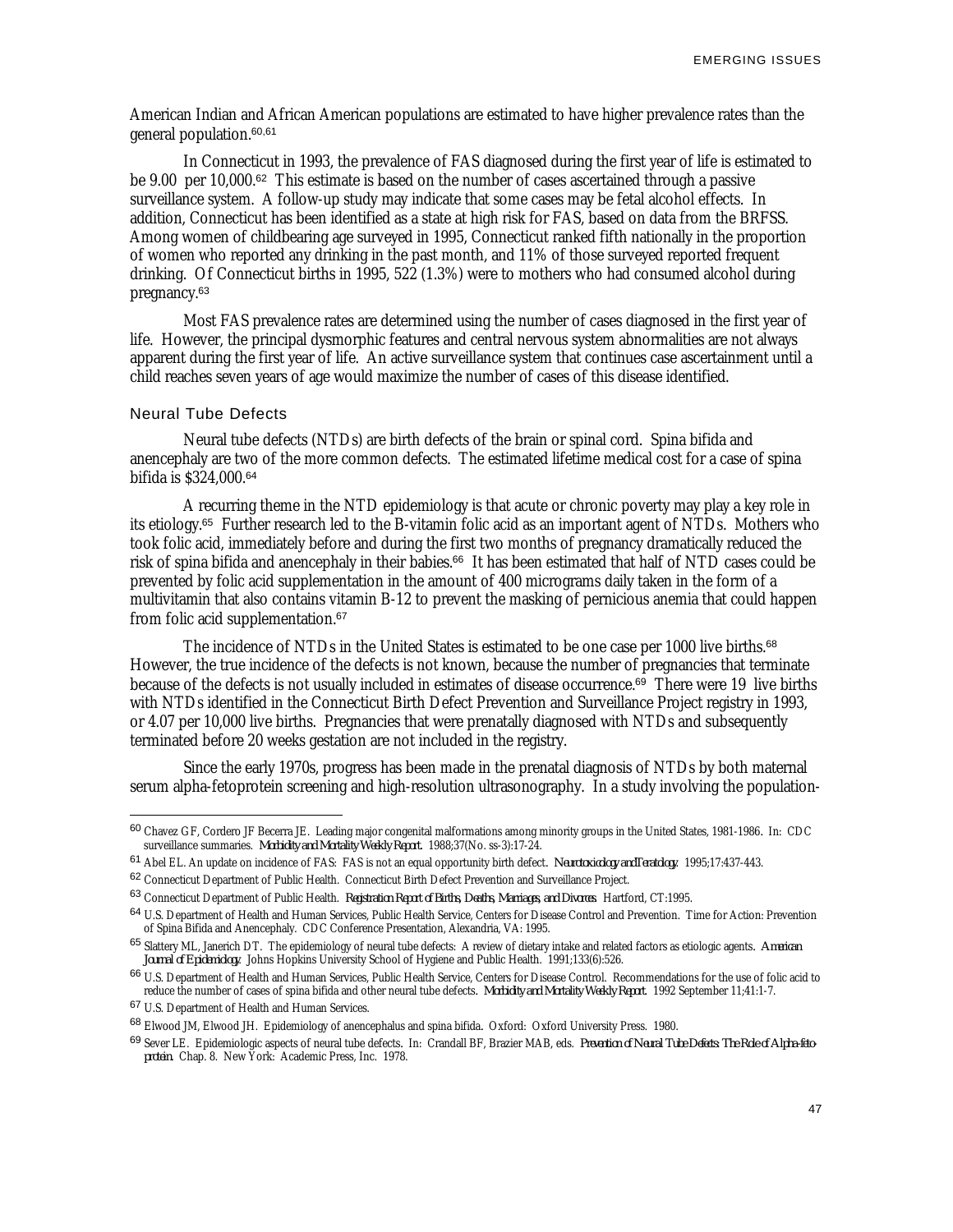American Indian and African American populations are estimated to have higher prevalence rates than the general population.[60,61]

In Connecticut in 1993, the prevalence of FAS diagnosed during the first year of life is estimated to be 9.00 per 10,000.[62] This estimate is based on the number of cases ascertained through a passive surveillance system. A follow-up study may indicate that some cases may be fetal alcohol effects. In addition, Connecticut has been identified as a state at high risk for FAS, based on data from the BRFSS. Among women of childbearing age surveyed in 1995, Connecticut ranked fifth nationally in the proportion of women who reported any drinking in the past month, and 11% of those surveyed reported frequent drinking. Of Connecticut births in 1995, 522 (1.3%) were to mothers who had consumed alcohol during pregnancy.[63]

Most FAS prevalence rates are determined using the number of cases diagnosed in the first year of life. However, the principal dysmorphic features and central nervous system abnormalities are not always apparent during the first year of life. An active surveillance system that continues case ascertainment until a child reaches seven years of age would maximize the number of cases of this disease identified.

### Neural Tube Defects

Neural tube defects (NTDs) are birth defects of the brain or spinal cord. Spina bifida and anencephaly are two of the more common defects. The estimated lifetime medical cost for a case of spina bifida is $324,000.[64]

A recurring theme in the NTD epidemiology is that acute or chronic poverty may play a key role in its etiology.[65] Further research led to the B-vitamin folic acid as an important agent of NTDs. Mothers who took folic acid, immediately before and during the first two months of pregnancy dramatically reduced the risk of spina bifida and anencephaly in their babies.[66] It has been estimated that half of NTD cases could be prevented by folic acid supplementation in the amount of 400 micrograms daily taken in the form of a multivitamin that also contains vitamin B-12 to prevent the masking of pernicious anemia that could happen from folic acid supplementation.[67]

The incidence of NTDs in the United States is estimated to be one case per 1000 live births.[68] However, the true incidence of the defects is not known, because the number of pregnancies that terminate because of the defects is not usually included in estimates of disease occurrence.[69] There were 19 live births with NTDs identified in the Connecticut Birth Defect Prevention and Surveillance Project registry in 1993, or 4.07 per 10,000 live births. Pregnancies that were prenatally diagnosed with NTDs and subsequently terminated before 20 weeks gestation are not included in the registry.

Since the early 1970s, progress has been made in the prenatal diagnosis of NTDs by both maternal serum alpha-fetoprotein screening and high-resolution ultrasonography. In a study involving the population-

---

[60] Chavez GF, Cordero JF Becerra JE. Leading major congenital malformations among minority groups in the United States, 1981-1986. In: CDC surveillance summaries. *Morbidity and Mortality Weekly Report.* 1988;37(No. ss-3):17-24.

[61] Abel EL. An update on incidence of FAS: FAS is not an equal opportunity birth defect. *Neurotoxicology and Teratology.* 1995;17:437-443.

[62] Connecticut Department of Public Health. Connecticut Birth Defect Prevention and Surveillance Project.

[63] Connecticut Department of Public Health. *Registration Report of Births, Deaths, Marriages, and Divorces.* Hartford, CT:1995.

[64] U.S. Department of Health and Human Services, Public Health Service, Centers for Disease Control and Prevention. Time for Action: Prevention of Spina Bifida and Anencephaly. CDC Conference Presentation, Alexandria, VA: 1995.

[65] Slattery ML, Janerich DT. The epidemiology of neural tube defects: A review of dietary intake and related factors as etiologic agents. *American Journal of Epidemiology.* Johns Hopkins University School of Hygiene and Public Health. 1991;133(6):526.

[66] U.S. Department of Health and Human Services, Public Health Service, Centers for Disease Control. Recommendations for the use of folic acid to reduce the number of cases of spina bifida and other neural tube defects. *Morbidity and Mortality Weekly Report.* 1992 September 11;41:1-7.

[67] U.S. Department of Health and Human Services.

[68] Elwood JM, Elwood JH. Epidemiology of anencephalus and spina bifida. Oxford: Oxford University Press. 1980.

[69] Sever LE. Epidemiologic aspects of neural tube defects. In: Crandall BF, Brazier MAB, eds. *Prevention of Neural Tube Defects: The Role of Alpha-fetoprotein.* Chap. 8. New York: Academic Press, Inc. 1978.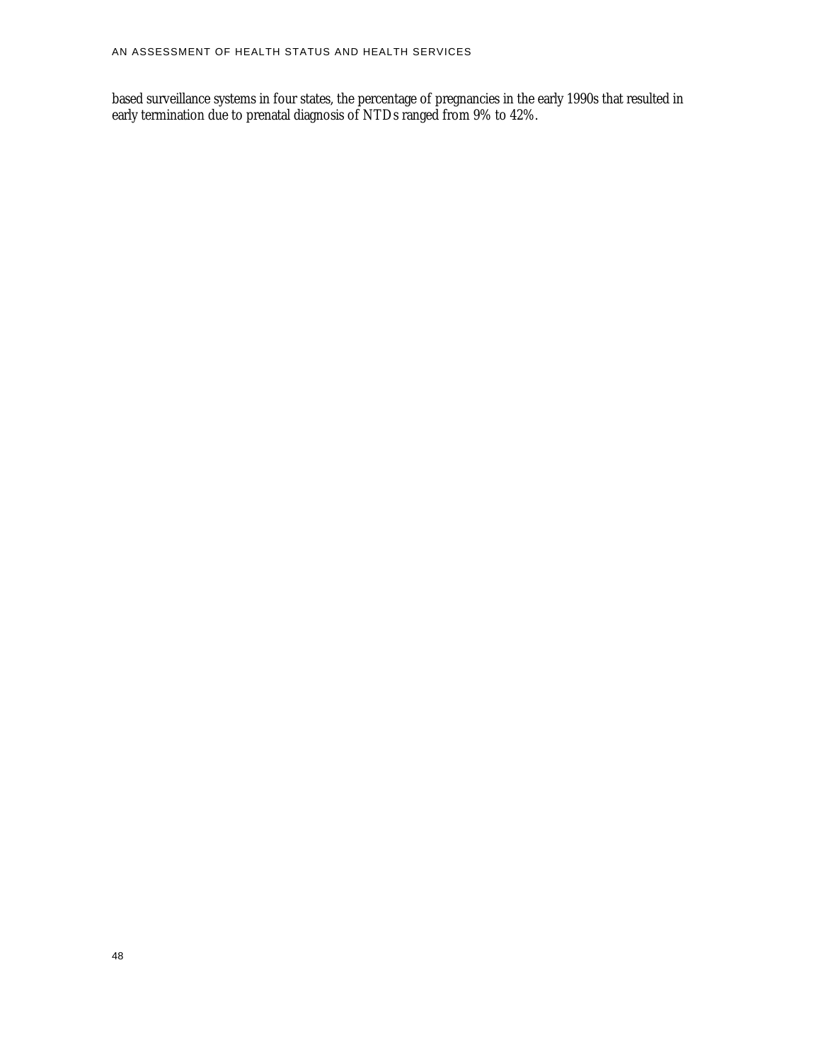based surveillance systems in four states, the percentage of pregnancies in the early 1990s that resulted in early termination due to prenatal diagnosis of NTDs ranged from 9% to 42%.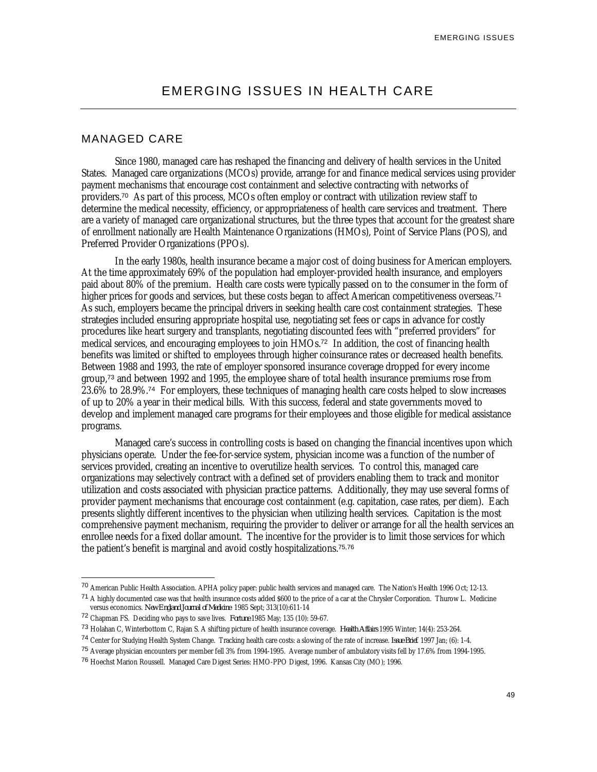# EMERGING ISSUES IN HEALTH CARE

## MANAGED CARE

Since 1980, managed care has reshaped the financing and delivery of health services in the United States. Managed care organizations (MCOs) provide, arrange for and finance medical services using provider payment mechanisms that encourage cost containment and selective contracting with networks of providers.[70] As part of this process, MCOs often employ or contract with utilization review staff to determine the medical necessity, efficiency, or appropriateness of health care services and treatment. There are a variety of managed care organizational structures, but the three types that account for the greatest share of enrollment nationally are Health Maintenance Organizations (HMOs), Point of Service Plans (POS), and Preferred Provider Organizations (PPOs).

In the early 1980s, health insurance became a major cost of doing business for American employers. At the time approximately 69% of the population had employer-provided health insurance, and employers paid about 80% of the premium. Health care costs were typically passed on to the consumer in the form of higher prices for goods and services, but these costs began to affect American competitiveness overseas.[71] As such, employers became the principal drivers in seeking health care cost containment strategies. These strategies included ensuring appropriate hospital use, negotiating set fees or caps in advance for costly procedures like heart surgery and transplants, negotiating discounted fees with "preferred providers" for medical services, and encouraging employees to join HMOs.[72] In addition, the cost of financing health benefits was limited or shifted to employees through higher coinsurance rates or decreased health benefits. Between 1988 and 1993, the rate of employer sponsored insurance coverage dropped for every income group,[73] and between 1992 and 1995, the employee share of total health insurance premiums rose from 23.6% to 28.9%.[74] For employers, these techniques of managing health care costs helped to slow increases of up to 20% a year in their medical bills. With this success, federal and state governments moved to develop and implement managed care programs for their employees and those eligible for medical assistance programs.

Managed care's success in controlling costs is based on changing the financial incentives upon which physicians operate. Under the fee-for-service system, physician income was a function of the number of services provided, creating an incentive to overutilize health services. To control this, managed care organizations may selectively contract with a defined set of providers enabling them to track and monitor utilization and costs associated with physician practice patterns. Additionally, they may use several forms of provider payment mechanisms that encourage cost containment (e.g. capitation, case rates, per diem). Each presents slightly different incentives to the physician when utilizing health services. Capitation is the most comprehensive payment mechanism, requiring the provider to deliver or arrange for all the health services an enrollee needs for a fixed dollar amount. The incentive for the provider is to limit those services for which the patient's benefit is marginal and avoid costly hospitalizations.[75,76]

---

[70] American Public Health Association. APHA policy paper: public health services and managed care. The Nation's Health 1996 Oct; 12-13.

[71] A highly documented case was that health insurance costs added $600 to the price of a car at the Chrysler Corporation. Thurow L. Medicine versus economics. *New England Journal of Medicine* 1985 Sept; 313(10):611-14

[72] Chapman FS. Deciding who pays to save lives. *Fortune* 1985 May; 135 (10): 59-67.

[73] Holahan C, Winterbottom C, Rajan S. A shifting picture of health insurance coverage. *Health Affairs* 1995 Winter; 14(4): 253-264.

[74] Center for Studying Health System Change. Tracking health care costs: a slowing of the rate of increase. *Issue Brief.* 1997 Jan; (6): 1-4.

[75] Average physician encounters per member fell 3% from 1994-1995. Average number of ambulatory visits fell by 17.6% from 1994-1995.

[76] Hoechst Marion Roussell. Managed Care Digest Series: HMO-PPO Digest, 1996. Kansas City (MO); 1996.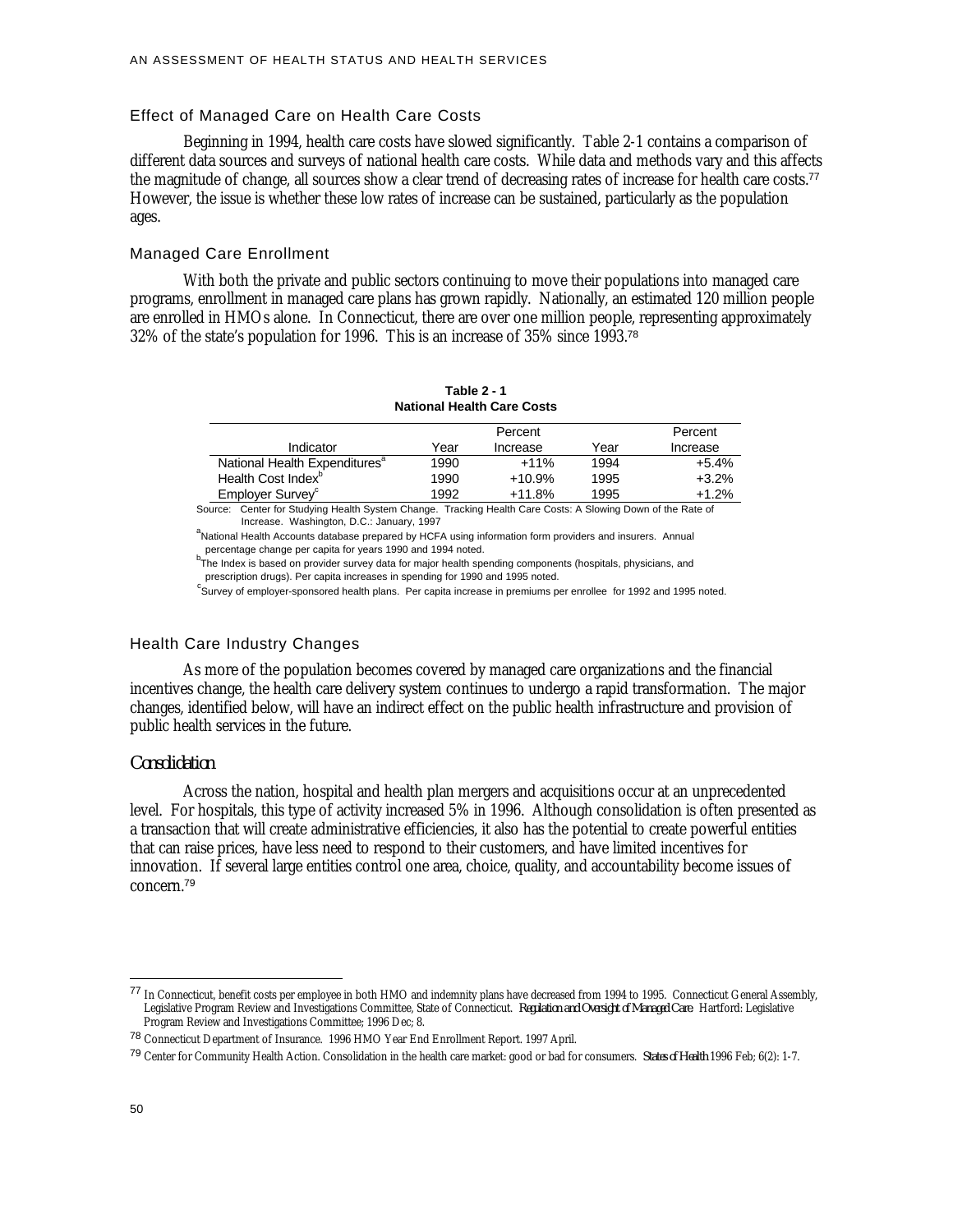### Effect of Managed Care on Health Care Costs

Beginning in 1994, health care costs have slowed significantly. Table 2-1 contains a comparison of different data sources and surveys of national health care costs. While data and methods vary and this affects the magnitude of change, all sources show a clear trend of decreasing rates of increase for health care costs.[77] However, the issue is whether these low rates of increase can be sustained, particularly as the population ages.

### Managed Care Enrollment

With both the private and public sectors continuing to move their populations into managed care programs, enrollment in managed care plans has grown rapidly. Nationally, an estimated 120 million people are enrolled in HMOs alone. In Connecticut, there are over one million people, representing approximately 32% of the state's population for 1996. This is an increase of 35% since 1993.[78]

**Table 2 - 1**
**National Health Care Costs**

| Indicator | Year | Percent Increase | Year | Percent Increase |
|---|---|---|---|---|
| National Health Expenditures[a] | 1990 | +11% | 1994 | +5.4% |
| Health Cost Index[b] | 1990 | +10.9% | 1995 | +3.2% |
| Employer Survey[c] | 1992 | +11.8% | 1995 | +1.2% |

Source: Center for Studying Health System Change. Tracking Health Care Costs: A Slowing Down of the Rate of Increase. Washington, D.C.: January, 1997

[a]National Health Accounts database prepared by HCFA using information form providers and insurers. Annual percentage change per capita for years 1990 and 1994 noted.

[b]The Index is based on provider survey data for major health spending components (hospitals, physicians, and prescription drugs). Per capita increases in spending for 1990 and 1995 noted.

[c]Survey of employer-sponsored health plans. Per capita increase in premiums per enrollee for 1992 and 1995 noted.

### Health Care Industry Changes

As more of the population becomes covered by managed care organizations and the financial incentives change, the health care delivery system continues to undergo a rapid transformation. The major changes, identified below, will have an indirect effect on the public health infrastructure and provision of public health services in the future.

#### *Consolidation*

Across the nation, hospital and health plan mergers and acquisitions occur at an unprecedented level. For hospitals, this type of activity increased 5% in 1996. Although consolidation is often presented as a transaction that will create administrative efficiencies, it also has the potential to create powerful entities that can raise prices, have less need to respond to their customers, and have limited incentives for innovation. If several large entities control one area, choice, quality, and accountability become issues of concern.[79]

---

[77] In Connecticut, benefit costs per employee in both HMO and indemnity plans have decreased from 1994 to 1995. Connecticut General Assembly, Legislative Program Review and Investigations Committee, State of Connecticut. *Regulation and Oversight of Managed Care.* Hartford: Legislative Program Review and Investigations Committee; 1996 Dec; 8.

[78] Connecticut Department of Insurance. 1996 HMO Year End Enrollment Report. 1997 April.

[79] Center for Community Health Action. Consolidation in the health care market: good or bad for consumers. *States of Health* 1996 Feb; 6(2): 1-7.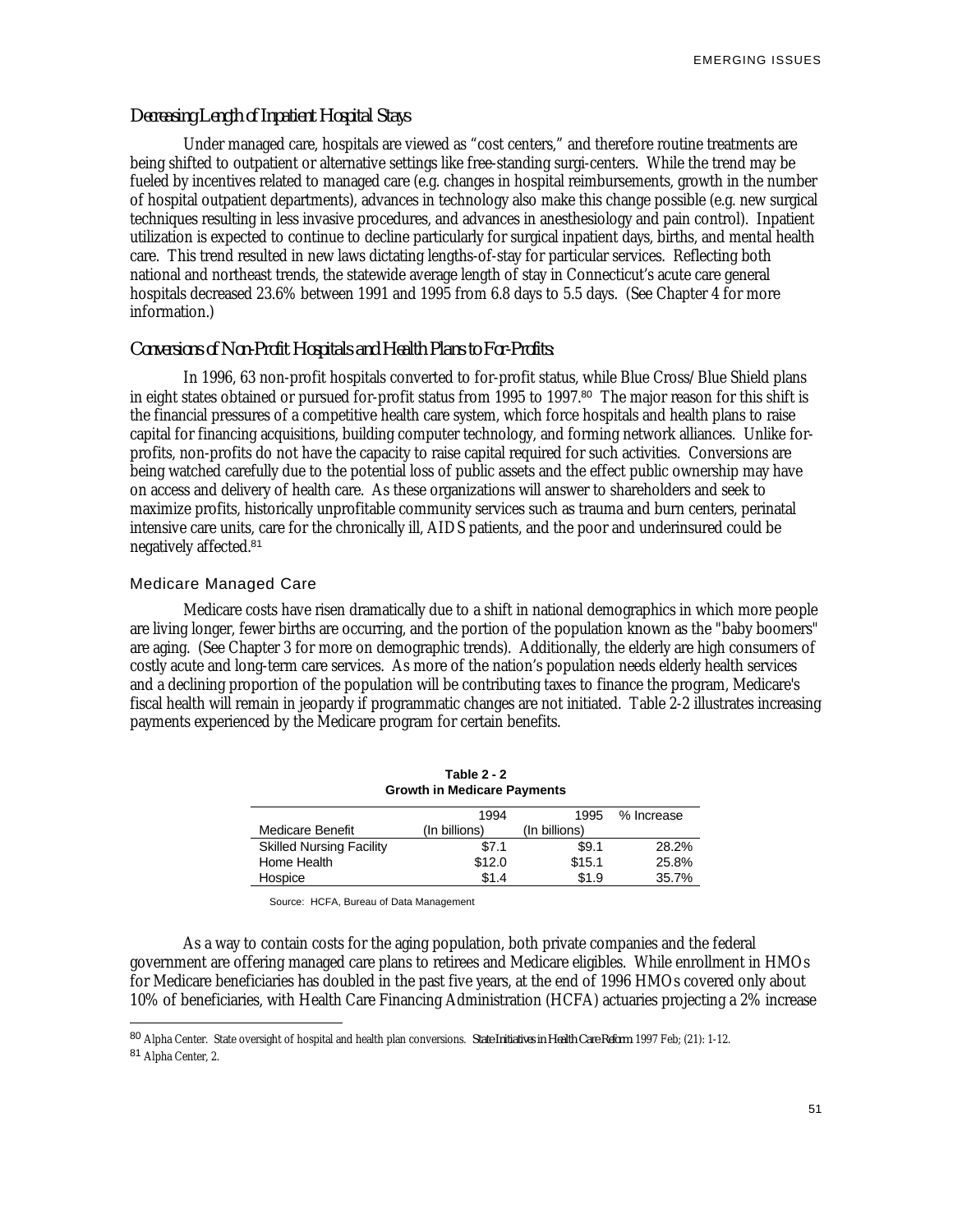### *Decreasing Length of Inpatient Hospital Stays*

Under managed care, hospitals are viewed as "cost centers," and therefore routine treatments are being shifted to outpatient or alternative settings like free-standing surgi-centers. While the trend may be fueled by incentives related to managed care (e.g. changes in hospital reimbursements, growth in the number of hospital outpatient departments), advances in technology also make this change possible (e.g. new surgical techniques resulting in less invasive procedures, and advances in anesthesiology and pain control). Inpatient utilization is expected to continue to decline particularly for surgical inpatient days, births, and mental health care. This trend resulted in new laws dictating lengths-of-stay for particular services. Reflecting both national and northeast trends, the statewide average length of stay in Connecticut's acute care general hospitals decreased 23.6% between 1991 and 1995 from 6.8 days to 5.5 days. (See Chapter 4 for more information.)

### *Conversions of Non-Profit Hospitals and Health Plans to For-Profits*

In 1996, 63 non-profit hospitals converted to for-profit status, while Blue Cross/Blue Shield plans in eight states obtained or pursued for-profit status from 1995 to 1997.[80] The major reason for this shift is the financial pressures of a competitive health care system, which force hospitals and health plans to raise capital for financing acquisitions, building computer technology, and forming network alliances. Unlike for-profits, non-profits do not have the capacity to raise capital required for such activities. Conversions are being watched carefully due to the potential loss of public assets and the effect public ownership may have on access and delivery of health care. As these organizations will answer to shareholders and seek to maximize profits, historically unprofitable community services such as trauma and burn centers, perinatal intensive care units, care for the chronically ill, AIDS patients, and the poor and underinsured could be negatively affected.[81]

## Medicare Managed Care

Medicare costs have risen dramatically due to a shift in national demographics in which more people are living longer, fewer births are occurring, and the portion of the population known as the "baby boomers" are aging. (See Chapter 3 for more on demographic trends). Additionally, the elderly are high consumers of costly acute and long-term care services. As more of the nation's population needs elderly health services and a declining proportion of the population will be contributing taxes to finance the program, Medicare's fiscal health will remain in jeopardy if programmatic changes are not initiated. Table 2-2 illustrates increasing payments experienced by the Medicare program for certain benefits.

**Table 2 - 2**
**Growth in Medicare Payments**

| Medicare Benefit | 1994 (In billions) | 1995 (In billions) | % Increase |
|---|---|---|---|
| Skilled Nursing Facility | $7.1 | $9.1 | 28.2% |
| Home Health | $12.0 | $15.1 | 25.8% |
| Hospice | $1.4 | $1.9 | 35.7% |

Source: HCFA, Bureau of Data Management

As a way to contain costs for the aging population, both private companies and the federal government are offering managed care plans to retirees and Medicare eligibles. While enrollment in HMOs for Medicare beneficiaries has doubled in the past five years, at the end of 1996 HMOs covered only about 10% of beneficiaries, with Health Care Financing Administration (HCFA) actuaries projecting a 2% increase

---

[80] Alpha Center. State oversight of hospital and health plan conversions. *State Initiatives in Health Care Reform*. 1997 Feb; (21): 1-12.

[81] Alpha Center, 2.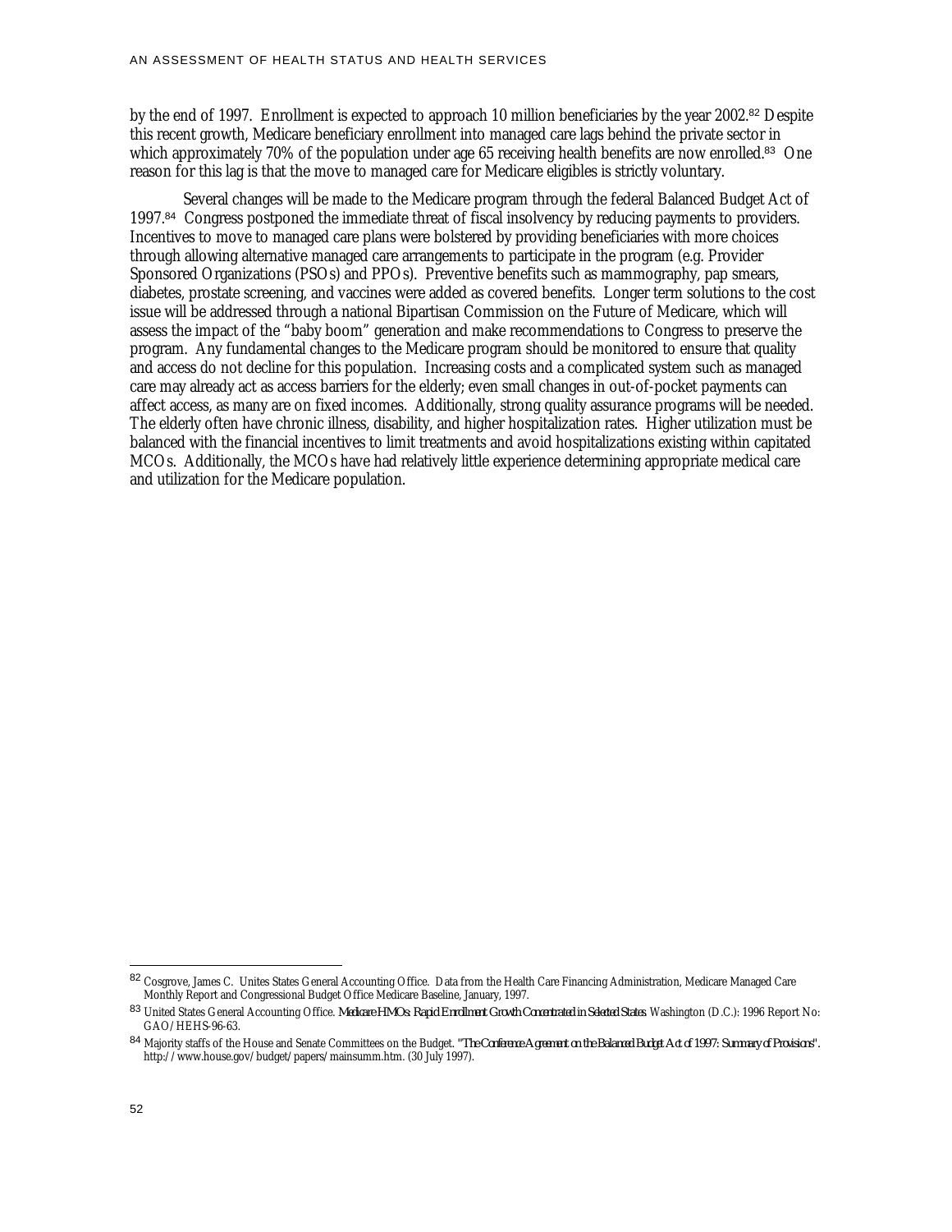by the end of 1997. Enrollment is expected to approach 10 million beneficiaries by the year 2002.[82] Despite this recent growth, Medicare beneficiary enrollment into managed care lags behind the private sector in which approximately 70% of the population under age 65 receiving health benefits are now enrolled.[83] One reason for this lag is that the move to managed care for Medicare eligibles is strictly voluntary.

Several changes will be made to the Medicare program through the federal Balanced Budget Act of 1997.[84] Congress postponed the immediate threat of fiscal insolvency by reducing payments to providers. Incentives to move to managed care plans were bolstered by providing beneficiaries with more choices through allowing alternative managed care arrangements to participate in the program (e.g. Provider Sponsored Organizations (PSOs) and PPOs). Preventive benefits such as mammography, pap smears, diabetes, prostate screening, and vaccines were added as covered benefits. Longer term solutions to the cost issue will be addressed through a national Bipartisan Commission on the Future of Medicare, which will assess the impact of the "baby boom" generation and make recommendations to Congress to preserve the program. Any fundamental changes to the Medicare program should be monitored to ensure that quality and access do not decline for this population. Increasing costs and a complicated system such as managed care may already act as access barriers for the elderly; even small changes in out-of-pocket payments can affect access, as many are on fixed incomes. Additionally, strong quality assurance programs will be needed. The elderly often have chronic illness, disability, and higher hospitalization rates. Higher utilization must be balanced with the financial incentives to limit treatments and avoid hospitalizations existing within capitated MCOs. Additionally, the MCOs have had relatively little experience determining appropriate medical care and utilization for the Medicare population.

---

[82] Cosgrove, James C. Unites States General Accounting Office. Data from the Health Care Financing Administration, Medicare Managed Care Monthly Report and Congressional Budget Office Medicare Baseline, January, 1997.

[83] United States General Accounting Office. *Medicare HMOs: Rapid Enrollment Growth Concentrated in Selected States.* Washington (D.C.): 1996 Report No: GAO/HEHS-96-63.

[84] Majority staffs of the House and Senate Committees on the Budget. *"The Conference Agreement on the Balanced Budget Act of 1997: Summary of Provisions".* http://www.house.gov/budget/papers/mainsumm.htm. (30 July 1997).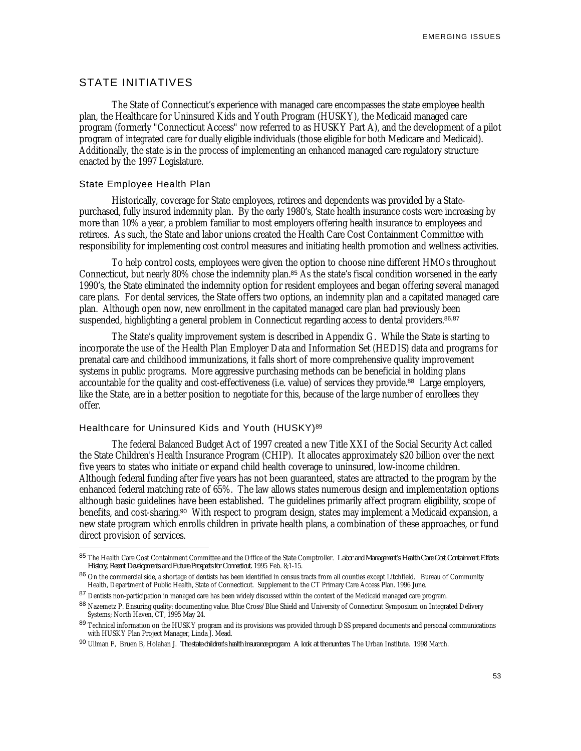## STATE INITIATIVES

The State of Connecticut's experience with managed care encompasses the state employee health plan, the Healthcare for Uninsured Kids and Youth Program (HUSKY), the Medicaid managed care program (formerly "Connecticut Access" now referred to as HUSKY Part A), and the development of a pilot program of integrated care for dually eligible individuals (those eligible for both Medicare and Medicaid). Additionally, the state is in the process of implementing an enhanced managed care regulatory structure enacted by the 1997 Legislature.

### State Employee Health Plan

Historically, coverage for State employees, retirees and dependents was provided by a State-purchased, fully insured indemnity plan. By the early 1980's, State health insurance costs were increasing by more than 10% a year, a problem familiar to most employers offering health insurance to employees and retirees. As such, the State and labor unions created the Health Care Cost Containment Committee with responsibility for implementing cost control measures and initiating health promotion and wellness activities.

To help control costs, employees were given the option to choose nine different HMOs throughout Connecticut, but nearly 80% chose the indemnity plan.[85] As the state's fiscal condition worsened in the early 1990's, the State eliminated the indemnity option for resident employees and began offering several managed care plans. For dental services, the State offers two options, an indemnity plan and a capitated managed care plan. Although open now, new enrollment in the capitated managed care plan had previously been suspended, highlighting a general problem in Connecticut regarding access to dental providers.[86,87]

The State's quality improvement system is described in Appendix G. While the State is starting to incorporate the use of the Health Plan Employer Data and Information Set (HEDIS) data and programs for prenatal care and childhood immunizations, it falls short of more comprehensive quality improvement systems in public programs. More aggressive purchasing methods can be beneficial in holding plans accountable for the quality and cost-effectiveness (i.e. value) of services they provide.[88] Large employers, like the State, are in a better position to negotiate for this, because of the large number of enrollees they offer.

### Healthcare for Uninsured Kids and Youth (HUSKY)[89]

The federal Balanced Budget Act of 1997 created a new Title XXI of the Social Security Act called the State Children's Health Insurance Program (CHIP). It allocates approximately $20 billion over the next five years to states who initiate or expand child health coverage to uninsured, low-income children. Although federal funding after five years has not been guaranteed, states are attracted to the program by the enhanced federal matching rate of 65%. The law allows states numerous design and implementation options although basic guidelines have been established. The guidelines primarily affect program eligibility, scope of benefits, and cost-sharing.[90] With respect to program design, states may implement a Medicaid expansion, a new state program which enrolls children in private health plans, a combination of these approaches, or fund direct provision of services.

---

[85] The Health Care Cost Containment Committee and the Office of the State Comptroller. *Labor and Management's Health Care Cost Containment Efforts: History, Recent Developments and Future Prospects for Connecticut.* 1995 Feb. 8;1-15.

[86] On the commercial side, a shortage of dentists has been identified in census tracts from all counties except Litchfield. Bureau of Community Health, Department of Public Health, State of Connecticut. Supplement to the CT Primary Care Access Plan. 1996 June.

[87] Dentists non-participation in managed care has been widely discussed within the context of the Medicaid managed care program.

[88] Nazemetz P. Ensuring quality: documenting value. Blue Cross/Blue Shield and University of Connecticut Symposium on Integrated Delivery Systems; North Haven, CT, 1995 May 24.

[89] Technical information on the HUSKY program and its provisions was provided through DSS prepared documents and personal communications with HUSKY Plan Project Manager, Linda J. Mead.

[90] Ullman F, Bruen B, Holahan J. *The state children's health insurance program. A look at the numbers.* The Urban Institute. 1998 March.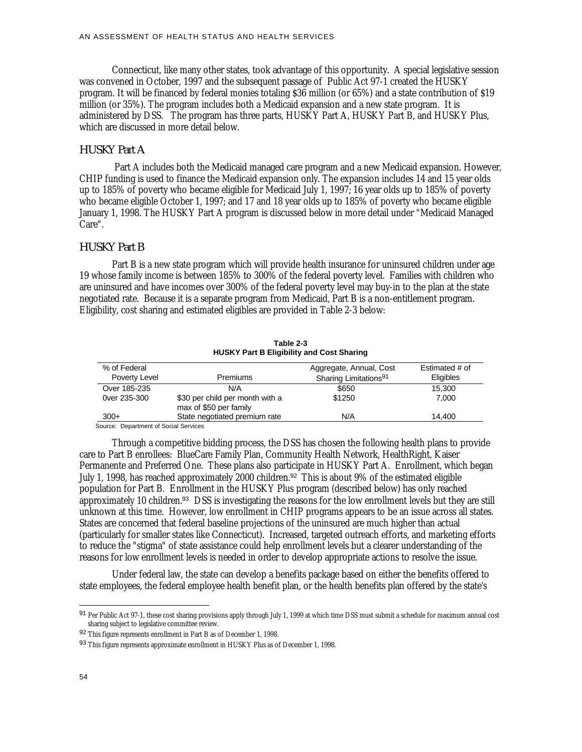Connecticut, like many other states, took advantage of this opportunity. A special legislative session was convened in October, 1997 and the subsequent passage of Public Act 97-1 created the HUSKY program. It will be financed by federal monies totaling $36 million (or 65%) and a state contribution of $19 million (or 35%). The program includes both a Medicaid expansion and a new state program. It is administered by DSS. The program has three parts, HUSKY Part A, HUSKY Part B, and HUSKY Plus, which are discussed in more detail below.

## HUSKY Part A

Part A includes both the Medicaid managed care program and a new Medicaid expansion. However, CHIP funding is used to finance the Medicaid expansion only. The expansion includes 14 and 15 year olds up to 185% of poverty who became eligible for Medicaid July 1, 1997; 16 year olds up to 185% of poverty who became eligible October 1, 1997; and 17 and 18 year olds up to 185% of poverty who became eligible January 1, 1998. The HUSKY Part A program is discussed below in more detail under "Medicaid Managed Care".

## HUSKY Part B

Part B is a new state program which will provide health insurance for uninsured children under age 19 whose family income is between 185% to 300% of the federal poverty level. Families with children who are uninsured and have incomes over 300% of the federal poverty level may buy-in to the plan at the state negotiated rate. Because it is a separate program from Medicaid, Part B is a non-entitlement program. Eligibility, cost sharing and estimated eligibles are provided in Table 2-3 below:

**Table 2-3**
**HUSKY Part B Eligibility and Cost Sharing**

| % of Federal Poverty Level | Premiums | Aggregate, Annual, Cost Sharing Limitations[91] | Estimated # of Eligibles |
|---|---|---|---|
| Over 185-235 | N/A | $650 | 15,300 |
| 0ver 235-300 | $30 per child per month with a max of $50 per family | $1250 | 7,000 |
| 300+ | State negotiated premium rate | N/A | 14,400 |

Source: Department of Social Services

Through a competitive bidding process, the DSS has chosen the following health plans to provide care to Part B enrollees: BlueCare Family Plan, Community Health Network, HealthRight, Kaiser Permanente and Preferred One. These plans also participate in HUSKY Part A. Enrollment, which began July 1, 1998, has reached approximately 2000 children.[92] This is about 9% of the estimated eligible population for Part B. Enrollment in the HUSKY Plus program (described below) has only reached approximately 10 children.[93] DSS is investigating the reasons for the low enrollment levels but they are still unknown at this time. However, low enrollment in CHIP programs appears to be an issue across all states. States are concerned that federal baseline projections of the uninsured are much higher than actual (particularly for smaller states like Connecticut). Increased, targeted outreach efforts, and marketing efforts to reduce the "stigma" of state assistance could help enrollment levels but a clearer understanding of the reasons for low enrollment levels is needed in order to develop appropriate actions to resolve the issue.

Under federal law, the state can develop a benefits package based on either the benefits offered to state employees, the federal employee health benefit plan, or the health benefits plan offered by the state's

---

[91] Per Public Act 97-1, these cost sharing provisions apply through July 1, 1999 at which time DSS must submit a schedule for maximum annual cost sharing subject to legislative committee review.

[92] This figure represents enrollment in Part B as of December 1, 1998.

[93] This figure represents approximate enrollment in HUSKY Plus as of December 1, 1998.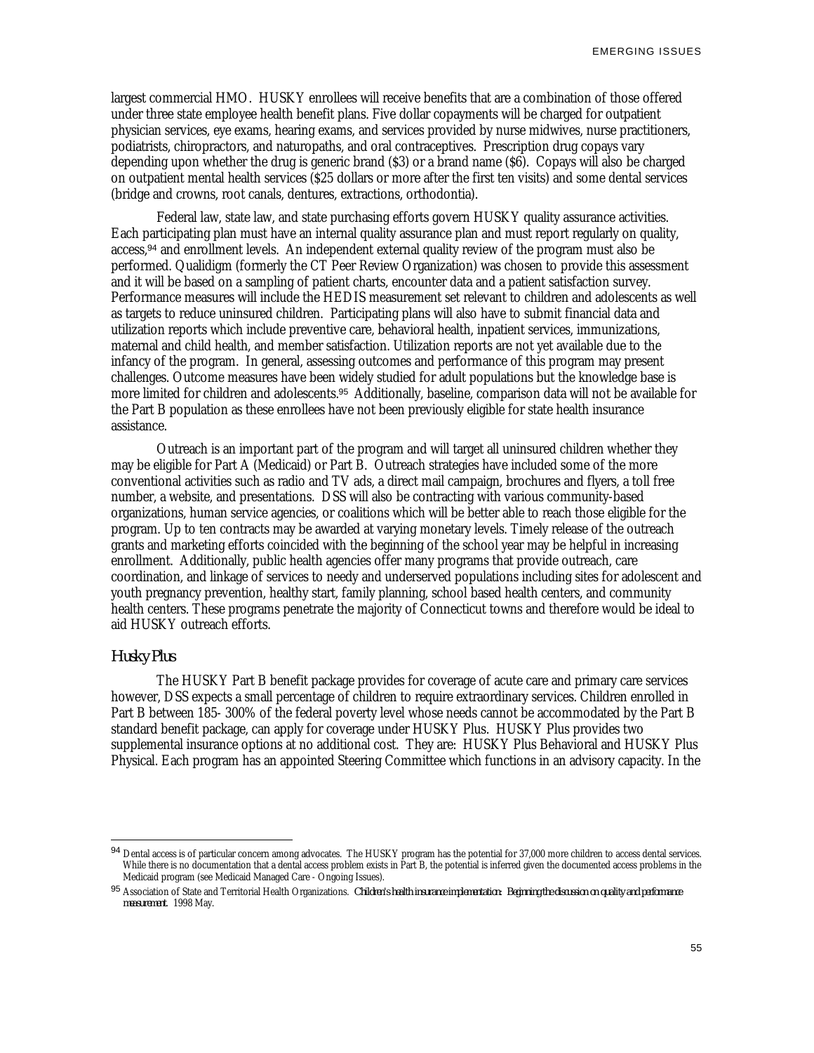largest commercial HMO. HUSKY enrollees will receive benefits that are a combination of those offered under three state employee health benefit plans. Five dollar copayments will be charged for outpatient physician services, eye exams, hearing exams, and services provided by nurse midwives, nurse practitioners, podiatrists, chiropractors, and naturopaths, and oral contraceptives. Prescription drug copays vary depending upon whether the drug is generic brand ($3) or a brand name ($6). Copays will also be charged on outpatient mental health services ($25 dollars or more after the first ten visits) and some dental services (bridge and crowns, root canals, dentures, extractions, orthodontia).

Federal law, state law, and state purchasing efforts govern HUSKY quality assurance activities. Each participating plan must have an internal quality assurance plan and must report regularly on quality, access,[94] and enrollment levels. An independent external quality review of the program must also be performed. Qualidigm (formerly the CT Peer Review Organization) was chosen to provide this assessment and it will be based on a sampling of patient charts, encounter data and a patient satisfaction survey. Performance measures will include the HEDIS measurement set relevant to children and adolescents as well as targets to reduce uninsured children. Participating plans will also have to submit financial data and utilization reports which include preventive care, behavioral health, inpatient services, immunizations, maternal and child health, and member satisfaction. Utilization reports are not yet available due to the infancy of the program. In general, assessing outcomes and performance of this program may present challenges. Outcome measures have been widely studied for adult populations but the knowledge base is more limited for children and adolescents.[95] Additionally, baseline, comparison data will not be available for the Part B population as these enrollees have not been previously eligible for state health insurance assistance.

Outreach is an important part of the program and will target all uninsured children whether they may be eligible for Part A (Medicaid) or Part B. Outreach strategies have included some of the more conventional activities such as radio and TV ads, a direct mail campaign, brochures and flyers, a toll free number, a website, and presentations. DSS will also be contracting with various community-based organizations, human service agencies, or coalitions which will be better able to reach those eligible for the program. Up to ten contracts may be awarded at varying monetary levels. Timely release of the outreach grants and marketing efforts coincided with the beginning of the school year may be helpful in increasing enrollment. Additionally, public health agencies offer many programs that provide outreach, care coordination, and linkage of services to needy and underserved populations including sites for adolescent and youth pregnancy prevention, healthy start, family planning, school based health centers, and community health centers. These programs penetrate the majority of Connecticut towns and therefore would be ideal to aid HUSKY outreach efforts.

### *Husky Plus*

The HUSKY Part B benefit package provides for coverage of acute care and primary care services however, DSS expects a small percentage of children to require extraordinary services. Children enrolled in Part B between 185- 300% of the federal poverty level whose needs cannot be accommodated by the Part B standard benefit package, can apply for coverage under HUSKY Plus. HUSKY Plus provides two supplemental insurance options at no additional cost. They are: HUSKY Plus Behavioral and HUSKY Plus Physical. Each program has an appointed Steering Committee which functions in an advisory capacity. In the

---

[94] Dental access is of particular concern among advocates. The HUSKY program has the potential for 37,000 more children to access dental services. While there is no documentation that a dental access problem exists in Part B, the potential is inferred given the documented access problems in the Medicaid program (see Medicaid Managed Care - Ongoing Issues).

[95] Association of State and Territorial Health Organizations. *Children's health insurance implementation: Beginning the discussion on quality and performance measurement.* 1998 May.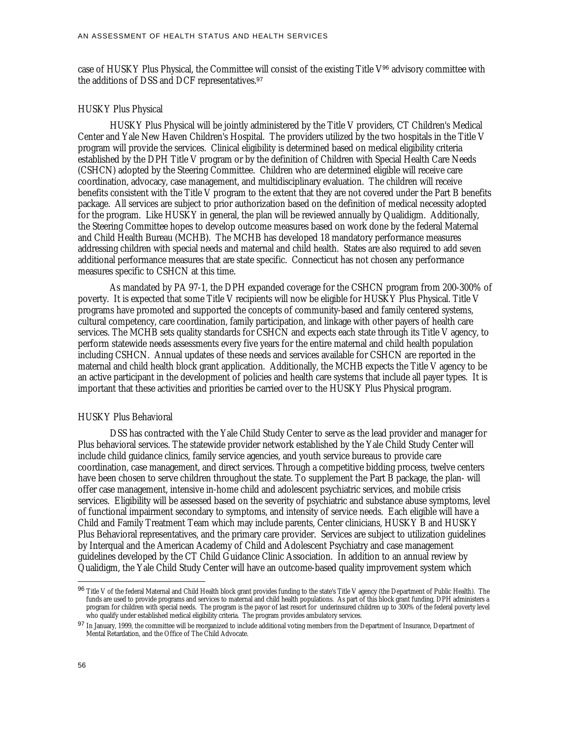case of HUSKY Plus Physical, the Committee will consist of the existing Title V[96] advisory committee with the additions of DSS and DCF representatives.[97]

### HUSKY Plus Physical

HUSKY Plus Physical will be jointly administered by the Title V providers, CT Children's Medical Center and Yale New Haven Children's Hospital. The providers utilized by the two hospitals in the Title V program will provide the services. Clinical eligibility is determined based on medical eligibility criteria established by the DPH Title V program or by the definition of Children with Special Health Care Needs (CSHCN) adopted by the Steering Committee. Children who are determined eligible will receive care coordination, advocacy, case management, and multidisciplinary evaluation. The children will receive benefits consistent with the Title V program to the extent that they are not covered under the Part B benefits package. All services are subject to prior authorization based on the definition of medical necessity adopted for the program. Like HUSKY in general, the plan will be reviewed annually by Qualidigm. Additionally, the Steering Committee hopes to develop outcome measures based on work done by the federal Maternal and Child Health Bureau (MCHB). The MCHB has developed 18 mandatory performance measures addressing children with special needs and maternal and child health. States are also required to add seven additional performance measures that are state specific. Connecticut has not chosen any performance measures specific to CSHCN at this time.

As mandated by PA 97-1, the DPH expanded coverage for the CSHCN program from 200-300% of poverty. It is expected that some Title V recipients will now be eligible for HUSKY Plus Physical. Title V programs have promoted and supported the concepts of community-based and family centered systems, cultural competency, care coordination, family participation, and linkage with other payers of health care services. The MCHB sets quality standards for CSHCN and expects each state through its Title V agency, to perform statewide needs assessments every five years for the entire maternal and child health population including CSHCN. Annual updates of these needs and services available for CSHCN are reported in the maternal and child health block grant application. Additionally, the MCHB expects the Title V agency to be an active participant in the development of policies and health care systems that include all payer types. It is important that these activities and priorities be carried over to the HUSKY Plus Physical program.

### HUSKY Plus Behavioral

DSS has contracted with the Yale Child Study Center to serve as the lead provider and manager for Plus behavioral services. The statewide provider network established by the Yale Child Study Center will include child guidance clinics, family service agencies, and youth service bureaus to provide care coordination, case management, and direct services. Through a competitive bidding process, twelve centers have been chosen to serve children throughout the state. To supplement the Part B package, the plan- will offer case management, intensive in-home child and adolescent psychiatric services, and mobile crisis services. Eligibility will be assessed based on the severity of psychiatric and substance abuse symptoms, level of functional impairment secondary to symptoms, and intensity of service needs. Each eligible will have a Child and Family Treatment Team which may include parents, Center clinicians, HUSKY B and HUSKY Plus Behavioral representatives, and the primary care provider. Services are subject to utilization guidelines by Interqual and the American Academy of Child and Adolescent Psychiatry and case management guidelines developed by the CT Child Guidance Clinic Association. In addition to an annual review by Qualidigm, the Yale Child Study Center will have an outcome-based quality improvement system which

---

[96] Title V of the federal Maternal and Child Health block grant provides funding to the state's Title V agency (the Department of Public Health). The funds are used to provide programs and services to maternal and child health populations. As part of this block grant funding, DPH administers a program for children with special needs. The program is the payor of last resort for underinsured children up to 300% of the federal poverty level who qualify under established medical eligibility criteria. The program provides ambulatory services.

[97] In January, 1999, the committee will be reorganized to include additional voting members from the Department of Insurance, Department of Mental Retardation, and the Office of The Child Advocate.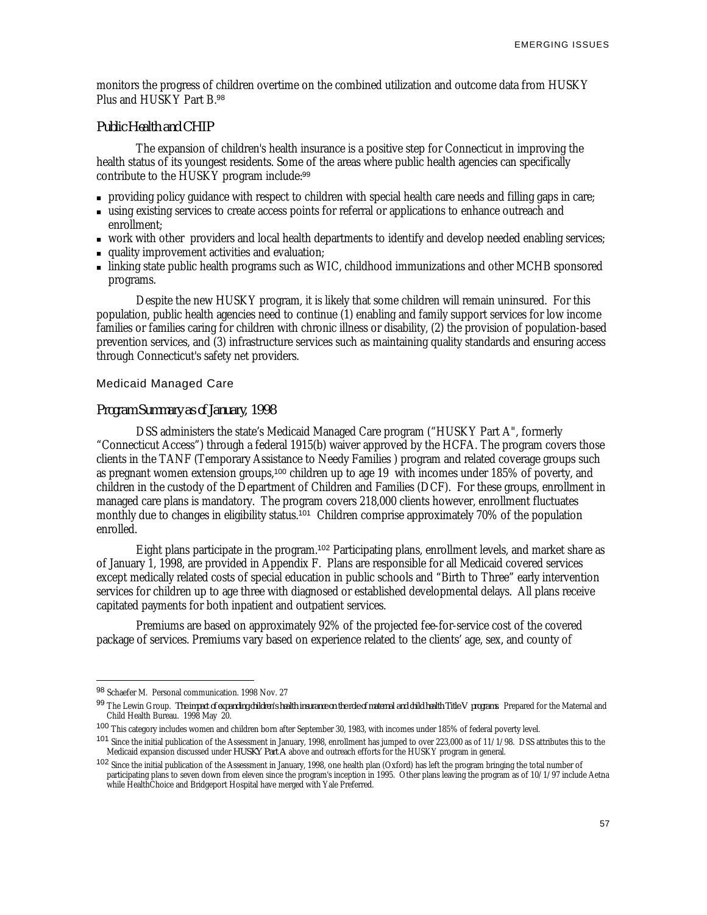monitors the progress of children overtime on the combined utilization and outcome data from HUSKY Plus and HUSKY Part B.[98]

### *Public Health and CHIP*

The expansion of children's health insurance is a positive step for Connecticut in improving the health status of its youngest residents. Some of the areas where public health agencies can specifically contribute to the HUSKY program include:[99]

- providing policy guidance with respect to children with special health care needs and filling gaps in care;
- using existing services to create access points for referral or applications to enhance outreach and enrollment;
- work with other providers and local health departments to identify and develop needed enabling services;
- quality improvement activities and evaluation;
- linking state public health programs such as WIC, childhood immunizations and other MCHB sponsored programs.

Despite the new HUSKY program, it is likely that some children will remain uninsured. For this population, public health agencies need to continue (1) enabling and family support services for low income families or families caring for children with chronic illness or disability, (2) the provision of population-based prevention services, and (3) infrastructure services such as maintaining quality standards and ensuring access through Connecticut's safety net providers.

## Medicaid Managed Care

### *Program Summary as of January, 1998*

DSS administers the state's Medicaid Managed Care program ("HUSKY Part A", formerly "Connecticut Access") through a federal 1915(b) waiver approved by the HCFA. The program covers those clients in the TANF (Temporary Assistance to Needy Families ) program and related coverage groups such as pregnant women extension groups,[100] children up to age 19 with incomes under 185% of poverty, and children in the custody of the Department of Children and Families (DCF). For these groups, enrollment in managed care plans is mandatory. The program covers 218,000 clients however, enrollment fluctuates monthly due to changes in eligibility status.[101] Children comprise approximately 70% of the population enrolled.

Eight plans participate in the program.[102] Participating plans, enrollment levels, and market share as of January 1, 1998, are provided in Appendix F. Plans are responsible for all Medicaid covered services except medically related costs of special education in public schools and "Birth to Three" early intervention services for children up to age three with diagnosed or established developmental delays. All plans receive capitated payments for both inpatient and outpatient services.

Premiums are based on approximately 92% of the projected fee-for-service cost of the covered package of services. Premiums vary based on experience related to the clients' age, sex, and county of

---

[98] Schaefer M. Personal communication. 1998 Nov. 27

[99] The Lewin Group. *The impact of expanding children's health insurance on the role of maternal and child health Title V programs.* Prepared for the Maternal and Child Health Bureau. 1998 May 20.

[100] This category includes women and children born after September 30, 1983, with incomes under 185% of federal poverty level.

[101] Since the initial publication of the Assessment in January, 1998, enrollment has jumped to over 223,000 as of 11/1/98. DSS attributes this to the Medicaid expansion discussed under *HUSKY Part A* above and outreach efforts for the HUSKY program in general.

[102] Since the initial publication of the Assessment in January, 1998, one health plan (Oxford) has left the program bringing the total number of participating plans to seven down from eleven since the program's inception in 1995. Other plans leaving the program as of 10/1/97 include Aetna while HealthChoice and Bridgeport Hospital have merged with Yale Preferred.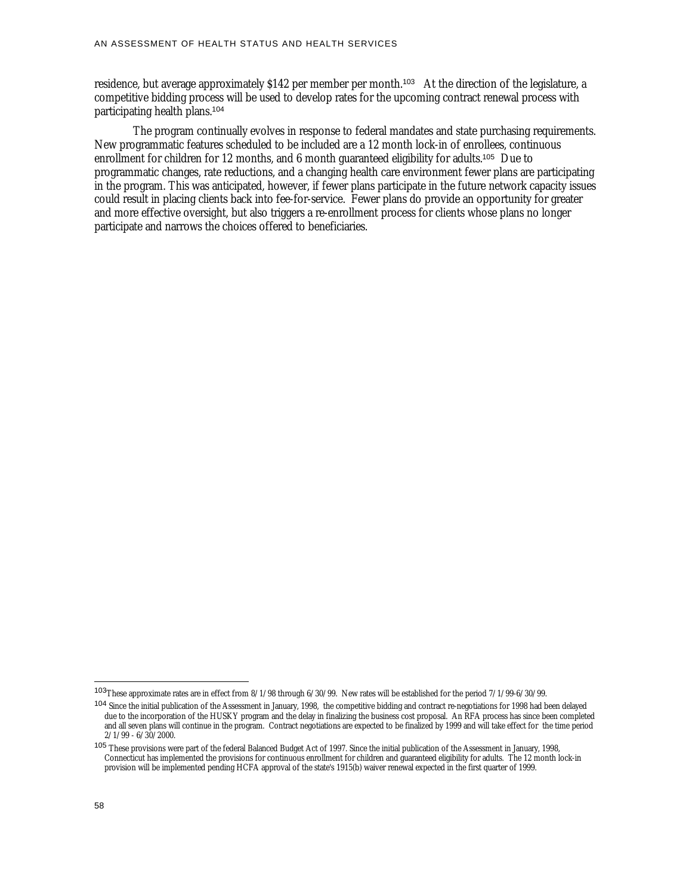residence, but average approximately $142 per member per month.[103] At the direction of the legislature, a competitive bidding process will be used to develop rates for the upcoming contract renewal process with participating health plans.[104]

The program continually evolves in response to federal mandates and state purchasing requirements. New programmatic features scheduled to be included are a 12 month lock-in of enrollees, continuous enrollment for children for 12 months, and 6 month guaranteed eligibility for adults.[105] Due to programmatic changes, rate reductions, and a changing health care environment fewer plans are participating in the program. This was anticipated, however, if fewer plans participate in the future network capacity issues could result in placing clients back into fee-for-service. Fewer plans do provide an opportunity for greater and more effective oversight, but also triggers a re-enrollment process for clients whose plans no longer participate and narrows the choices offered to beneficiaries.

---

[103] These approximate rates are in effect from 8/1/98 through 6/30/99. New rates will be established for the period 7/1/99-6/30/99.

[104] Since the initial publication of the Assessment in January, 1998, the competitive bidding and contract re-negotiations for 1998 had been delayed due to the incorporation of the HUSKY program and the delay in finalizing the business cost proposal. An RFA process has since been completed and all seven plans will continue in the program. Contract negotiations are expected to be finalized by 1999 and will take effect for the time period 2/1/99 - 6/30/2000.

[105] These provisions were part of the federal Balanced Budget Act of 1997. Since the initial publication of the Assessment in January, 1998, Connecticut has implemented the provisions for continuous enrollment for children and guaranteed eligibility for adults. The 12 month lock-in provision will be implemented pending HCFA approval of the state's 1915(b) waiver renewal expected in the first quarter of 1999.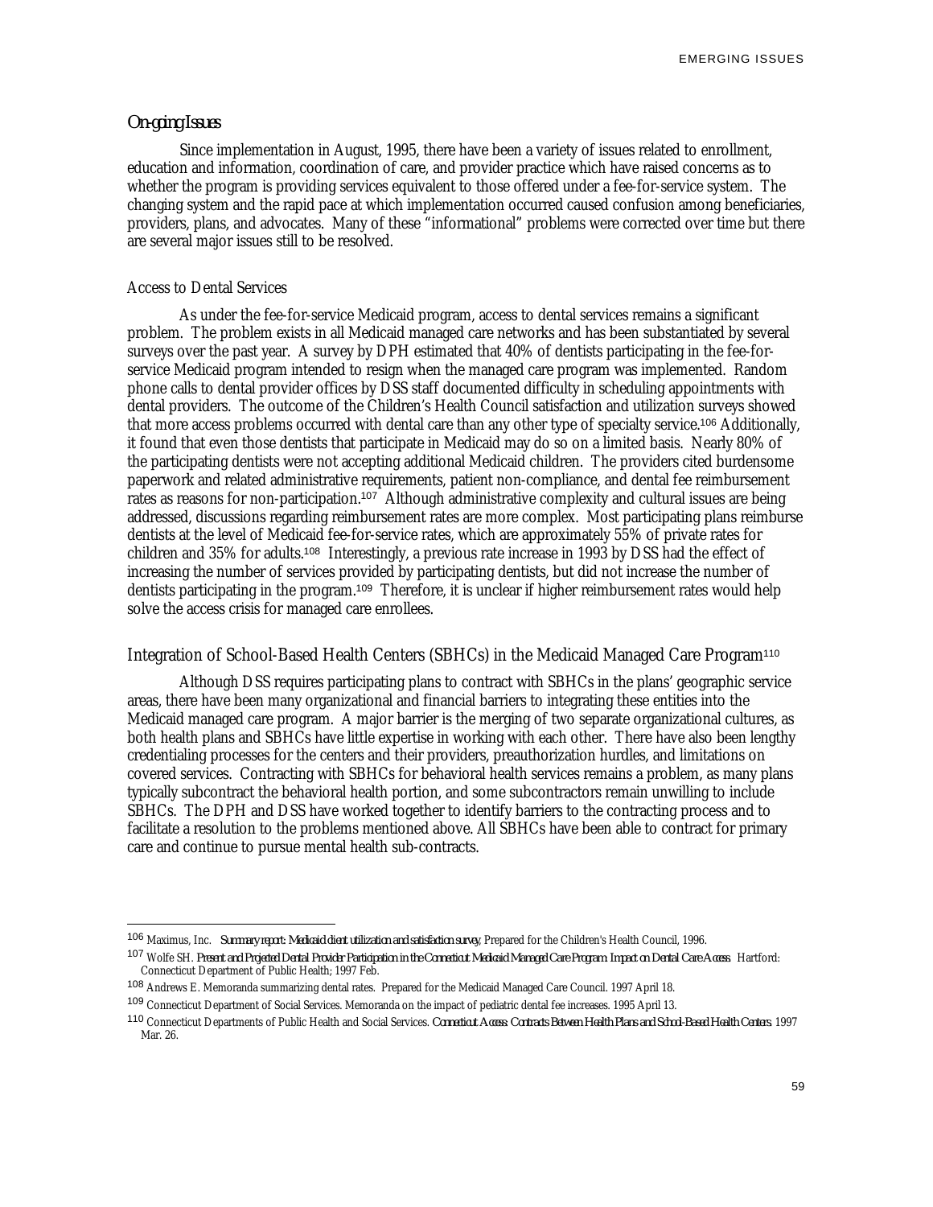## On-going Issues

Since implementation in August, 1995, there have been a variety of issues related to enrollment, education and information, coordination of care, and provider practice which have raised concerns as to whether the program is providing services equivalent to those offered under a fee-for-service system. The changing system and the rapid pace at which implementation occurred caused confusion among beneficiaries, providers, plans, and advocates. Many of these "informational" problems were corrected over time but there are several major issues still to be resolved.

### Access to Dental Services

As under the fee-for-service Medicaid program, access to dental services remains a significant problem. The problem exists in all Medicaid managed care networks and has been substantiated by several surveys over the past year. A survey by DPH estimated that 40% of dentists participating in the fee-for-service Medicaid program intended to resign when the managed care program was implemented. Random phone calls to dental provider offices by DSS staff documented difficulty in scheduling appointments with dental providers. The outcome of the Children's Health Council satisfaction and utilization surveys showed that more access problems occurred with dental care than any other type of specialty service.[106] Additionally, it found that even those dentists that participate in Medicaid may do so on a limited basis. Nearly 80% of the participating dentists were not accepting additional Medicaid children. The providers cited burdensome paperwork and related administrative requirements, patient non-compliance, and dental fee reimbursement rates as reasons for non-participation.[107] Although administrative complexity and cultural issues are being addressed, discussions regarding reimbursement rates are more complex. Most participating plans reimburse dentists at the level of Medicaid fee-for-service rates, which are approximately 55% of private rates for children and 35% for adults.[108] Interestingly, a previous rate increase in 1993 by DSS had the effect of increasing the number of services provided by participating dentists, but did not increase the number of dentists participating in the program.[109] Therefore, it is unclear if higher reimbursement rates would help solve the access crisis for managed care enrollees.

### Integration of School-Based Health Centers (SBHCs) in the Medicaid Managed Care Program[110]

Although DSS requires participating plans to contract with SBHCs in the plans' geographic service areas, there have been many organizational and financial barriers to integrating these entities into the Medicaid managed care program. A major barrier is the merging of two separate organizational cultures, as both health plans and SBHCs have little expertise in working with each other. There have also been lengthy credentialing processes for the centers and their providers, preauthorization hurdles, and limitations on covered services. Contracting with SBHCs for behavioral health services remains a problem, as many plans typically subcontract the behavioral health portion, and some subcontractors remain unwilling to include SBHCs. The DPH and DSS have worked together to identify barriers to the contracting process and to facilitate a resolution to the problems mentioned above. All SBHCs have been able to contract for primary care and continue to pursue mental health sub-contracts.

---

[106] Maximus, Inc. *Summary report: Medicaid client utilization and satisfaction survey*, Prepared for the Children's Health Council, 1996.

[107] Wolfe SH. *Present and Projected Dental Provider Participation in the Connecticut Medicaid Managed Care Program: Impact on Dental Care Access*. Hartford: Connecticut Department of Public Health; 1997 Feb.

[108] Andrews E. Memoranda summarizing dental rates. Prepared for the Medicaid Managed Care Council. 1997 April 18.

[109] Connecticut Department of Social Services. Memoranda on the impact of pediatric dental fee increases. 1995 April 13.

[110] Connecticut Departments of Public Health and Social Services. *Connecticut Access: Contracts Between Health Plans and School-Based Health Centers*. 1997 Mar. 26.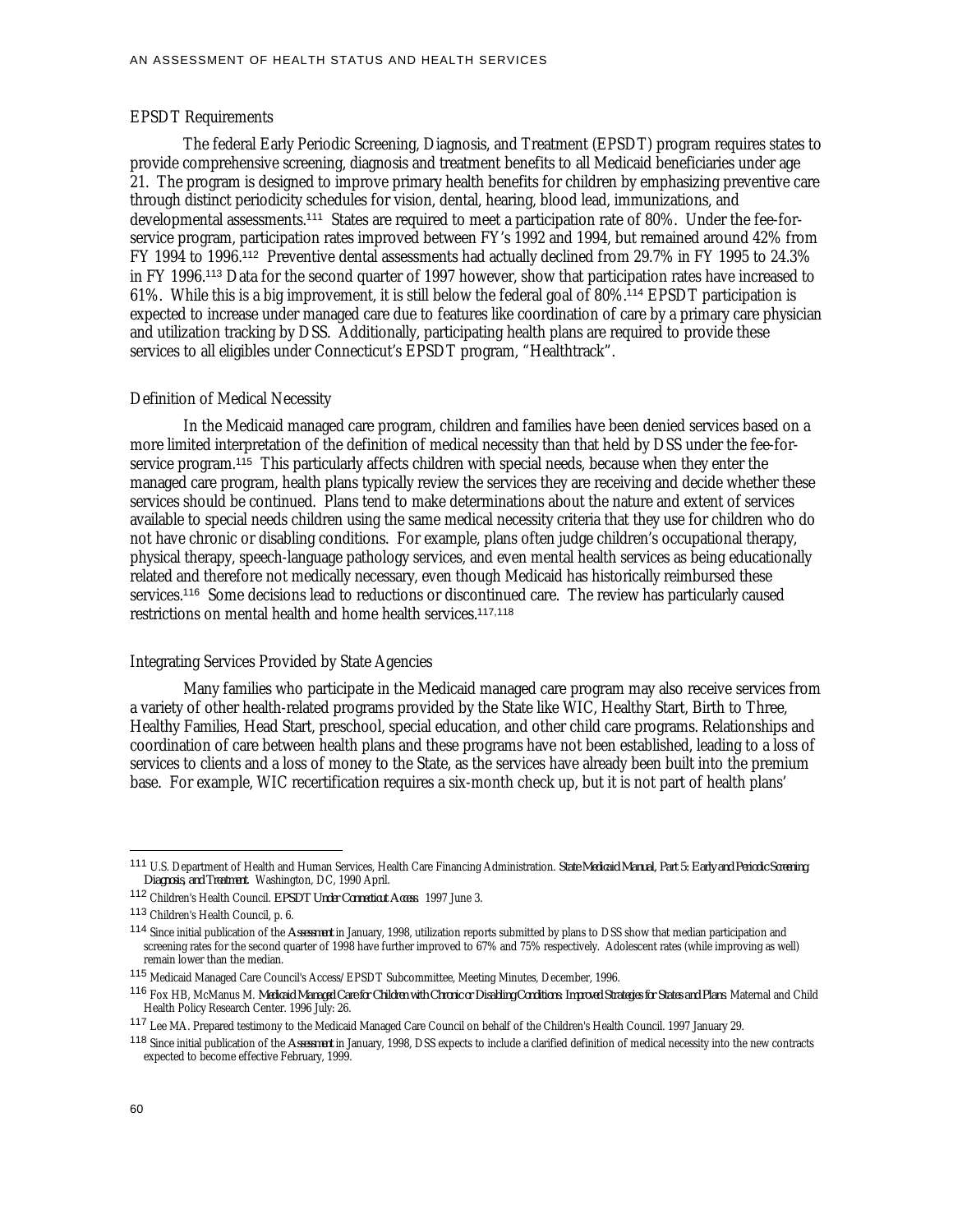### EPSDT Requirements

The federal Early Periodic Screening, Diagnosis, and Treatment (EPSDT) program requires states to provide comprehensive screening, diagnosis and treatment benefits to all Medicaid beneficiaries under age 21. The program is designed to improve primary health benefits for children by emphasizing preventive care through distinct periodicity schedules for vision, dental, hearing, blood lead, immunizations, and developmental assessments.[111] States are required to meet a participation rate of 80%. Under the fee-for-service program, participation rates improved between FY's 1992 and 1994, but remained around 42% from FY 1994 to 1996.[112] Preventive dental assessments had actually declined from 29.7% in FY 1995 to 24.3% in FY 1996.[113] Data for the second quarter of 1997 however, show that participation rates have increased to 61%. While this is a big improvement, it is still below the federal goal of 80%.[114] EPSDT participation is expected to increase under managed care due to features like coordination of care by a primary care physician and utilization tracking by DSS. Additionally, participating health plans are required to provide these services to all eligibles under Connecticut's EPSDT program, "Healthtrack".

### Definition of Medical Necessity

In the Medicaid managed care program, children and families have been denied services based on a more limited interpretation of the definition of medical necessity than that held by DSS under the fee-for-service program.[115] This particularly affects children with special needs, because when they enter the managed care program, health plans typically review the services they are receiving and decide whether these services should be continued. Plans tend to make determinations about the nature and extent of services available to special needs children using the same medical necessity criteria that they use for children who do not have chronic or disabling conditions. For example, plans often judge children's occupational therapy, physical therapy, speech-language pathology services, and even mental health services as being educationally related and therefore not medically necessary, even though Medicaid has historically reimbursed these services.[116] Some decisions lead to reductions or discontinued care. The review has particularly caused restrictions on mental health and home health services.[117,118]

### Integrating Services Provided by State Agencies

Many families who participate in the Medicaid managed care program may also receive services from a variety of other health-related programs provided by the State like WIC, Healthy Start, Birth to Three, Healthy Families, Head Start, preschool, special education, and other child care programs. Relationships and coordination of care between health plans and these programs have not been established, leading to a loss of services to clients and a loss of money to the State, as the services have already been built into the premium base. For example, WIC recertification requires a six-month check up, but it is not part of health plans'

---

[111] U.S. Department of Health and Human Services, Health Care Financing Administration. *State Medicaid Manual, Part 5: Early and Periodic Screening, Diagnosis, and Treatment*. Washington, DC, 1990 April.

[112] Children's Health Council. *EPSDT Under Connecticut Access*. 1997 June 3.

[113] Children's Health Council, p. 6.

[114] Since initial publication of the *Assessment* in January, 1998, utilization reports submitted by plans to DSS show that median participation and screening rates for the second quarter of 1998 have further improved to 67% and 75% respectively. Adolescent rates (while improving as well) remain lower than the median.

[115] Medicaid Managed Care Council's Access/EPSDT Subcommittee, Meeting Minutes, December, 1996.

[116] Fox HB, McManus M. *Medicaid Managed Care for Children with Chronic or Disabling Conditions: Improved Strategies for States and Plans*. Maternal and Child Health Policy Research Center. 1996 July: 26.

[117] Lee MA. Prepared testimony to the Medicaid Managed Care Council on behalf of the Children's Health Council. 1997 January 29.

[118] Since initial publication of the *Assessment* in January, 1998, DSS expects to include a clarified definition of medical necessity into the new contracts expected to become effective February, 1999.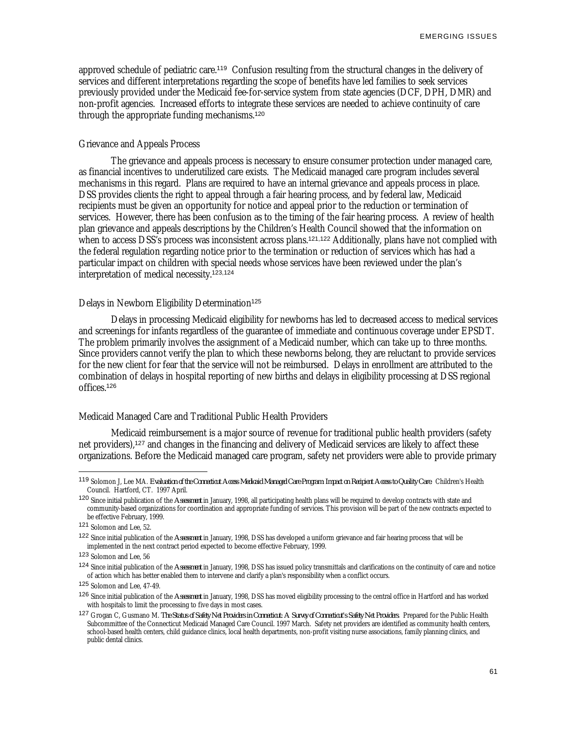approved schedule of pediatric care.[119] Confusion resulting from the structural changes in the delivery of services and different interpretations regarding the scope of benefits have led families to seek services previously provided under the Medicaid fee-for-service system from state agencies (DCF, DPH, DMR) and non-profit agencies. Increased efforts to integrate these services are needed to achieve continuity of care through the appropriate funding mechanisms.[120]

### Grievance and Appeals Process

The grievance and appeals process is necessary to ensure consumer protection under managed care, as financial incentives to underutilized care exists. The Medicaid managed care program includes several mechanisms in this regard. Plans are required to have an internal grievance and appeals process in place. DSS provides clients the right to appeal through a fair hearing process, and by federal law, Medicaid recipients must be given an opportunity for notice and appeal prior to the reduction or termination of services. However, there has been confusion as to the timing of the fair hearing process. A review of health plan grievance and appeals descriptions by the Children's Health Council showed that the information on when to access DSS's process was inconsistent across plans.[121,122] Additionally, plans have not complied with the federal regulation regarding notice prior to the termination or reduction of services which has had a particular impact on children with special needs whose services have been reviewed under the plan's interpretation of medical necessity.[123,124]

### Delays in Newborn Eligibility Determination[125]

Delays in processing Medicaid eligibility for newborns has led to decreased access to medical services and screenings for infants regardless of the guarantee of immediate and continuous coverage under EPSDT. The problem primarily involves the assignment of a Medicaid number, which can take up to three months. Since providers cannot verify the plan to which these newborns belong, they are reluctant to provide services for the new client for fear that the service will not be reimbursed. Delays in enrollment are attributed to the combination of delays in hospital reporting of new births and delays in eligibility processing at DSS regional offices.[126]

### Medicaid Managed Care and Traditional Public Health Providers

Medicaid reimbursement is a major source of revenue for traditional public health providers (safety net providers),[127] and changes in the financing and delivery of Medicaid services are likely to affect these organizations. Before the Medicaid managed care program, safety net providers were able to provide primary

---

[119] Solomon J, Lee MA. *Evaluation of the Connecticut Access Medicaid Managed Care Program: Impact on Recipient Access to Quality Care*. Children's Health Council. Hartford, CT. 1997 April.

[120] Since initial publication of the *Assessment* in January, 1998, all participating health plans will be required to develop contracts with state and community-based organizations for coordination and appropriate funding of services. This provision will be part of the new contracts expected to be effective February, 1999.

[121] Solomon and Lee, 52.

[122] Since initial publication of the *Assessment* in January, 1998, DSS has developed a uniform grievance and fair hearing process that will be implemented in the next contract period expected to become effective February, 1999.

[123] Solomon and Lee, 56

[124] Since initial publication of the *Assessment* in January, 1998, DSS has issued policy transmittals and clarifications on the continuity of care and notice of action which has better enabled them to intervene and clarify a plan's responsibility when a conflict occurs.

[125] Solomon and Lee, 47-49.

[126] Since initial publication of the *Assessment* in January, 1998, DSS has moved eligibility processing to the central office in Hartford and has worked with hospitals to limit the processing to five days in most cases.

[127] Grogan C, Gusmano M. *The Status of Safety Net Providers in Connecticut: A Survey of Connecticut's Safety Net Providers*. Prepared for the Public Health Subcommittee of the Connecticut Medicaid Managed Care Council. 1997 March. Safety net providers are identified as community health centers, school-based health centers, child guidance clinics, local health departments, non-profit visiting nurse associations, family planning clinics, and public dental clinics.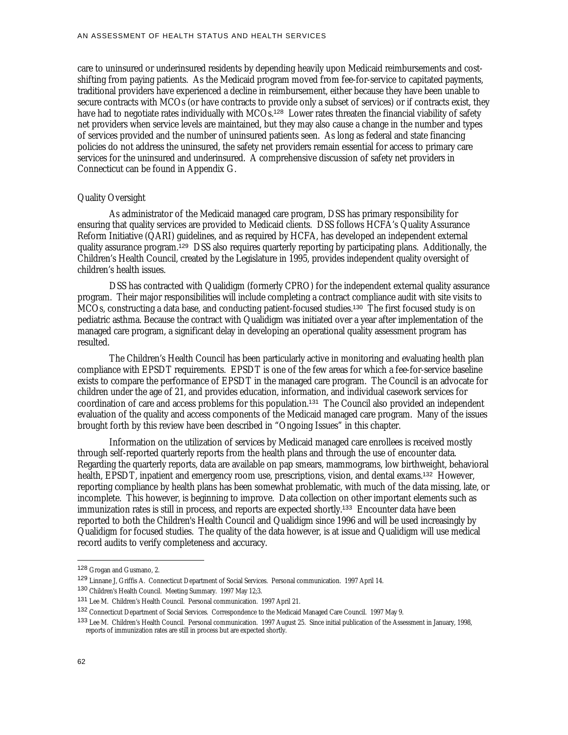care to uninsured or underinsured residents by depending heavily upon Medicaid reimbursements and cost-shifting from paying patients. As the Medicaid program moved from fee-for-service to capitated payments, traditional providers have experienced a decline in reimbursement, either because they have been unable to secure contracts with MCOs (or have contracts to provide only a subset of services) or if contracts exist, they have had to negotiate rates individually with MCOs.[128] Lower rates threaten the financial viability of safety net providers when service levels are maintained, but they may also cause a change in the number and types of services provided and the number of uninsured patients seen. As long as federal and state financing policies do not address the uninsured, the safety net providers remain essential for access to primary care services for the uninsured and underinsured. A comprehensive discussion of safety net providers in Connecticut can be found in Appendix G.

### Quality Oversight

As administrator of the Medicaid managed care program, DSS has primary responsibility for ensuring that quality services are provided to Medicaid clients. DSS follows HCFA's Quality Assurance Reform Initiative (QARI) guidelines, and as required by HCFA, has developed an independent external quality assurance program.[129] DSS also requires quarterly reporting by participating plans. Additionally, the Children's Health Council, created by the Legislature in 1995, provides independent quality oversight of children's health issues.

DSS has contracted with Qualidigm (formerly CPRO) for the independent external quality assurance program. Their major responsibilities will include completing a contract compliance audit with site visits to MCOs, constructing a data base, and conducting patient-focused studies.[130] The first focused study is on pediatric asthma. Because the contract with Qualidigm was initiated over a year after implementation of the managed care program, a significant delay in developing an operational quality assessment program has resulted.

The Children's Health Council has been particularly active in monitoring and evaluating health plan compliance with EPSDT requirements. EPSDT is one of the few areas for which a fee-for-service baseline exists to compare the performance of EPSDT in the managed care program. The Council is an advocate for children under the age of 21, and provides education, information, and individual casework services for coordination of care and access problems for this population.[131] The Council also provided an independent evaluation of the quality and access components of the Medicaid managed care program. Many of the issues brought forth by this review have been described in "Ongoing Issues" in this chapter.

Information on the utilization of services by Medicaid managed care enrollees is received mostly through self-reported quarterly reports from the health plans and through the use of encounter data. Regarding the quarterly reports, data are available on pap smears, mammograms, low birthweight, behavioral health, EPSDT, inpatient and emergency room use, prescriptions, vision, and dental exams.[132] However, reporting compliance by health plans has been somewhat problematic, with much of the data missing, late, or incomplete. This however, is beginning to improve. Data collection on other important elements such as immunization rates is still in process, and reports are expected shortly.[133] Encounter data have been reported to both the Children's Health Council and Qualidigm since 1996 and will be used increasingly by Qualidigm for focused studies. The quality of the data however, is at issue and Qualidigm will use medical record audits to verify completeness and accuracy.

---

[128] Grogan and Gusmano, 2.

[129] Linnane J, Griffis A. Connecticut Department of Social Services. Personal communication. 1997 April 14.

[130] Children's Health Council. Meeting Summary. 1997 May 12;3.

[131] Lee M. Children's Health Council. Personal communication. 1997 April 21.

[132] Connecticut Department of Social Services. Correspondence to the Medicaid Managed Care Council. 1997 May 9.

[133] Lee M. Children's Health Council. Personal communication. 1997 August 25. Since initial publication of the Assessment in January, 1998, reports of immunization rates are still in process but are expected shortly.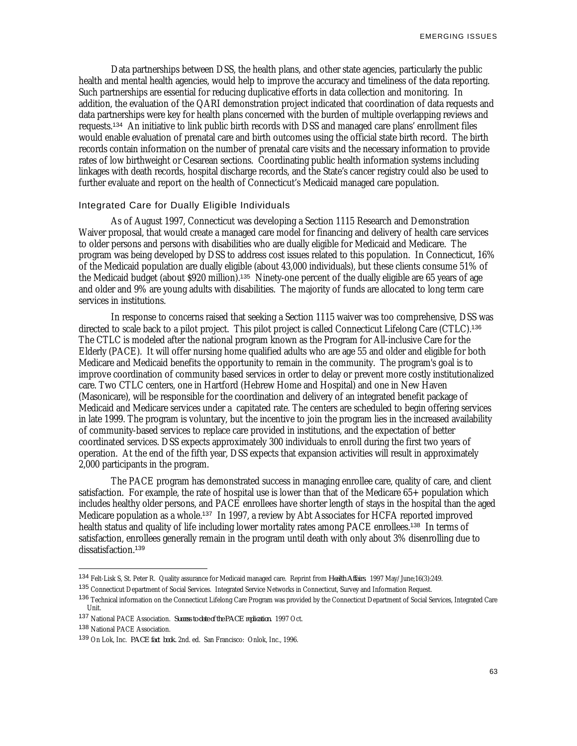Data partnerships between DSS, the health plans, and other state agencies, particularly the public health and mental health agencies, would help to improve the accuracy and timeliness of the data reporting. Such partnerships are essential for reducing duplicative efforts in data collection and monitoring. In addition, the evaluation of the QARI demonstration project indicated that coordination of data requests and data partnerships were key for health plans concerned with the burden of multiple overlapping reviews and requests.[134] An initiative to link public birth records with DSS and managed care plans' enrollment files would enable evaluation of prenatal care and birth outcomes using the official state birth record. The birth records contain information on the number of prenatal care visits and the necessary information to provide rates of low birthweight or Cesarean sections. Coordinating public health information systems including linkages with death records, hospital discharge records, and the State's cancer registry could also be used to further evaluate and report on the health of Connecticut's Medicaid managed care population.

### Integrated Care for Dually Eligible Individuals

As of August 1997, Connecticut was developing a Section 1115 Research and Demonstration Waiver proposal, that would create a managed care model for financing and delivery of health care services to older persons and persons with disabilities who are dually eligible for Medicaid and Medicare. The program was being developed by DSS to address cost issues related to this population. In Connecticut, 16% of the Medicaid population are dually eligible (about 43,000 individuals), but these clients consume 51% of the Medicaid budget (about $920 million).[135] Ninety-one percent of the dually eligible are 65 years of age and older and 9% are young adults with disabilities. The majority of funds are allocated to long term care services in institutions.

In response to concerns raised that seeking a Section 1115 waiver was too comprehensive, DSS was directed to scale back to a pilot project. This pilot project is called Connecticut Lifelong Care (CTLC).[136] The CTLC is modeled after the national program known as the Program for All-inclusive Care for the Elderly (PACE). It will offer nursing home qualified adults who are age 55 and older and eligible for both Medicare and Medicaid benefits the opportunity to remain in the community. The program's goal is to improve coordination of community based services in order to delay or prevent more costly institutionalized care. Two CTLC centers, one in Hartford (Hebrew Home and Hospital) and one in New Haven (Masonicare), will be responsible for the coordination and delivery of an integrated benefit package of Medicaid and Medicare services under a capitated rate. The centers are scheduled to begin offering services in late 1999. The program is voluntary, but the incentive to join the program lies in the increased availability of community-based services to replace care provided in institutions, and the expectation of better coordinated services. DSS expects approximately 300 individuals to enroll during the first two years of operation. At the end of the fifth year, DSS expects that expansion activities will result in approximately 2,000 participants in the program.

The PACE program has demonstrated success in managing enrollee care, quality of care, and client satisfaction. For example, the rate of hospital use is lower than that of the Medicare 65+ population which includes healthy older persons, and PACE enrollees have shorter length of stays in the hospital than the aged Medicare population as a whole.[137] In 1997, a review by Abt Associates for HCFA reported improved health status and quality of life including lower mortality rates among PACE enrollees.[138] In terms of satisfaction, enrollees generally remain in the program until death with only about 3% disenrolling due to dissatisfaction.[139]

---

[134] Felt-Lisk S, St. Peter R. Quality assurance for Medicaid managed care. Reprint from *Health Affairs*. 1997 May/June;16(3):249.

[135] Connecticut Department of Social Services. Integrated Service Networks in Connecticut, Survey and Information Request.

[136] Technical information on the Connecticut Lifelong Care Program was provided by the Connecticut Department of Social Services, Integrated Care Unit.

[137] National PACE Association. *Success to date of the PACE replication*. 1997 Oct.

[138] National PACE Association.

[139] On Lok, Inc. *PACE fact book*. 2nd. ed. San Francisco: Onlok, Inc., 1996.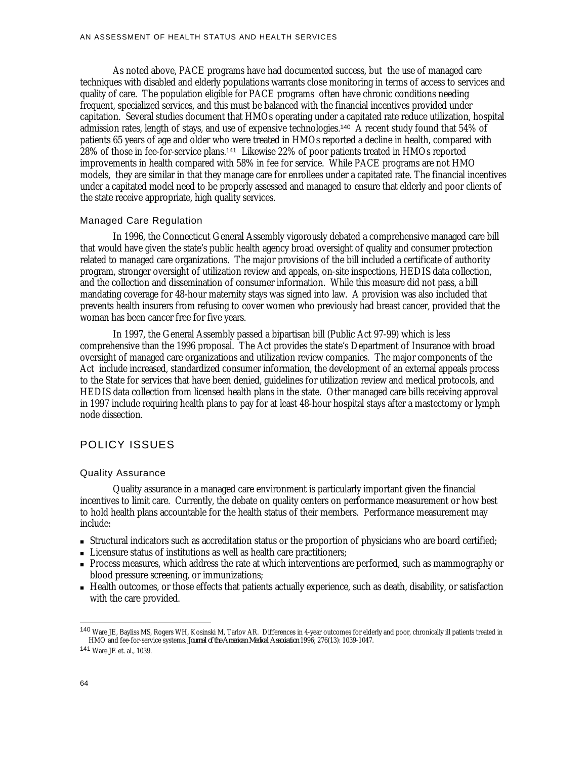As noted above, PACE programs have had documented success, but the use of managed care techniques with disabled and elderly populations warrants close monitoring in terms of access to services and quality of care. The population eligible for PACE programs often have chronic conditions needing frequent, specialized services, and this must be balanced with the financial incentives provided under capitation. Several studies document that HMOs operating under a capitated rate reduce utilization, hospital admission rates, length of stays, and use of expensive technologies.[140] A recent study found that 54% of patients 65 years of age and older who were treated in HMOs reported a decline in health, compared with 28% of those in fee-for-service plans.[141] Likewise 22% of poor patients treated in HMOs reported improvements in health compared with 58% in fee for service. While PACE programs are not HMO models, they are similar in that they manage care for enrollees under a capitated rate. The financial incentives under a capitated model need to be properly assessed and managed to ensure that elderly and poor clients of the state receive appropriate, high quality services.

### Managed Care Regulation

In 1996, the Connecticut General Assembly vigorously debated a comprehensive managed care bill that would have given the state's public health agency broad oversight of quality and consumer protection related to managed care organizations. The major provisions of the bill included a certificate of authority program, stronger oversight of utilization review and appeals, on-site inspections, HEDIS data collection, and the collection and dissemination of consumer information. While this measure did not pass, a bill mandating coverage for 48-hour maternity stays was signed into law. A provision was also included that prevents health insurers from refusing to cover women who previously had breast cancer, provided that the woman has been cancer free for five years.

In 1997, the General Assembly passed a bipartisan bill (Public Act 97-99) which is less comprehensive than the 1996 proposal. The Act provides the state's Department of Insurance with broad oversight of managed care organizations and utilization review companies. The major components of the Act include increased, standardized consumer information, the development of an external appeals process to the State for services that have been denied, guidelines for utilization review and medical protocols, and HEDIS data collection from licensed health plans in the state. Other managed care bills receiving approval in 1997 include requiring health plans to pay for at least 48-hour hospital stays after a mastectomy or lymph node dissection.

## POLICY ISSUES

### Quality Assurance

Quality assurance in a managed care environment is particularly important given the financial incentives to limit care. Currently, the debate on quality centers on performance measurement or how best to hold health plans accountable for the health status of their members. Performance measurement may include:

- Structural indicators such as accreditation status or the proportion of physicians who are board certified;
- Licensure status of institutions as well as health care practitioners;
- Process measures, which address the rate at which interventions are performed, such as mammography or blood pressure screening, or immunizations;
- Health outcomes, or those effects that patients actually experience, such as death, disability, or satisfaction with the care provided.

---

[140] Ware JE, Bayliss MS, Rogers WH, Kosinski M, Tarlov AR. Differences in 4-year outcomes for elderly and poor, chronically ill patients treated in HMO and fee-for-service systems. *Journal of the American Medical Association* 1996; 276(13): 1039-1047.

[141] Ware JE et. al., 1039.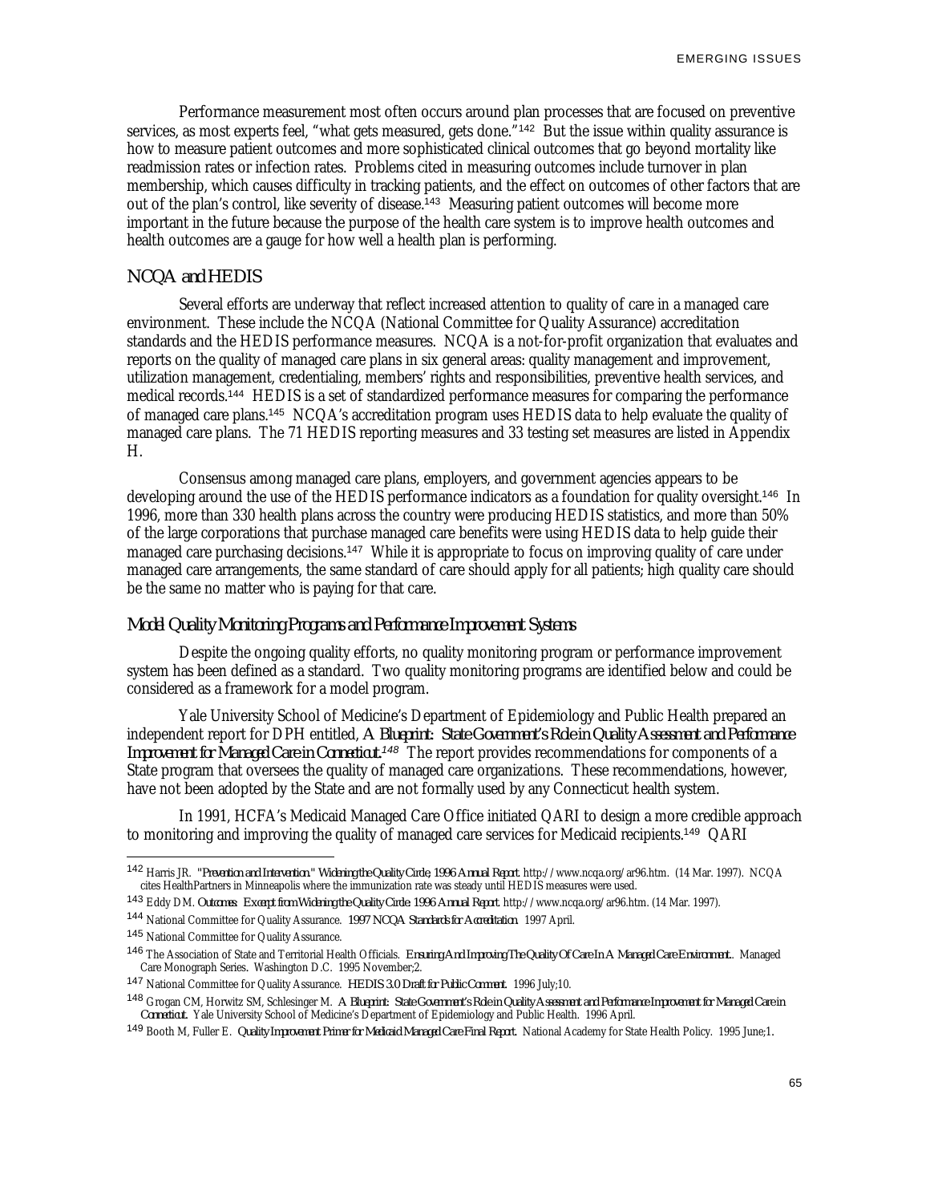Performance measurement most often occurs around plan processes that are focused on preventive services, as most experts feel, "what gets measured, gets done."[142] But the issue within quality assurance is how to measure patient outcomes and more sophisticated clinical outcomes that go beyond mortality like readmission rates or infection rates. Problems cited in measuring outcomes include turnover in plan membership, which causes difficulty in tracking patients, and the effect on outcomes of other factors that are out of the plan's control, like severity of disease.[143] Measuring patient outcomes will become more important in the future because the purpose of the health care system is to improve health outcomes and health outcomes are a gauge for how well a health plan is performing.

## NCQA and HEDIS

Several efforts are underway that reflect increased attention to quality of care in a managed care environment. These include the NCQA (National Committee for Quality Assurance) accreditation standards and the HEDIS performance measures. NCQA is a not-for-profit organization that evaluates and reports on the quality of managed care plans in six general areas: quality management and improvement, utilization management, credentialing, members' rights and responsibilities, preventive health services, and medical records.[144] HEDIS is a set of standardized performance measures for comparing the performance of managed care plans.[145] NCQA's accreditation program uses HEDIS data to help evaluate the quality of managed care plans. The 71 HEDIS reporting measures and 33 testing set measures are listed in Appendix H.

Consensus among managed care plans, employers, and government agencies appears to be developing around the use of the HEDIS performance indicators as a foundation for quality oversight.[146] In 1996, more than 330 health plans across the country were producing HEDIS statistics, and more than 50% of the large corporations that purchase managed care benefits were using HEDIS data to help guide their managed care purchasing decisions.[147] While it is appropriate to focus on improving quality of care under managed care arrangements, the same standard of care should apply for all patients; high quality care should be the same no matter who is paying for that care.

### Model Quality Monitoring Programs and Performance Improvement Systems

Despite the ongoing quality efforts, no quality monitoring program or performance improvement system has been defined as a standard. Two quality monitoring programs are identified below and could be considered as a framework for a model program.

Yale University School of Medicine's Department of Epidemiology and Public Health prepared an independent report for DPH entitled, *A Blueprint: State Government's Role in Quality Assessment and Performance Improvement for Managed Care in Connecticut.*[148] The report provides recommendations for components of a State program that oversees the quality of managed care organizations. These recommendations, however, have not been adopted by the State and are not formally used by any Connecticut health system.

In 1991, HCFA's Medicaid Managed Care Office initiated QARI to design a more credible approach to monitoring and improving the quality of managed care services for Medicaid recipients.[149] QARI

---

[142] Harris JR. "Prevention and Intervention." *Widening the Quality Circle, 1996 Annual Report.* http://www.ncqa.org/ar96.htm. (14 Mar. 1997). NCQA cites HealthPartners in Minneapolis where the immunization rate was steady until HEDIS measures were used.

[143] Eddy DM. *Outcomes: Excerpt from Widening the Quality Circle: 1996 Annual Report.* http://www.ncqa.org/ar96.htm. (14 Mar. 1997).

[144] National Committee for Quality Assurance. *1997 NCQA Standards for Accreditation.* 1997 April.

[145] National Committee for Quality Assurance.

[146] The Association of State and Territorial Health Officials. *Ensuring And Improving The Quality Of Care In A Managed Care Environment.*. Managed Care Monograph Series. Washington D.C. 1995 November;2.

[147] National Committee for Quality Assurance. *HEDIS 3.0 Draft for Public Comment.* 1996 July;10.

[148] Grogan CM, Horwitz SM, Schlesinger M. *A Blueprint: State Government's Role in Quality Assessment and Performance Improvement for Managed Care in Connecticut.* Yale University School of Medicine's Department of Epidemiology and Public Health. 1996 April.

[149] Booth M, Fuller E. *Quality Improvement Primer for Medicaid Managed Care Final Report.* National Academy for State Health Policy. 1995 June;1.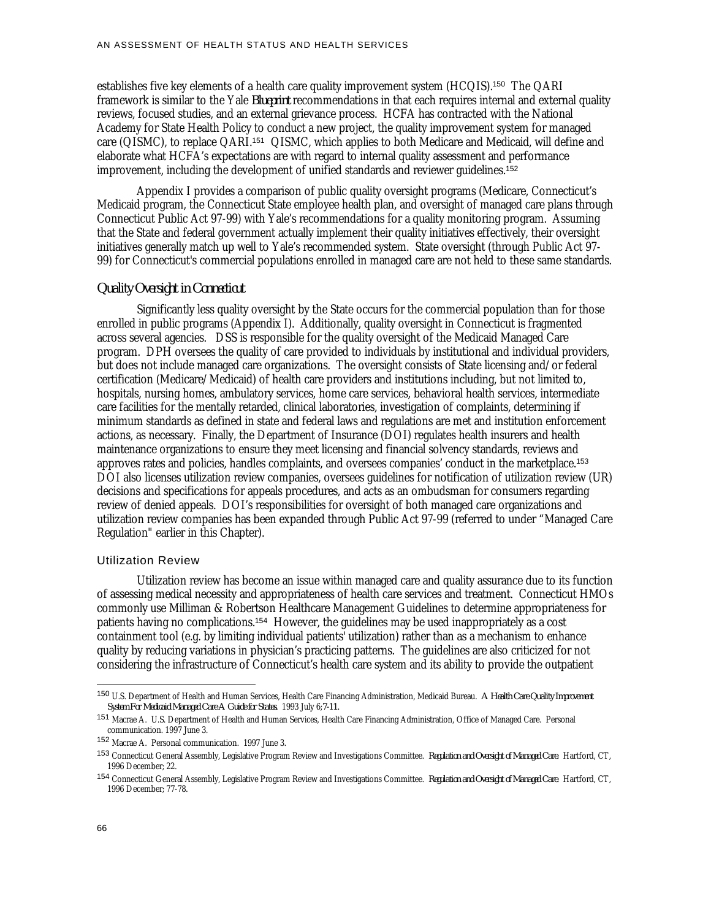establishes five key elements of a health care quality improvement system (HCQIS).[150] The QARI framework is similar to the Yale *Blueprint* recommendations in that each requires internal and external quality reviews, focused studies, and an external grievance process. HCFA has contracted with the National Academy for State Health Policy to conduct a new project, the quality improvement system for managed care (QISMC), to replace QARI.[151] QISMC, which applies to both Medicare and Medicaid, will define and elaborate what HCFA's expectations are with regard to internal quality assessment and performance improvement, including the development of unified standards and reviewer guidelines.[152]

Appendix I provides a comparison of public quality oversight programs (Medicare, Connecticut's Medicaid program, the Connecticut State employee health plan, and oversight of managed care plans through Connecticut Public Act 97-99) with Yale's recommendations for a quality monitoring program. Assuming that the State and federal government actually implement their quality initiatives effectively, their oversight initiatives generally match up well to Yale's recommended system. State oversight (through Public Act 97-99) for Connecticut's commercial populations enrolled in managed care are not held to these same standards.

## *Quality Oversight in Connecticut*

Significantly less quality oversight by the State occurs for the commercial population than for those enrolled in public programs (Appendix I). Additionally, quality oversight in Connecticut is fragmented across several agencies. DSS is responsible for the quality oversight of the Medicaid Managed Care program. DPH oversees the quality of care provided to individuals by institutional and individual providers, but does not include managed care organizations. The oversight consists of State licensing and/or federal certification (Medicare/Medicaid) of health care providers and institutions including, but not limited to, hospitals, nursing homes, ambulatory services, home care services, behavioral health services, intermediate care facilities for the mentally retarded, clinical laboratories, investigation of complaints, determining if minimum standards as defined in state and federal laws and regulations are met and institution enforcement actions, as necessary. Finally, the Department of Insurance (DOI) regulates health insurers and health maintenance organizations to ensure they meet licensing and financial solvency standards, reviews and approves rates and policies, handles complaints, and oversees companies' conduct in the marketplace.[153] DOI also licenses utilization review companies, oversees guidelines for notification of utilization review (UR) decisions and specifications for appeals procedures, and acts as an ombudsman for consumers regarding review of denied appeals. DOI's responsibilities for oversight of both managed care organizations and utilization review companies has been expanded through Public Act 97-99 (referred to under "Managed Care Regulation" earlier in this Chapter).

### Utilization Review

Utilization review has become an issue within managed care and quality assurance due to its function of assessing medical necessity and appropriateness of health care services and treatment. Connecticut HMOs commonly use Milliman & Robertson Healthcare Management Guidelines to determine appropriateness for patients having no complications.[154] However, the guidelines may be used inappropriately as a cost containment tool (e.g. by limiting individual patients' utilization) rather than as a mechanism to enhance quality by reducing variations in physician's practicing patterns. The guidelines are also criticized for not considering the infrastructure of Connecticut's health care system and its ability to provide the outpatient

---

[150] U.S. Department of Health and Human Services, Health Care Financing Administration, Medicaid Bureau. *A Health Care Quality Improvement System For Medicaid Managed Care A Guide for States.* 1993 July 6;7-11.

[151] Macrae A. U.S. Department of Health and Human Services, Health Care Financing Administration, Office of Managed Care. Personal communication. 1997 June 3.

[152] Macrae A. Personal communication. 1997 June 3.

[153] Connecticut General Assembly, Legislative Program Review and Investigations Committee. *Regulation and Oversight of Managed Care.* Hartford, CT, 1996 December; 22.

[154] Connecticut General Assembly, Legislative Program Review and Investigations Committee. *Regulation and Oversight of Managed Care.* Hartford, CT, 1996 December; 77-78.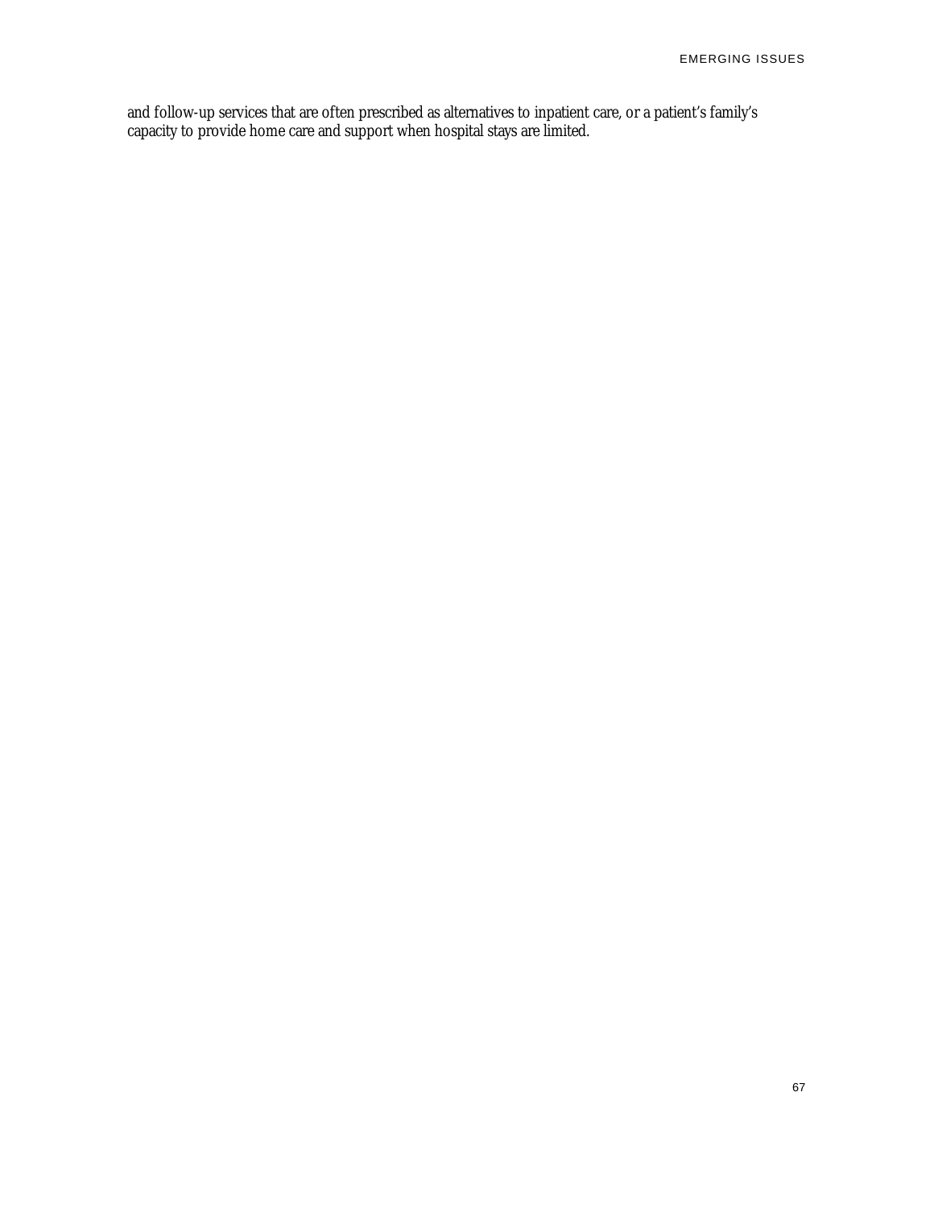and follow-up services that are often prescribed as alternatives to inpatient care, or a patient's family's capacity to provide home care and support when hospital stays are limited.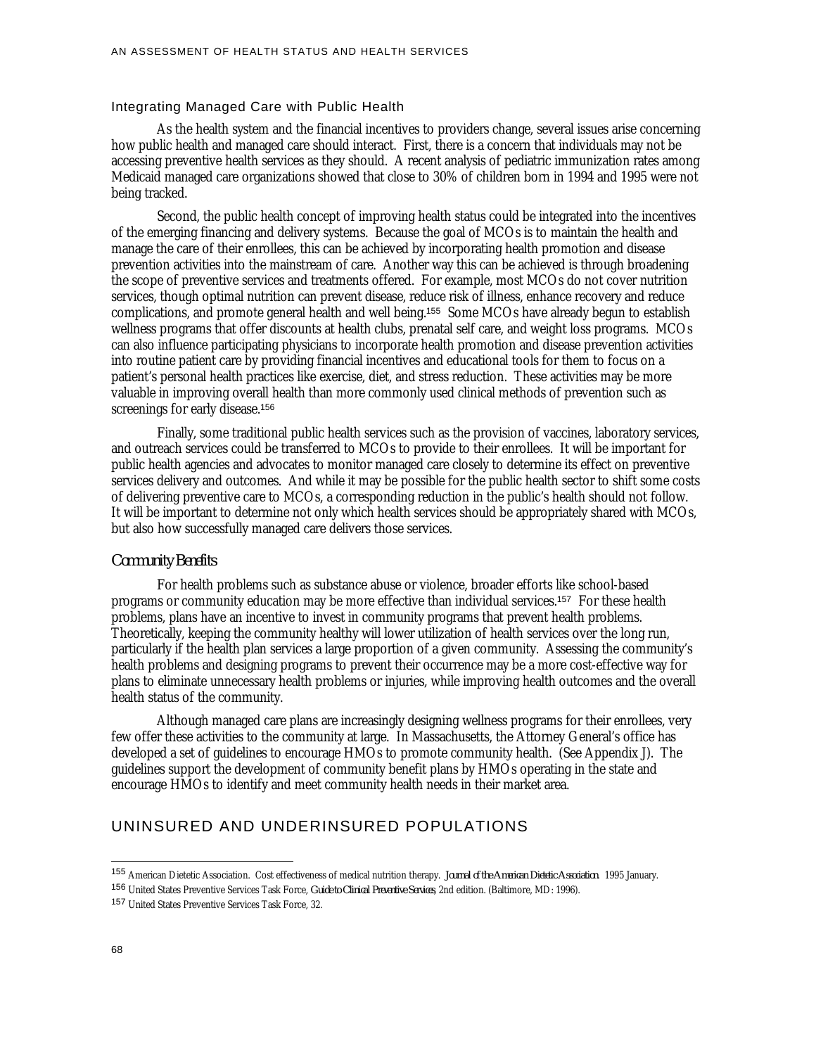### Integrating Managed Care with Public Health

As the health system and the financial incentives to providers change, several issues arise concerning how public health and managed care should interact. First, there is a concern that individuals may not be accessing preventive health services as they should. A recent analysis of pediatric immunization rates among Medicaid managed care organizations showed that close to 30% of children born in 1994 and 1995 were not being tracked.

Second, the public health concept of improving health status could be integrated into the incentives of the emerging financing and delivery systems. Because the goal of MCOs is to maintain the health and manage the care of their enrollees, this can be achieved by incorporating health promotion and disease prevention activities into the mainstream of care. Another way this can be achieved is through broadening the scope of preventive services and treatments offered. For example, most MCOs do not cover nutrition services, though optimal nutrition can prevent disease, reduce risk of illness, enhance recovery and reduce complications, and promote general health and well being.[155] Some MCOs have already begun to establish wellness programs that offer discounts at health clubs, prenatal self care, and weight loss programs. MCOs can also influence participating physicians to incorporate health promotion and disease prevention activities into routine patient care by providing financial incentives and educational tools for them to focus on a patient's personal health practices like exercise, diet, and stress reduction. These activities may be more valuable in improving overall health than more commonly used clinical methods of prevention such as screenings for early disease.[156]

Finally, some traditional public health services such as the provision of vaccines, laboratory services, and outreach services could be transferred to MCOs to provide to their enrollees. It will be important for public health agencies and advocates to monitor managed care closely to determine its effect on preventive services delivery and outcomes. And while it may be possible for the public health sector to shift some costs of delivering preventive care to MCOs, a corresponding reduction in the public's health should not follow. It will be important to determine not only which health services should be appropriately shared with MCOs, but also how successfully managed care delivers those services.

### *Community Benefits*

For health problems such as substance abuse or violence, broader efforts like school-based programs or community education may be more effective than individual services.[157] For these health problems, plans have an incentive to invest in community programs that prevent health problems. Theoretically, keeping the community healthy will lower utilization of health services over the long run, particularly if the health plan services a large proportion of a given community. Assessing the community's health problems and designing programs to prevent their occurrence may be a more cost-effective way for plans to eliminate unnecessary health problems or injuries, while improving health outcomes and the overall health status of the community.

Although managed care plans are increasingly designing wellness programs for their enrollees, very few offer these activities to the community at large. In Massachusetts, the Attorney General's office has developed a set of guidelines to encourage HMOs to promote community health. (See Appendix J). The guidelines support the development of community benefit plans by HMOs operating in the state and encourage HMOs to identify and meet community health needs in their market area.

## UNINSURED AND UNDERINSURED POPULATIONS

---

[155] American Dietetic Association. Cost effectiveness of medical nutrition therapy. *Journal of the American Dietetic Association.* 1995 January.

[156] United States Preventive Services Task Force, *Guide to Clinical Preventive Services,* 2nd edition. (Baltimore, MD: 1996).

[157] United States Preventive Services Task Force, 32.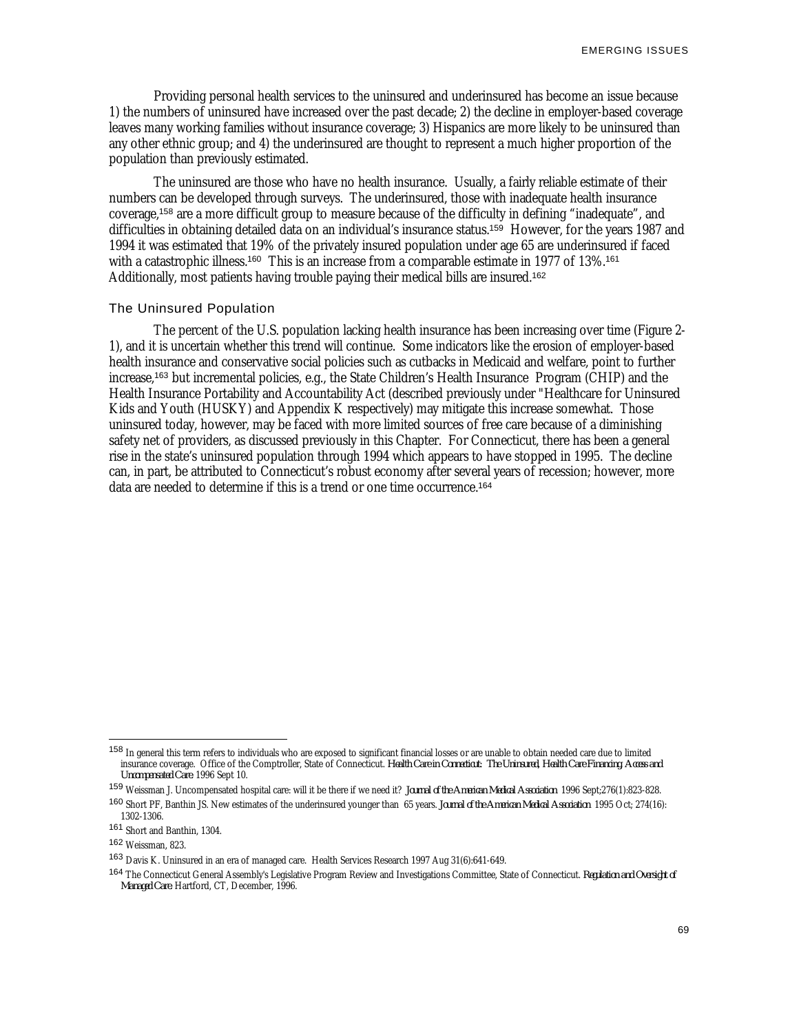Providing personal health services to the uninsured and underinsured has become an issue because 1) the numbers of uninsured have increased over the past decade; 2) the decline in employer-based coverage leaves many working families without insurance coverage; 3) Hispanics are more likely to be uninsured than any other ethnic group; and 4) the underinsured are thought to represent a much higher proportion of the population than previously estimated.

The uninsured are those who have no health insurance. Usually, a fairly reliable estimate of their numbers can be developed through surveys. The underinsured, those with inadequate health insurance coverage,[158] are a more difficult group to measure because of the difficulty in defining "inadequate", and difficulties in obtaining detailed data on an individual's insurance status.[159] However, for the years 1987 and 1994 it was estimated that 19% of the privately insured population under age 65 are underinsured if faced with a catastrophic illness.[160] This is an increase from a comparable estimate in 1977 of 13%.[161] Additionally, most patients having trouble paying their medical bills are insured.[162]

### The Uninsured Population

The percent of the U.S. population lacking health insurance has been increasing over time (Figure 2-1), and it is uncertain whether this trend will continue. Some indicators like the erosion of employer-based health insurance and conservative social policies such as cutbacks in Medicaid and welfare, point to further increase,[163] but incremental policies, e.g., the State Children's Health Insurance Program (CHIP) and the Health Insurance Portability and Accountability Act (described previously under "Healthcare for Uninsured Kids and Youth (HUSKY) and Appendix K respectively) may mitigate this increase somewhat. Those uninsured today, however, may be faced with more limited sources of free care because of a diminishing safety net of providers, as discussed previously in this Chapter. For Connecticut, there has been a general rise in the state's uninsured population through 1994 which appears to have stopped in 1995. The decline can, in part, be attributed to Connecticut's robust economy after several years of recession; however, more data are needed to determine if this is a trend or one time occurrence.[164]

---

[158] In general this term refers to individuals who are exposed to significant financial losses or are unable to obtain needed care due to limited insurance coverage. Office of the Comptroller, State of Connecticut. *Health Care in Connecticut: The Uninsured, Health Care Financing, Access and Uncompensated Care.* 1996 Sept 10.

[159] Weissman J. Uncompensated hospital care: will it be there if we need it? *Journal of the American Medical Association.* 1996 Sept;276(1):823-828.

[160] Short PF, Banthin JS. New estimates of the underinsured younger than 65 years. *Journal of the American Medical Association.* 1995 Oct; 274(16): 1302-1306.

[161] Short and Banthin, 1304.

[162] Weissman, 823.

[163] Davis K. Uninsured in an era of managed care. Health Services Research 1997 Aug 31(6):641-649.

[164] The Connecticut General Assembly's Legislative Program Review and Investigations Committee, State of Connecticut. *Regulation and Oversight of Managed Care.* Hartford, CT, December, 1996.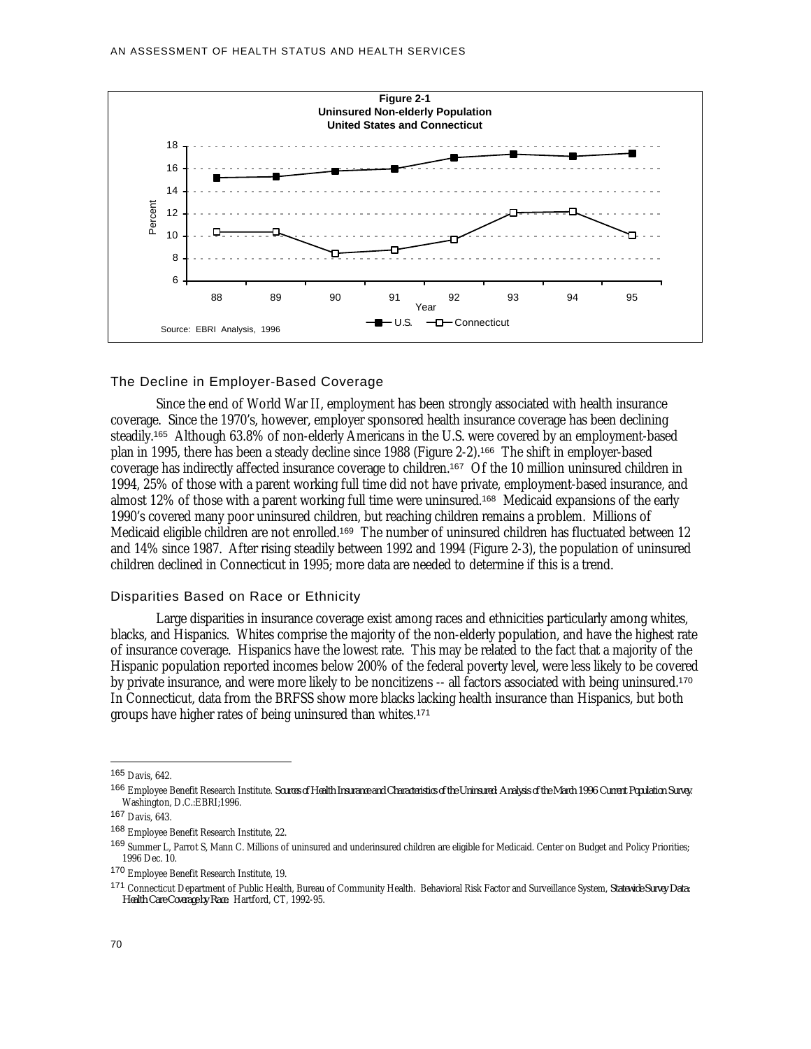**Figure 2-1**
**Uninsured Non-elderly Population**
**United States and Connecticut**

Source: EBRI Analysis, 1996

## The Decline in Employer-Based Coverage

Since the end of World War II, employment has been strongly associated with health insurance coverage. Since the 1970's, however, employer sponsored health insurance coverage has been declining steadily.[165] Although 63.8% of non-elderly Americans in the U.S. were covered by an employment-based plan in 1995, there has been a steady decline since 1988 (Figure 2-2).[166] The shift in employer-based coverage has indirectly affected insurance coverage to children.[167] Of the 10 million uninsured children in 1994, 25% of those with a parent working full time did not have private, employment-based insurance, and almost 12% of those with a parent working full time were uninsured.[168] Medicaid expansions of the early 1990's covered many poor uninsured children, but reaching children remains a problem. Millions of Medicaid eligible children are not enrolled.[169] The number of uninsured children has fluctuated between 12 and 14% since 1987. After rising steadily between 1992 and 1994 (Figure 2-3), the population of uninsured children declined in Connecticut in 1995; more data are needed to determine if this is a trend.

## Disparities Based on Race or Ethnicity

Large disparities in insurance coverage exist among races and ethnicities particularly among whites, blacks, and Hispanics. Whites comprise the majority of the non-elderly population, and have the highest rate of insurance coverage. Hispanics have the lowest rate. This may be related to the fact that a majority of the Hispanic population reported incomes below 200% of the federal poverty level, were less likely to be covered by private insurance, and were more likely to be noncitizens -- all factors associated with being uninsured.[170] In Connecticut, data from the BRFSS show more blacks lacking health insurance than Hispanics, but both groups have higher rates of being uninsured than whites.[171]

---

165 Davis, 642.

166 Employee Benefit Research Institute. *Sources of Health Insurance and Characteristics of the Uninsured: Analysis of the March 1996 Current Population Survey.* Washington, D.C.:EBRI;1996.

167 Davis, 643.

168 Employee Benefit Research Institute, 22.

169 Summer L, Parrot S, Mann C. Millions of uninsured and underinsured children are eligible for Medicaid. Center on Budget and Policy Priorities; 1996 Dec. 10.

170 Employee Benefit Research Institute, 19.

171 Connecticut Department of Public Health, Bureau of Community Health. Behavioral Risk Factor and Surveillance System, *Statewide Survey Data: Health Care Coverage by Race.* Hartford, CT, 1992-95.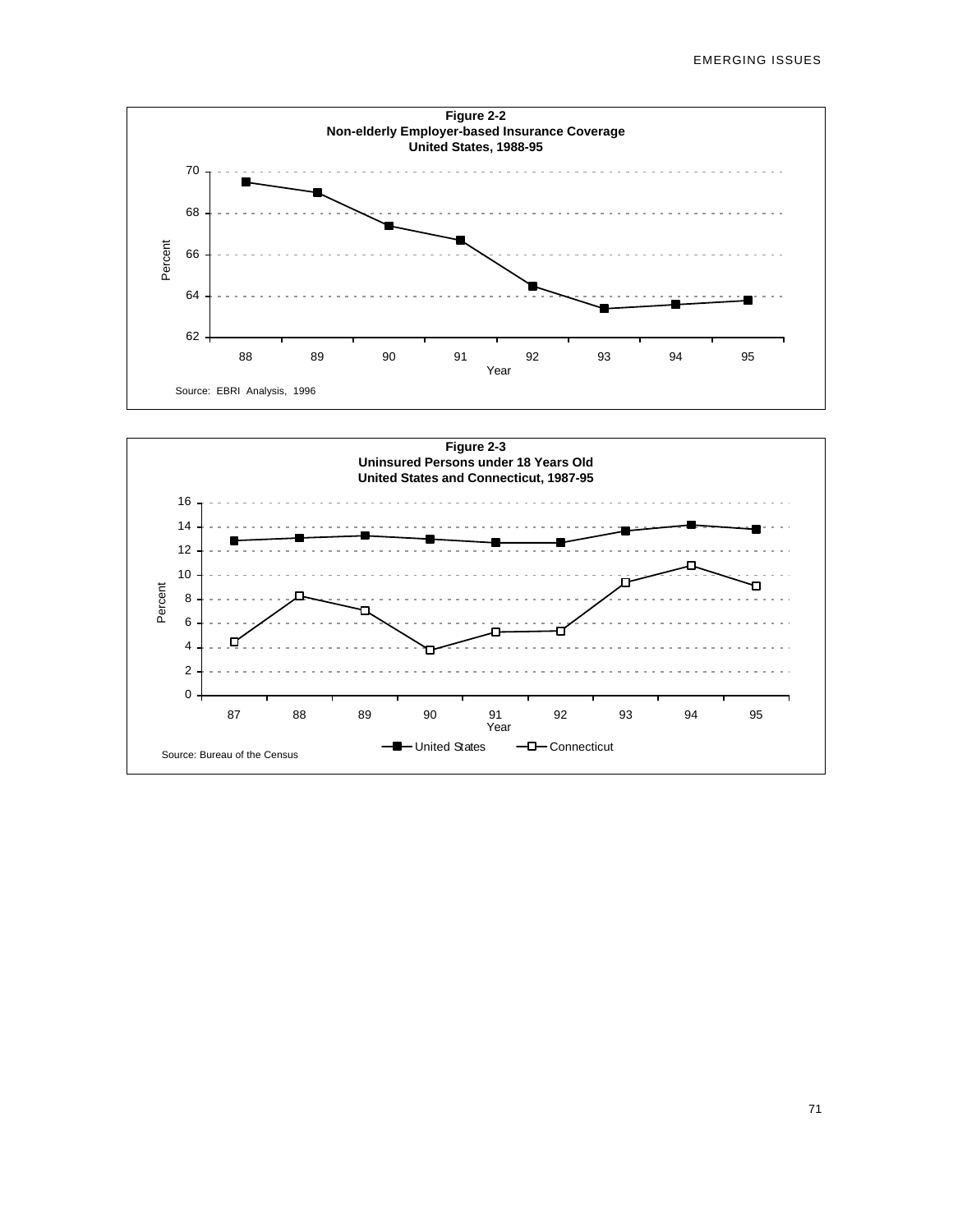**Figure 2-2**
**Non-elderly Employer-based Insurance Coverage**
**United States, 1988-95**

Source: EBRI Analysis, 1996

**Figure 2-3**
**Uninsured Persons under 18 Years Old**
**United States and Connecticut, 1987-95**

Source: Bureau of the Census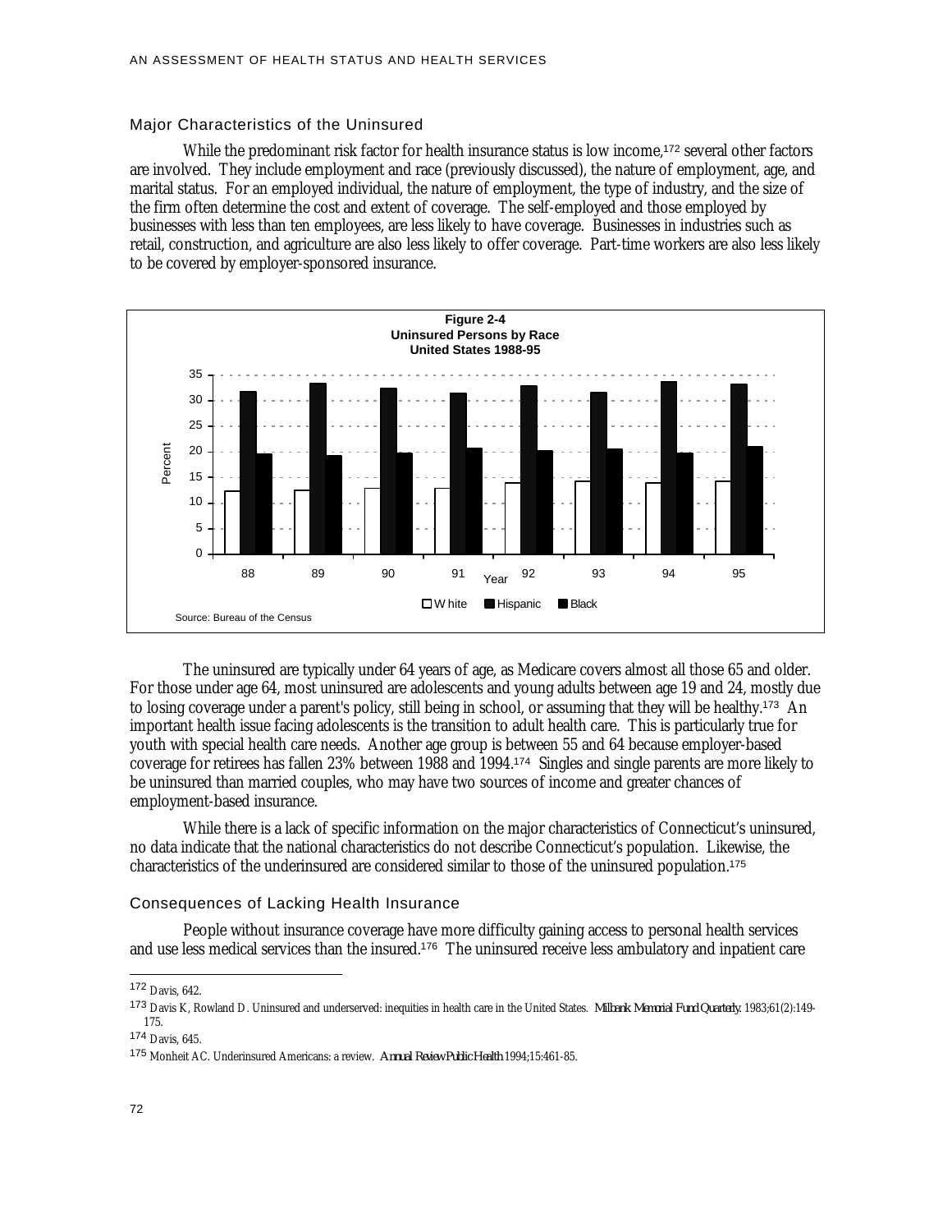## Major Characteristics of the Uninsured

While the predominant risk factor for health insurance status is low income,[172] several other factors are involved. They include employment and race (previously discussed), the nature of employment, age, and marital status. For an employed individual, the nature of employment, the type of industry, and the size of the firm often determine the cost and extent of coverage. The self-employed and those employed by businesses with less than ten employees, are less likely to have coverage. Businesses in industries such as retail, construction, and agriculture are also less likely to offer coverage. Part-time workers are also less likely to be covered by employer-sponsored insurance.

**Figure 2-4**
**Uninsured Persons by Race**
**United States 1988-95**

Source: Bureau of the Census

The uninsured are typically under 64 years of age, as Medicare covers almost all those 65 and older. For those under age 64, most uninsured are adolescents and young adults between age 19 and 24, mostly due to losing coverage under a parent's policy, still being in school, or assuming that they will be healthy.[173] An important health issue facing adolescents is the transition to adult health care. This is particularly true for youth with special health care needs. Another age group is between 55 and 64 because employer-based coverage for retirees has fallen 23% between 1988 and 1994.[174] Singles and single parents are more likely to be uninsured than married couples, who may have two sources of income and greater chances of employment-based insurance.

While there is a lack of specific information on the major characteristics of Connecticut's uninsured, no data indicate that the national characteristics do not describe Connecticut's population. Likewise, the characteristics of the underinsured are considered similar to those of the uninsured population.[175]

## Consequences of Lacking Health Insurance

People without insurance coverage have more difficulty gaining access to personal health services and use less medical services than the insured.[176] The uninsured receive less ambulatory and inpatient care

---

[172] Davis, 642.

[173] Davis K, Rowland D. Uninsured and underserved: inequities in health care in the United States. *Milbank Memorial Fund Quarterly*. 1983;61(2):149-175.

[174] Davis, 645.

[175] Monheit AC. Underinsured Americans: a review. *Annual Review Public Health* 1994;15:461-85.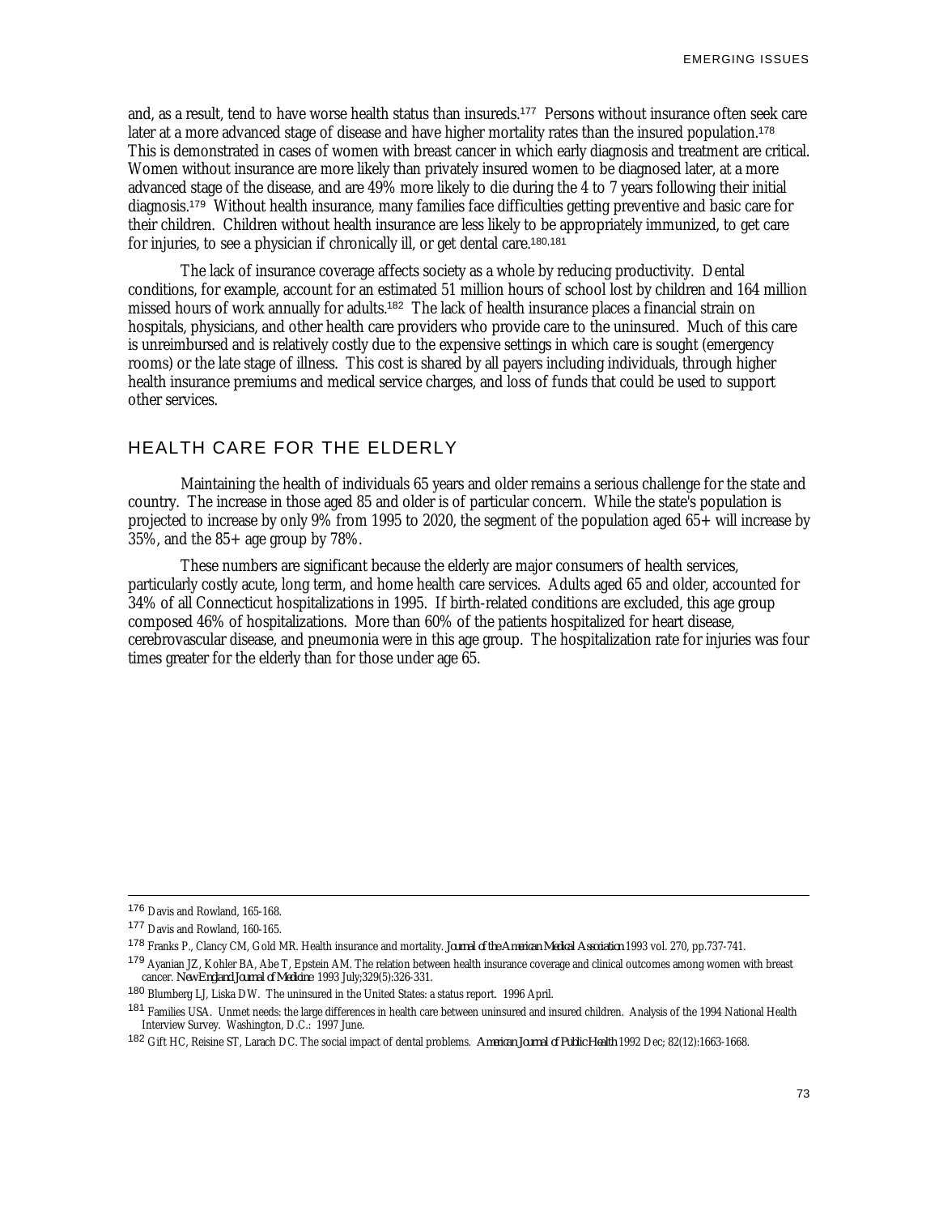and, as a result, tend to have worse health status than insureds.[177] Persons without insurance often seek care later at a more advanced stage of disease and have higher mortality rates than the insured population.[178] This is demonstrated in cases of women with breast cancer in which early diagnosis and treatment are critical. Women without insurance are more likely than privately insured women to be diagnosed later, at a more advanced stage of the disease, and are 49% more likely to die during the 4 to 7 years following their initial diagnosis.[179] Without health insurance, many families face difficulties getting preventive and basic care for their children. Children without health insurance are less likely to be appropriately immunized, to get care for injuries, to see a physician if chronically ill, or get dental care.[180,181]

The lack of insurance coverage affects society as a whole by reducing productivity. Dental conditions, for example, account for an estimated 51 million hours of school lost by children and 164 million missed hours of work annually for adults.[182] The lack of health insurance places a financial strain on hospitals, physicians, and other health care providers who provide care to the uninsured. Much of this care is unreimbursed and is relatively costly due to the expensive settings in which care is sought (emergency rooms) or the late stage of illness. This cost is shared by all payers including individuals, through higher health insurance premiums and medical service charges, and loss of funds that could be used to support other services.

## HEALTH CARE FOR THE ELDERLY

Maintaining the health of individuals 65 years and older remains a serious challenge for the state and country. The increase in those aged 85 and older is of particular concern. While the state's population is projected to increase by only 9% from 1995 to 2020, the segment of the population aged 65+ will increase by 35%, and the 85+ age group by 78%.

These numbers are significant because the elderly are major consumers of health services, particularly costly acute, long term, and home health care services. Adults aged 65 and older, accounted for 34% of all Connecticut hospitalizations in 1995. If birth-related conditions are excluded, this age group composed 46% of hospitalizations. More than 60% of the patients hospitalized for heart disease, cerebrovascular disease, and pneumonia were in this age group. The hospitalization rate for injuries was four times greater for the elderly than for those under age 65.

---

[176] Davis and Rowland, 165-168.

[177] Davis and Rowland, 160-165.

[178] Franks P., Clancy CM, Gold MR. Health insurance and mortality. *Journal of the American Medical Association* 1993 vol. 270, pp.737-741.

[179] Ayanian JZ, Kohler BA, Abe T, Epstein AM. The relation between health insurance coverage and clinical outcomes among women with breast cancer. *New England Journal of Medicine* 1993 July;329(5):326-331.

[180] Blumberg LJ, Liska DW. The uninsured in the United States: a status report. 1996 April.

[181] Families USA. Unmet needs: the large differences in health care between uninsured and insured children. Analysis of the 1994 National Health Interview Survey. Washington, D.C.: 1997 June.

[182] Gift HC, Reisine ST, Larach DC. The social impact of dental problems. *American Journal of Public Health* 1992 Dec; 82(12):1663-1668.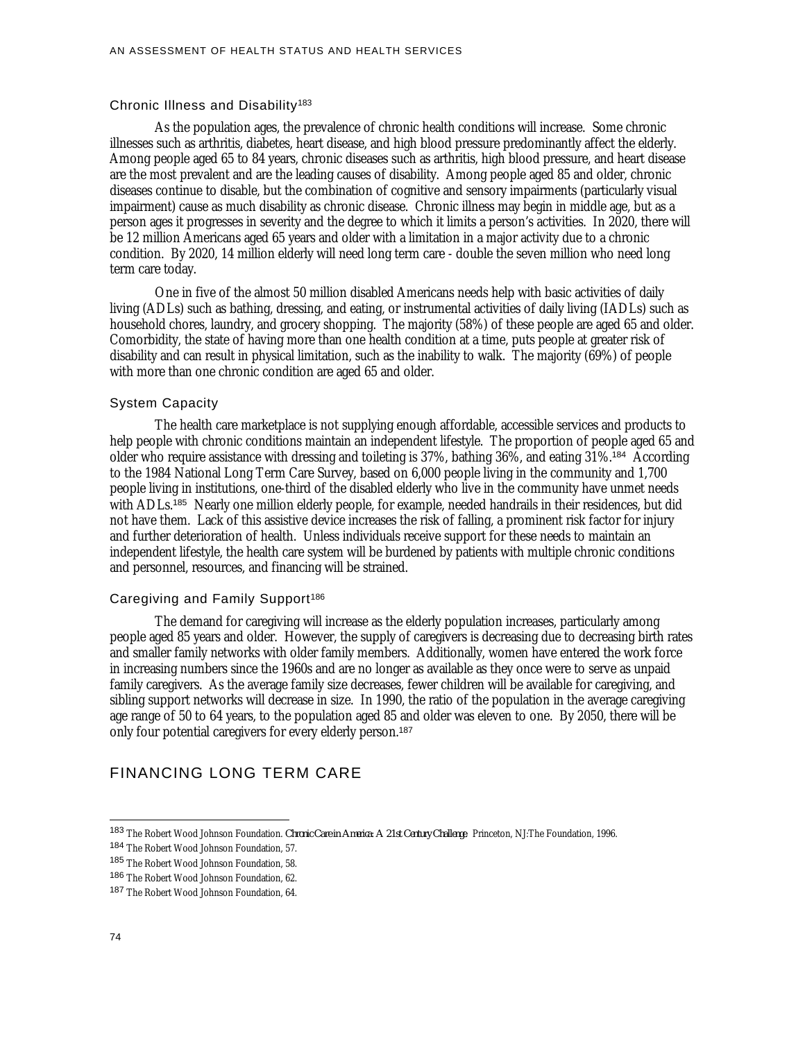### Chronic Illness and Disability[183]

As the population ages, the prevalence of chronic health conditions will increase. Some chronic illnesses such as arthritis, diabetes, heart disease, and high blood pressure predominantly affect the elderly. Among people aged 65 to 84 years, chronic diseases such as arthritis, high blood pressure, and heart disease are the most prevalent and are the leading causes of disability. Among people aged 85 and older, chronic diseases continue to disable, but the combination of cognitive and sensory impairments (particularly visual impairment) cause as much disability as chronic disease. Chronic illness may begin in middle age, but as a person ages it progresses in severity and the degree to which it limits a person's activities. In 2020, there will be 12 million Americans aged 65 years and older with a limitation in a major activity due to a chronic condition. By 2020, 14 million elderly will need long term care - double the seven million who need long term care today.

One in five of the almost 50 million disabled Americans needs help with basic activities of daily living (ADLs) such as bathing, dressing, and eating, or instrumental activities of daily living (IADLs) such as household chores, laundry, and grocery shopping. The majority (58%) of these people are aged 65 and older. Comorbidity, the state of having more than one health condition at a time, puts people at greater risk of disability and can result in physical limitation, such as the inability to walk. The majority (69%) of people with more than one chronic condition are aged 65 and older.

### System Capacity

The health care marketplace is not supplying enough affordable, accessible services and products to help people with chronic conditions maintain an independent lifestyle. The proportion of people aged 65 and older who require assistance with dressing and toileting is 37%, bathing 36%, and eating 31%.[184] According to the 1984 National Long Term Care Survey, based on 6,000 people living in the community and 1,700 people living in institutions, one-third of the disabled elderly who live in the community have unmet needs with ADLs.[185] Nearly one million elderly people, for example, needed handrails in their residences, but did not have them. Lack of this assistive device increases the risk of falling, a prominent risk factor for injury and further deterioration of health. Unless individuals receive support for these needs to maintain an independent lifestyle, the health care system will be burdened by patients with multiple chronic conditions and personnel, resources, and financing will be strained.

### Caregiving and Family Support[186]

The demand for caregiving will increase as the elderly population increases, particularly among people aged 85 years and older. However, the supply of caregivers is decreasing due to decreasing birth rates and smaller family networks with older family members. Additionally, women have entered the work force in increasing numbers since the 1960s and are no longer as available as they once were to serve as unpaid family caregivers. As the average family size decreases, fewer children will be available for caregiving, and sibling support networks will decrease in size. In 1990, the ratio of the population in the average caregiving age range of 50 to 64 years, to the population aged 85 and older was eleven to one. By 2050, there will be only four potential caregivers for every elderly person.[187]

## FINANCING LONG TERM CARE

---

[183] The Robert Wood Johnson Foundation. *Chronic Care in America: A 21st Century Challenge*. Princeton, NJ:The Foundation, 1996.

[184] The Robert Wood Johnson Foundation, 57.

[185] The Robert Wood Johnson Foundation, 58.

[186] The Robert Wood Johnson Foundation, 62.

[187] The Robert Wood Johnson Foundation, 64.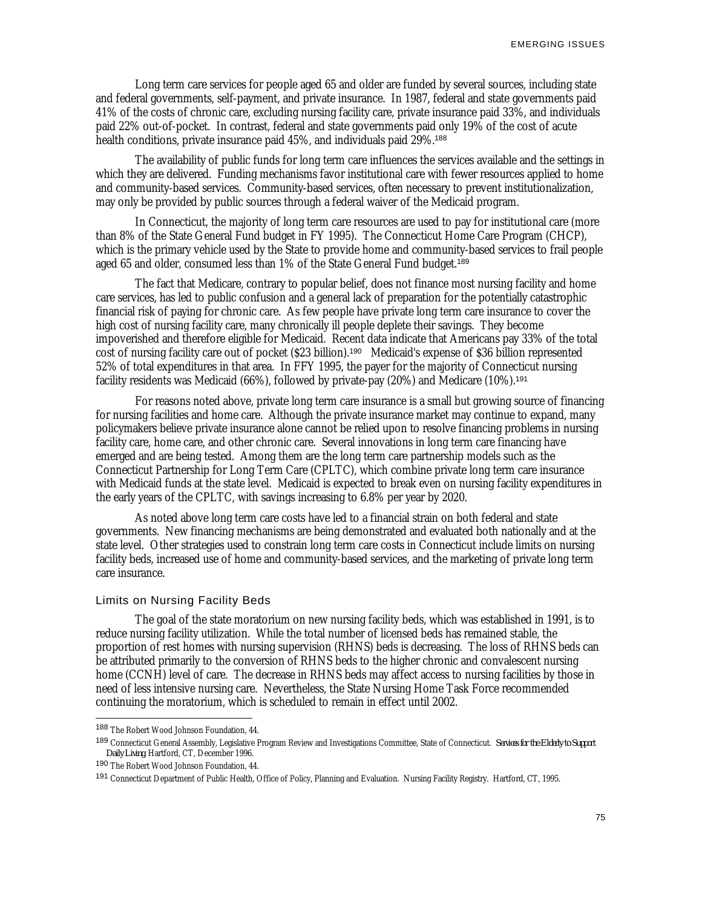Long term care services for people aged 65 and older are funded by several sources, including state and federal governments, self-payment, and private insurance. In 1987, federal and state governments paid 41% of the costs of chronic care, excluding nursing facility care, private insurance paid 33%, and individuals paid 22% out-of-pocket. In contrast, federal and state governments paid only 19% of the cost of acute health conditions, private insurance paid 45%, and individuals paid 29%.[188]

The availability of public funds for long term care influences the services available and the settings in which they are delivered. Funding mechanisms favor institutional care with fewer resources applied to home and community-based services. Community-based services, often necessary to prevent institutionalization, may only be provided by public sources through a federal waiver of the Medicaid program.

In Connecticut, the majority of long term care resources are used to pay for institutional care (more than 8% of the State General Fund budget in FY 1995). The Connecticut Home Care Program (CHCP), which is the primary vehicle used by the State to provide home and community-based services to frail people aged 65 and older, consumed less than 1% of the State General Fund budget.[189]

The fact that Medicare, contrary to popular belief, does not finance most nursing facility and home care services, has led to public confusion and a general lack of preparation for the potentially catastrophic financial risk of paying for chronic care. As few people have private long term care insurance to cover the high cost of nursing facility care, many chronically ill people deplete their savings. They become impoverished and therefore eligible for Medicaid. Recent data indicate that Americans pay 33% of the total cost of nursing facility care out of pocket ($23 billion).[190] Medicaid's expense of $36 billion represented 52% of total expenditures in that area. In FFY 1995, the payer for the majority of Connecticut nursing facility residents was Medicaid (66%), followed by private-pay (20%) and Medicare (10%).[191]

For reasons noted above, private long term care insurance is a small but growing source of financing for nursing facilities and home care. Although the private insurance market may continue to expand, many policymakers believe private insurance alone cannot be relied upon to resolve financing problems in nursing facility care, home care, and other chronic care. Several innovations in long term care financing have emerged and are being tested. Among them are the long term care partnership models such as the Connecticut Partnership for Long Term Care (CPLTC), which combine private long term care insurance with Medicaid funds at the state level. Medicaid is expected to break even on nursing facility expenditures in the early years of the CPLTC, with savings increasing to 6.8% per year by 2020.

As noted above long term care costs have led to a financial strain on both federal and state governments. New financing mechanisms are being demonstrated and evaluated both nationally and at the state level. Other strategies used to constrain long term care costs in Connecticut include limits on nursing facility beds, increased use of home and community-based services, and the marketing of private long term care insurance.

### Limits on Nursing Facility Beds

The goal of the state moratorium on new nursing facility beds, which was established in 1991, is to reduce nursing facility utilization. While the total number of licensed beds has remained stable, the proportion of rest homes with nursing supervision (RHNS) beds is decreasing. The loss of RHNS beds can be attributed primarily to the conversion of RHNS beds to the higher chronic and convalescent nursing home (CCNH) level of care. The decrease in RHNS beds may affect access to nursing facilities by those in need of less intensive nursing care. Nevertheless, the State Nursing Home Task Force recommended continuing the moratorium, which is scheduled to remain in effect until 2002.

---

[188] The Robert Wood Johnson Foundation, 44.

[189] Connecticut General Assembly, Legislative Program Review and Investigations Committee, State of Connecticut. *Services for the Elderly to Support Daily Living.* Hartford, CT, December 1996.

[190] The Robert Wood Johnson Foundation, 44.

[191] Connecticut Department of Public Health, Office of Policy, Planning and Evaluation. Nursing Facility Registry. Hartford, CT, 1995.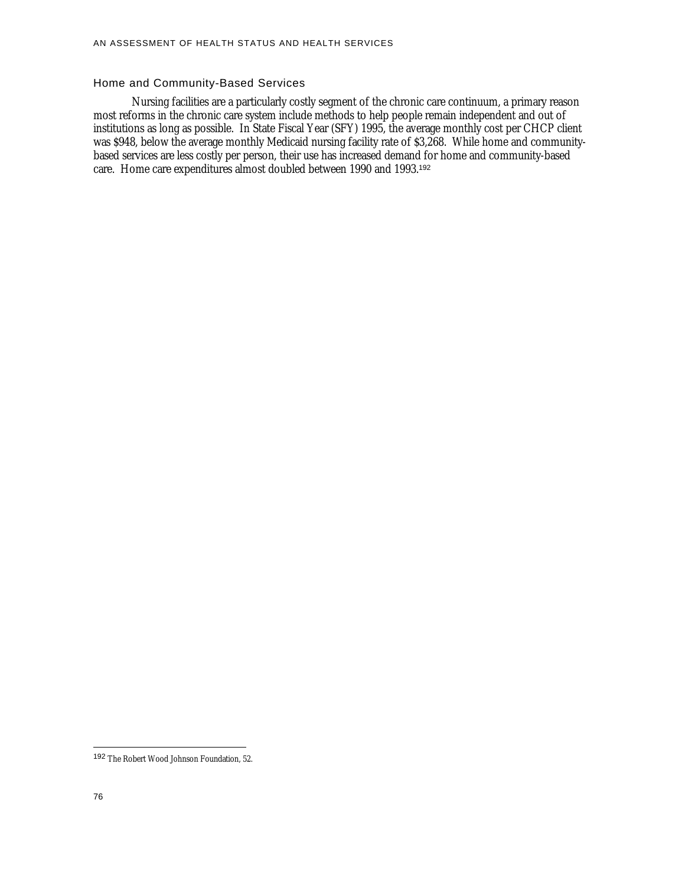## Home and Community-Based Services

Nursing facilities are a particularly costly segment of the chronic care continuum, a primary reason most reforms in the chronic care system include methods to help people remain independent and out of institutions as long as possible. In State Fiscal Year (SFY) 1995, the average monthly cost per CHCP client was $948, below the average monthly Medicaid nursing facility rate of $3,268. While home and community-based services are less costly per person, their use has increased demand for home and community-based care. Home care expenditures almost doubled between 1990 and 1993.[192]

---

[192] The Robert Wood Johnson Foundation, 52.